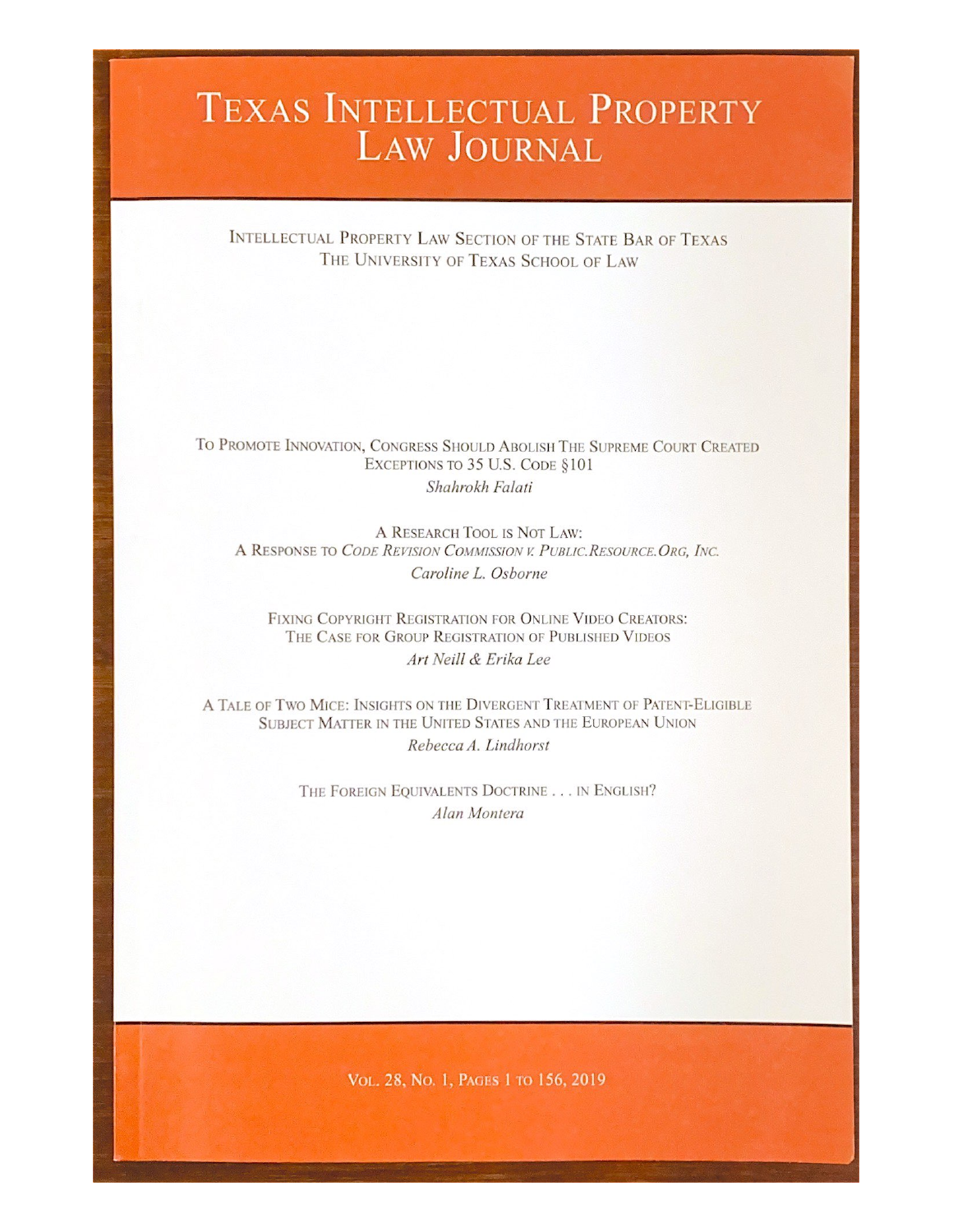# Texas Intellectual Property Law Journal

Intellectual Property Law Section of the State Bar of Texas
The University of Texas School of Law

To Promote Innovation, Congress Should Abolish The Supreme Court Created Exceptions to 35 U.S. Code §101
*Shahrokh Falati*

A Research Tool is Not Law:
A Response to *Code Revision Commission v. Public.Resource.Org, Inc.*
*Caroline L. Osborne*

Fixing Copyright Registration for Online Video Creators:
The Case for Group Registration of Published Videos
*Art Neill & Erika Lee*

A Tale of Two Mice: Insights on the Divergent Treatment of Patent-Eligible Subject Matter in the United States and the European Union
*Rebecca A. Lindhorst*

The Foreign Equivalents Doctrine . . . in English?
*Alan Montera*

Vol. 28, No. 1, Pages 1 to 156, 2019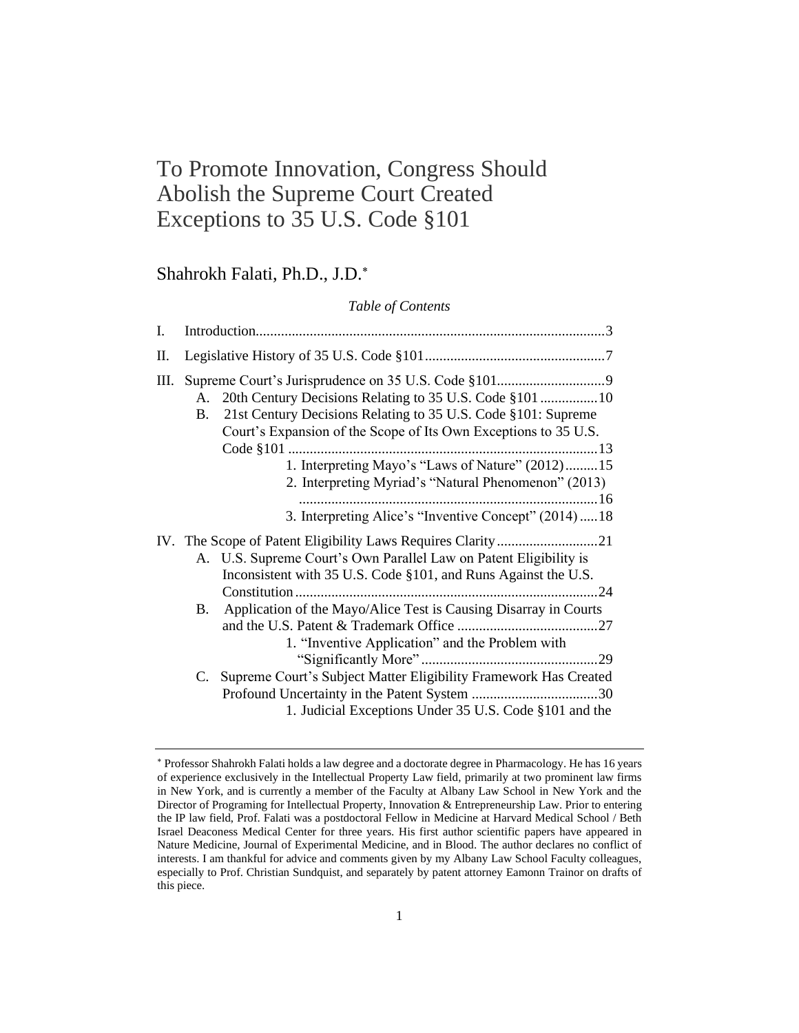# To Promote Innovation, Congress Should Abolish the Supreme Court Created Exceptions to 35 U.S. Code §101

## Shahrokh Falati, Ph.D., J.D.*

*Table of Contents*

I. Introduction................................................................................................3

II. Legislative History of 35 U.S. Code §101..................................................7

III. Supreme Court's Jurisprudence on 35 U.S. Code §101..............................9
  - A. 20th Century Decisions Relating to 35 U.S. Code §101................10
  - B. 21st Century Decisions Relating to 35 U.S. Code §101: Supreme Court's Expansion of the Scope of Its Own Exceptions to 35 U.S. Code §101.....................................................................................13
    - 1. Interpreting Mayo's "Laws of Nature" (2012).........15
    - 2. Interpreting Myriad's "Natural Phenomenon" (2013)..................................................................................16
    - 3. Interpreting Alice's "Inventive Concept" (2014).....18

IV. The Scope of Patent Eligibility Laws Requires Clarity............................21
  - A. U.S. Supreme Court's Own Parallel Law on Patent Eligibility is Inconsistent with 35 U.S. Code §101, and Runs Against the U.S. Constitution...................................................................................24
  - B. Application of the Mayo/Alice Test is Causing Disarray in Courts and the U.S. Patent & Trademark Office .......................................27
    - 1. "Inventive Application" and the Problem with "Significantly More".................................................29
  - C. Supreme Court's Subject Matter Eligibility Framework Has Created Profound Uncertainty in the Patent System ...................................30
    - 1. Judicial Exceptions Under 35 U.S. Code §101 and the

---

* Professor Shahrokh Falati holds a law degree and a doctorate degree in Pharmacology. He has 16 years of experience exclusively in the Intellectual Property Law field, primarily at two prominent law firms in New York, and is currently a member of the Faculty at Albany Law School in New York and the Director of Programing for Intellectual Property, Innovation & Entrepreneurship Law. Prior to entering the IP law field, Prof. Falati was a postdoctoral Fellow in Medicine at Harvard Medical School / Beth Israel Deaconess Medical Center for three years. His first author scientific papers have appeared in Nature Medicine, Journal of Experimental Medicine, and in Blood. The author declares no conflict of interests. I am thankful for advice and comments given by my Albany Law School Faculty colleagues, especially to Prof. Christian Sundquist, and separately by patent attorney Eamonn Trainor on drafts of this piece.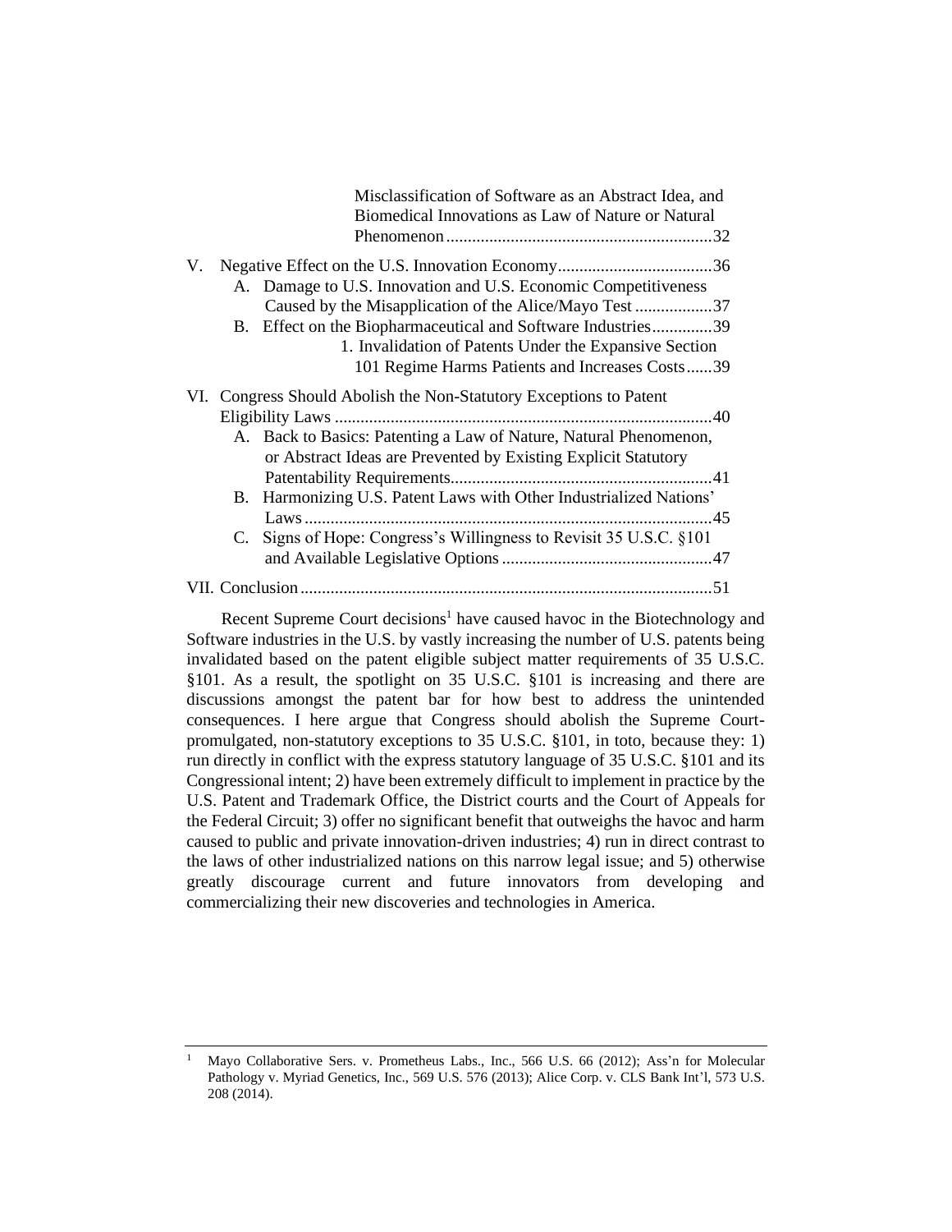Misclassification of Software as an Abstract Idea, and Biomedical Innovations as Law of Nature or Natural Phenomenon..............................................................32

V. Negative Effect on the U.S. Innovation Economy....................................36
   A. Damage to U.S. Innovation and U.S. Economic Competitiveness Caused by the Misapplication of the Alice/Mayo Test ..................37
   B. Effect on the Biopharmaceutical and Software Industries..............39
      1. Invalidation of Patents Under the Expansive Section 101 Regime Harms Patients and Increases Costs......39

VI. Congress Should Abolish the Non-Statutory Exceptions to Patent Eligibility Laws ........................................................................................40
   A. Back to Basics: Patenting a Law of Nature, Natural Phenomenon, or Abstract Ideas are Prevented by Existing Explicit Statutory Patentability Requirements.............................................................41
   B. Harmonizing U.S. Patent Laws with Other Industrialized Nations' Laws ...............................................................................................45
   C. Signs of Hope: Congress's Willingness to Revisit 35 U.S.C. §101 and Available Legislative Options .................................................47

VII. Conclusion................................................................................................51

Recent Supreme Court decisions[1] have caused havoc in the Biotechnology and Software industries in the U.S. by vastly increasing the number of U.S. patents being invalidated based on the patent eligible subject matter requirements of 35 U.S.C. §101. As a result, the spotlight on 35 U.S.C. §101 is increasing and there are discussions amongst the patent bar for how best to address the unintended consequences. I here argue that Congress should abolish the Supreme Court-promulgated, non-statutory exceptions to 35 U.S.C. §101, in toto, because they: 1) run directly in conflict with the express statutory language of 35 U.S.C. §101 and its Congressional intent; 2) have been extremely difficult to implement in practice by the U.S. Patent and Trademark Office, the District courts and the Court of Appeals for the Federal Circuit; 3) offer no significant benefit that outweighs the havoc and harm caused to public and private innovation-driven industries; 4) run in direct contrast to the laws of other industrialized nations on this narrow legal issue; and 5) otherwise greatly discourage current and future innovators from developing and commercializing their new discoveries and technologies in America.

---

[1] Mayo Collaborative Sers. v. Prometheus Labs., Inc., 566 U.S. 66 (2012); Ass'n for Molecular Pathology v. Myriad Genetics, Inc., 569 U.S. 576 (2013); Alice Corp. v. CLS Bank Int'l, 573 U.S. 208 (2014).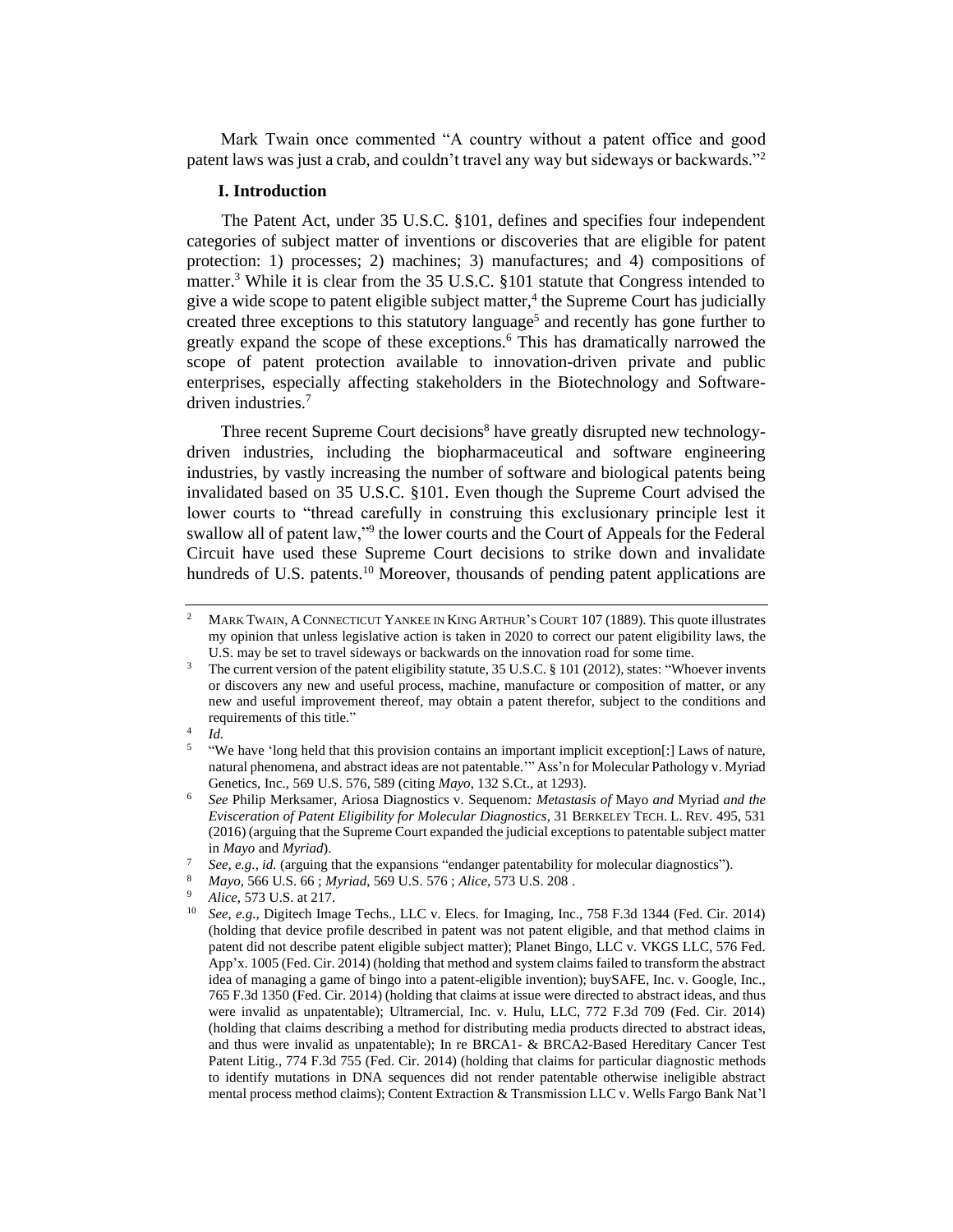Mark Twain once commented "A country without a patent office and good patent laws was just a crab, and couldn't travel any way but sideways or backwards."[2]

## I. Introduction

The Patent Act, under 35 U.S.C. §101, defines and specifies four independent categories of subject matter of inventions or discoveries that are eligible for patent protection: 1) processes; 2) machines; 3) manufactures; and 4) compositions of matter.[3] While it is clear from the 35 U.S.C. §101 statute that Congress intended to give a wide scope to patent eligible subject matter,[4] the Supreme Court has judicially created three exceptions to this statutory language[5] and recently has gone further to greatly expand the scope of these exceptions.[6] This has dramatically narrowed the scope of patent protection available to innovation-driven private and public enterprises, especially affecting stakeholders in the Biotechnology and Software-driven industries.[7]

Three recent Supreme Court decisions[8] have greatly disrupted new technology-driven industries, including the biopharmaceutical and software engineering industries, by vastly increasing the number of software and biological patents being invalidated based on 35 U.S.C. §101. Even though the Supreme Court advised the lower courts to "thread carefully in construing this exclusionary principle lest it swallow all of patent law,"[9] the lower courts and the Court of Appeals for the Federal Circuit have used these Supreme Court decisions to strike down and invalidate hundreds of U.S. patents.[10] Moreover, thousands of pending patent applications are

---

[2] MARK TWAIN, A CONNECTICUT YANKEE IN KING ARTHUR'S COURT 107 (1889). This quote illustrates my opinion that unless legislative action is taken in 2020 to correct our patent eligibility laws, the U.S. may be set to travel sideways or backwards on the innovation road for some time.

[3] The current version of the patent eligibility statute, 35 U.S.C. § 101 (2012), states: "Whoever invents or discovers any new and useful process, machine, manufacture or composition of matter, or any new and useful improvement thereof, may obtain a patent therefor, subject to the conditions and requirements of this title."

[4] *Id.*

[5] "We have 'long held that this provision contains an important implicit exception[:] Laws of nature, natural phenomena, and abstract ideas are not patentable.'" Ass'n for Molecular Pathology v. Myriad Genetics, Inc., 569 U.S. 576, 589 (citing *Mayo*, 132 S.Ct., at 1293).

[6] *See* Philip Merksamer, Ariosa Diagnostics v. Sequenom*: Metastasis of* Mayo *and* Myriad *and the Evisceration of Patent Eligibility for Molecular Diagnostics*, 31 BERKELEY TECH. L. REV. 495, 531 (2016) (arguing that the Supreme Court expanded the judicial exceptions to patentable subject matter in *Mayo* and *Myriad*).

[7] *See, e.g., id.* (arguing that the expansions "endanger patentability for molecular diagnostics").

[8] *Mayo*, 566 U.S. 66 ; *Myriad*, 569 U.S. 576 ; *Alice*, 573 U.S. 208 .

[9] *Alice*, 573 U.S. at 217.

[10] *See, e.g.*, Digitech Image Techs., LLC v. Elecs. for Imaging, Inc., 758 F.3d 1344 (Fed. Cir. 2014) (holding that device profile described in patent was not patent eligible, and that method claims in patent did not describe patent eligible subject matter); Planet Bingo, LLC v. VKGS LLC, 576 Fed. App'x. 1005 (Fed. Cir. 2014) (holding that method and system claims failed to transform the abstract idea of managing a game of bingo into a patent-eligible invention); buySAFE, Inc. v. Google, Inc., 765 F.3d 1350 (Fed. Cir. 2014) (holding that claims at issue were directed to abstract ideas, and thus were invalid as unpatentable); Ultramercial, Inc. v. Hulu, LLC, 772 F.3d 709 (Fed. Cir. 2014) (holding that claims describing a method for distributing media products directed to abstract ideas, and thus were invalid as unpatentable); In re BRCA1- & BRCA2-Based Hereditary Cancer Test Patent Litig., 774 F.3d 755 (Fed. Cir. 2014) (holding that claims for particular diagnostic methods to identify mutations in DNA sequences did not render patentable otherwise ineligible abstract mental process method claims); Content Extraction & Transmission LLC v. Wells Fargo Bank Nat'l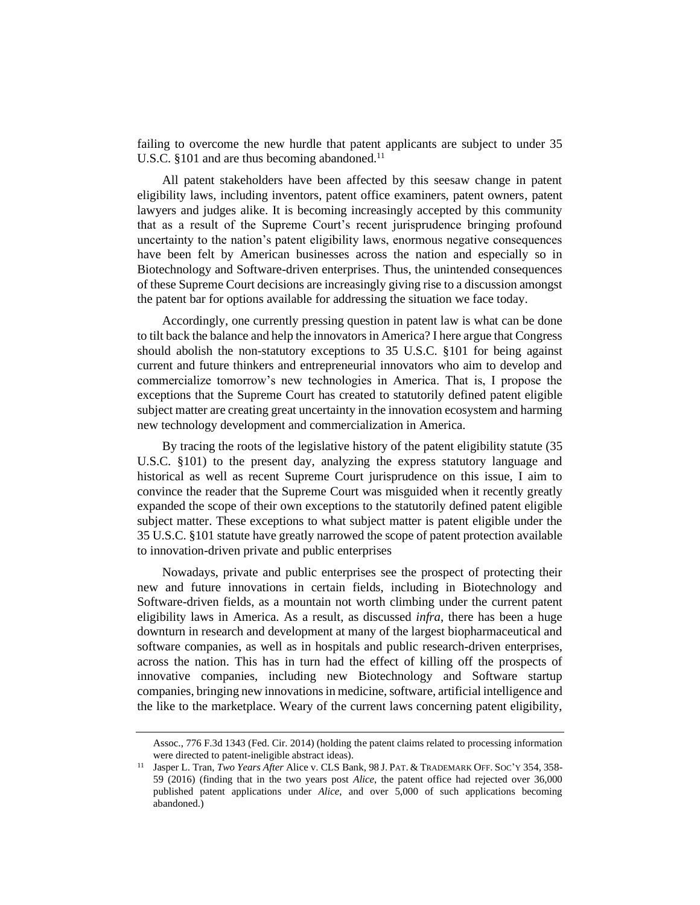failing to overcome the new hurdle that patent applicants are subject to under 35 U.S.C. §101 and are thus becoming abandoned.[11]

All patent stakeholders have been affected by this seesaw change in patent eligibility laws, including inventors, patent office examiners, patent owners, patent lawyers and judges alike. It is becoming increasingly accepted by this community that as a result of the Supreme Court's recent jurisprudence bringing profound uncertainty to the nation's patent eligibility laws, enormous negative consequences have been felt by American businesses across the nation and especially so in Biotechnology and Software-driven enterprises. Thus, the unintended consequences of these Supreme Court decisions are increasingly giving rise to a discussion amongst the patent bar for options available for addressing the situation we face today.

Accordingly, one currently pressing question in patent law is what can be done to tilt back the balance and help the innovators in America? I here argue that Congress should abolish the non-statutory exceptions to 35 U.S.C. §101 for being against current and future thinkers and entrepreneurial innovators who aim to develop and commercialize tomorrow's new technologies in America. That is, I propose the exceptions that the Supreme Court has created to statutorily defined patent eligible subject matter are creating great uncertainty in the innovation ecosystem and harming new technology development and commercialization in America.

By tracing the roots of the legislative history of the patent eligibility statute (35 U.S.C. §101) to the present day, analyzing the express statutory language and historical as well as recent Supreme Court jurisprudence on this issue, I aim to convince the reader that the Supreme Court was misguided when it recently greatly expanded the scope of their own exceptions to the statutorily defined patent eligible subject matter. These exceptions to what subject matter is patent eligible under the 35 U.S.C. §101 statute have greatly narrowed the scope of patent protection available to innovation-driven private and public enterprises

Nowadays, private and public enterprises see the prospect of protecting their new and future innovations in certain fields, including in Biotechnology and Software-driven fields, as a mountain not worth climbing under the current patent eligibility laws in America. As a result, as discussed *infra*, there has been a huge downturn in research and development at many of the largest biopharmaceutical and software companies, as well as in hospitals and public research-driven enterprises, across the nation. This has in turn had the effect of killing off the prospects of innovative companies, including new Biotechnology and Software startup companies, bringing new innovations in medicine, software, artificial intelligence and the like to the marketplace. Weary of the current laws concerning patent eligibility,

---

Assoc., 776 F.3d 1343 (Fed. Cir. 2014) (holding the patent claims related to processing information were directed to patent-ineligible abstract ideas).

[11] Jasper L. Tran, *Two Years After* Alice v. CLS Bank, 98 J. PAT. & TRADEMARK OFF. SOC'Y 354, 358-59 (2016) (finding that in the two years post *Alice*, the patent office had rejected over 36,000 published patent applications under *Alice*, and over 5,000 of such applications becoming abandoned.)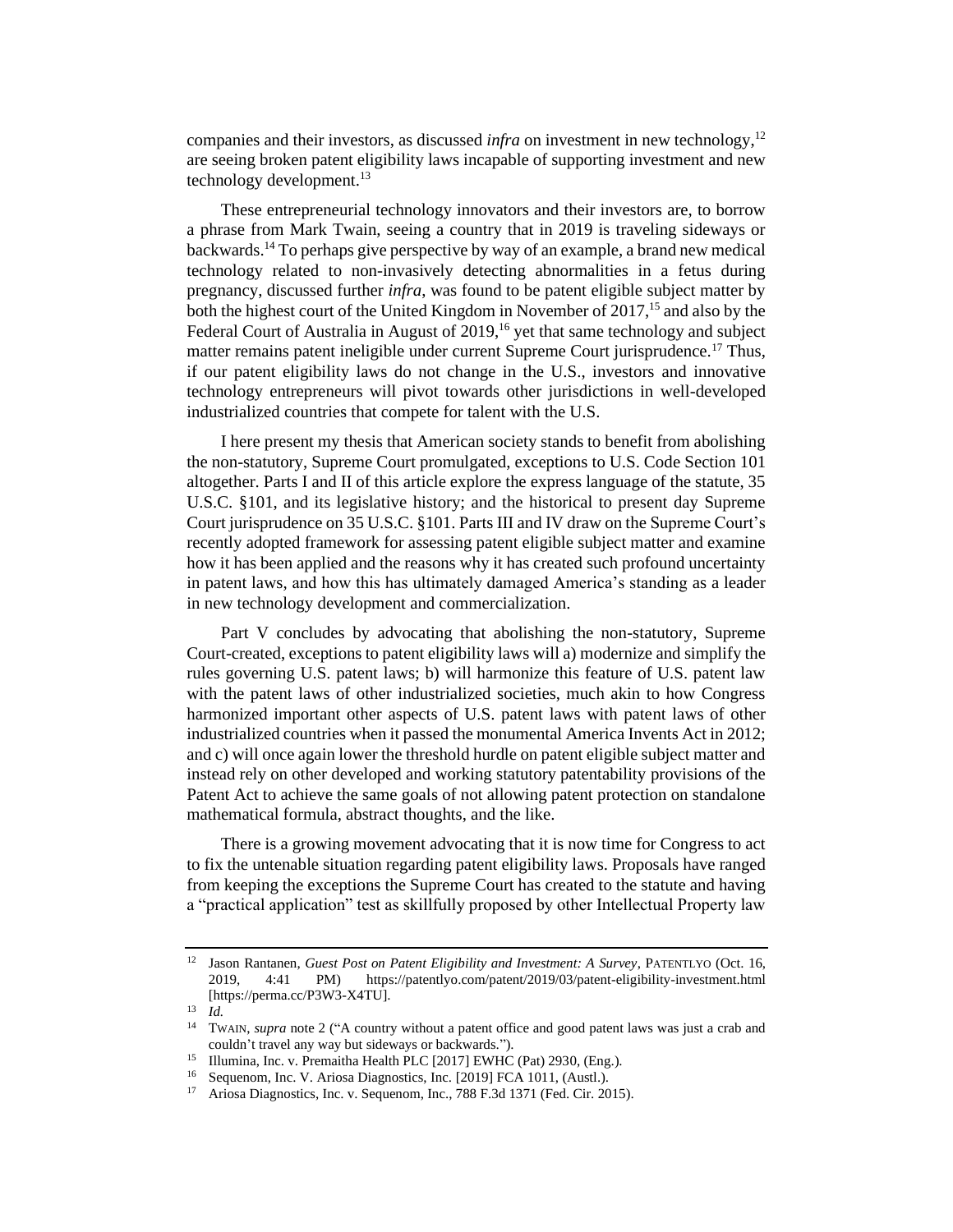companies and their investors, as discussed *infra* on investment in new technology,[12] are seeing broken patent eligibility laws incapable of supporting investment and new technology development.[13]

These entrepreneurial technology innovators and their investors are, to borrow a phrase from Mark Twain, seeing a country that in 2019 is traveling sideways or backwards.[14] To perhaps give perspective by way of an example, a brand new medical technology related to non-invasively detecting abnormalities in a fetus during pregnancy, discussed further *infra*, was found to be patent eligible subject matter by both the highest court of the United Kingdom in November of 2017,[15] and also by the Federal Court of Australia in August of 2019,[16] yet that same technology and subject matter remains patent ineligible under current Supreme Court jurisprudence.[17] Thus, if our patent eligibility laws do not change in the U.S., investors and innovative technology entrepreneurs will pivot towards other jurisdictions in well-developed industrialized countries that compete for talent with the U.S.

I here present my thesis that American society stands to benefit from abolishing the non-statutory, Supreme Court promulgated, exceptions to U.S. Code Section 101 altogether. Parts I and II of this article explore the express language of the statute, 35 U.S.C. §101, and its legislative history; and the historical to present day Supreme Court jurisprudence on 35 U.S.C. §101. Parts III and IV draw on the Supreme Court's recently adopted framework for assessing patent eligible subject matter and examine how it has been applied and the reasons why it has created such profound uncertainty in patent laws, and how this has ultimately damaged America's standing as a leader in new technology development and commercialization.

Part V concludes by advocating that abolishing the non-statutory, Supreme Court-created, exceptions to patent eligibility laws will a) modernize and simplify the rules governing U.S. patent laws; b) will harmonize this feature of U.S. patent law with the patent laws of other industrialized societies, much akin to how Congress harmonized important other aspects of U.S. patent laws with patent laws of other industrialized countries when it passed the monumental America Invents Act in 2012; and c) will once again lower the threshold hurdle on patent eligible subject matter and instead rely on other developed and working statutory patentability provisions of the Patent Act to achieve the same goals of not allowing patent protection on standalone mathematical formula, abstract thoughts, and the like.

There is a growing movement advocating that it is now time for Congress to act to fix the untenable situation regarding patent eligibility laws. Proposals have ranged from keeping the exceptions the Supreme Court has created to the statute and having a "practical application" test as skillfully proposed by other Intellectual Property law

---

[12] Jason Rantanen, *Guest Post on Patent Eligibility and Investment: A Survey*, PATENTLYO (Oct. 16, 2019, 4:41 PM) https://patentlyo.com/patent/2019/03/patent-eligibility-investment.html [https://perma.cc/P3W3-X4TU].

[13] *Id.*

[14] TWAIN, *supra* note 2 ("A country without a patent office and good patent laws was just a crab and couldn't travel any way but sideways or backwards.").

[15] Illumina, Inc. v. Premaitha Health PLC [2017] EWHC (Pat) 2930, (Eng.).

[16] Sequenom, Inc. V. Ariosa Diagnostics, Inc. [2019] FCA 1011, (Austl.).

[17] Ariosa Diagnostics, Inc. v. Sequenom, Inc., 788 F.3d 1371 (Fed. Cir. 2015).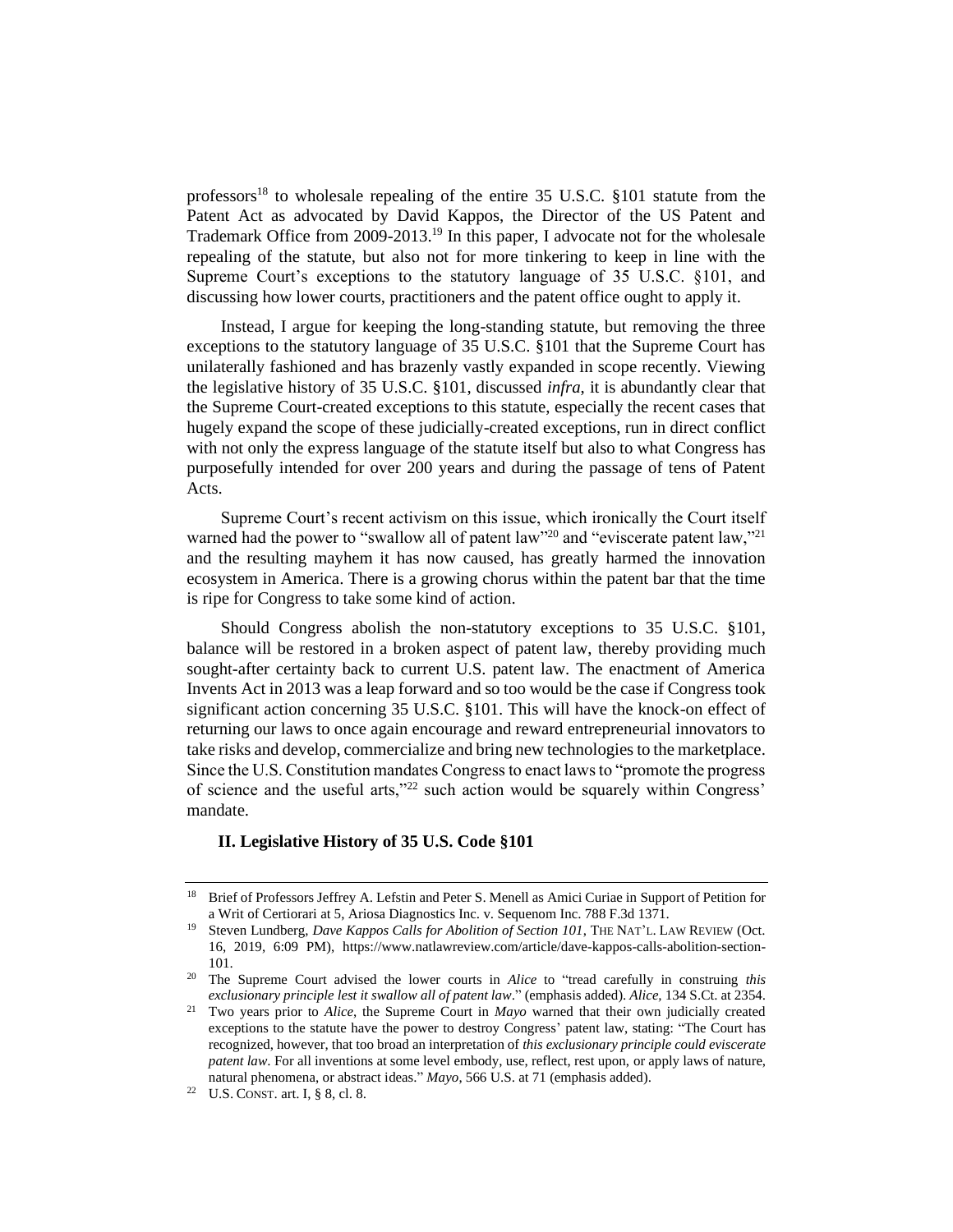professors[18] to wholesale repealing of the entire 35 U.S.C. §101 statute from the Patent Act as advocated by David Kappos, the Director of the US Patent and Trademark Office from 2009-2013.[19] In this paper, I advocate not for the wholesale repealing of the statute, but also not for more tinkering to keep in line with the Supreme Court's exceptions to the statutory language of 35 U.S.C. §101, and discussing how lower courts, practitioners and the patent office ought to apply it.

Instead, I argue for keeping the long-standing statute, but removing the three exceptions to the statutory language of 35 U.S.C. §101 that the Supreme Court has unilaterally fashioned and has brazenly vastly expanded in scope recently. Viewing the legislative history of 35 U.S.C. §101, discussed *infra*, it is abundantly clear that the Supreme Court-created exceptions to this statute, especially the recent cases that hugely expand the scope of these judicially-created exceptions, run in direct conflict with not only the express language of the statute itself but also to what Congress has purposefully intended for over 200 years and during the passage of tens of Patent Acts.

Supreme Court's recent activism on this issue, which ironically the Court itself warned had the power to "swallow all of patent law"[20] and "eviscerate patent law,"[21] and the resulting mayhem it has now caused, has greatly harmed the innovation ecosystem in America. There is a growing chorus within the patent bar that the time is ripe for Congress to take some kind of action.

Should Congress abolish the non-statutory exceptions to 35 U.S.C. §101, balance will be restored in a broken aspect of patent law, thereby providing much sought-after certainty back to current U.S. patent law. The enactment of America Invents Act in 2013 was a leap forward and so too would be the case if Congress took significant action concerning 35 U.S.C. §101. This will have the knock-on effect of returning our laws to once again encourage and reward entrepreneurial innovators to take risks and develop, commercialize and bring new technologies to the marketplace. Since the U.S. Constitution mandates Congress to enact laws to "promote the progress of science and the useful arts,"[22] such action would be squarely within Congress' mandate.

## II. Legislative History of 35 U.S. Code §101

---

[18] Brief of Professors Jeffrey A. Lefstin and Peter S. Menell as Amici Curiae in Support of Petition for a Writ of Certiorari at 5, Ariosa Diagnostics Inc. v. Sequenom Inc. 788 F.3d 1371.

[19] Steven Lundberg, *Dave Kappos Calls for Abolition of Section 101*, THE NAT'L. LAW REVIEW (Oct. 16, 2019, 6:09 PM), https://www.natlawreview.com/article/dave-kappos-calls-abolition-section-101.

[20] The Supreme Court advised the lower courts in *Alice* to "tread carefully in construing *this exclusionary principle lest it swallow all of patent law*." (emphasis added). *Alice*, 134 S.Ct. at 2354.

[21] Two years prior to *Alice*, the Supreme Court in *Mayo* warned that their own judicially created exceptions to the statute have the power to destroy Congress' patent law, stating: "The Court has recognized, however, that too broad an interpretation of *this exclusionary principle could eviscerate patent law*. For all inventions at some level embody, use, reflect, rest upon, or apply laws of nature, natural phenomena, or abstract ideas." *Mayo*, 566 U.S. at 71 (emphasis added).

[22] U.S. CONST. art. I, § 8, cl. 8.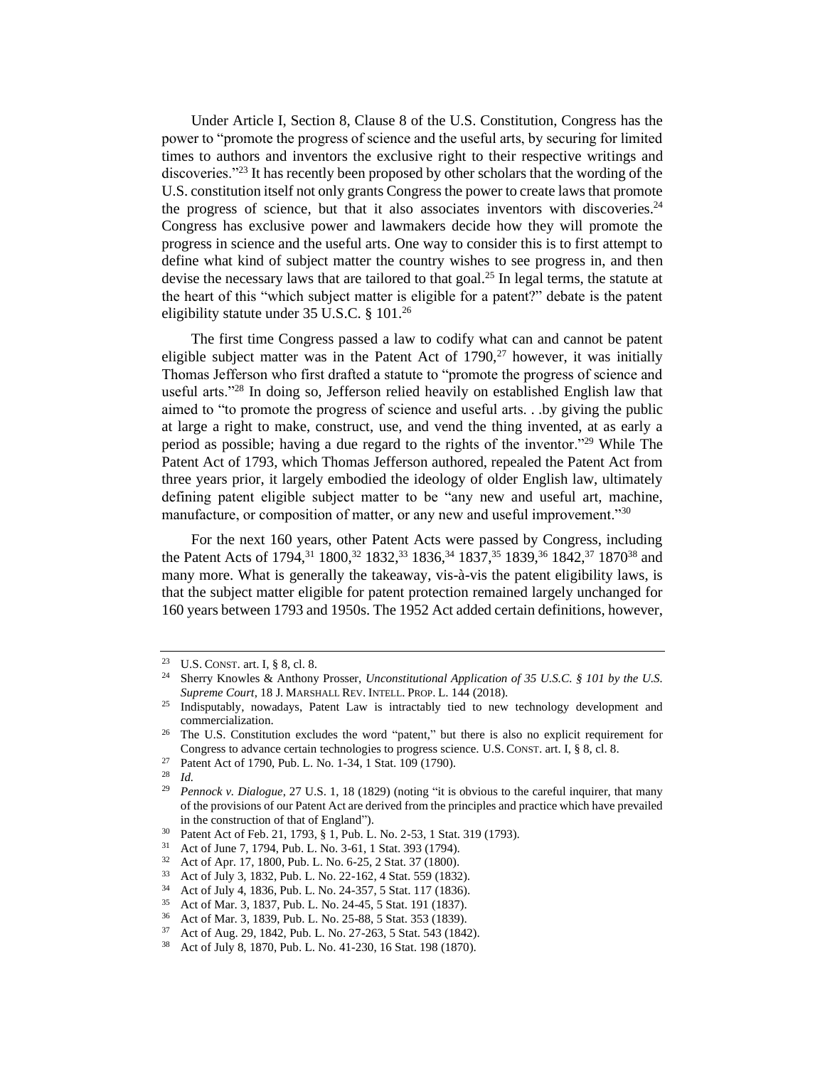Under Article I, Section 8, Clause 8 of the U.S. Constitution, Congress has the power to "promote the progress of science and the useful arts, by securing for limited times to authors and inventors the exclusive right to their respective writings and discoveries."[23] It has recently been proposed by other scholars that the wording of the U.S. constitution itself not only grants Congress the power to create laws that promote the progress of science, but that it also associates inventors with discoveries.[24] Congress has exclusive power and lawmakers decide how they will promote the progress in science and the useful arts. One way to consider this is to first attempt to define what kind of subject matter the country wishes to see progress in, and then devise the necessary laws that are tailored to that goal.[25] In legal terms, the statute at the heart of this "which subject matter is eligible for a patent?" debate is the patent eligibility statute under 35 U.S.C. § 101.[26]

The first time Congress passed a law to codify what can and cannot be patent eligible subject matter was in the Patent Act of 1790,[27] however, it was initially Thomas Jefferson who first drafted a statute to "promote the progress of science and useful arts."[28] In doing so, Jefferson relied heavily on established English law that aimed to "to promote the progress of science and useful arts. . .by giving the public at large a right to make, construct, use, and vend the thing invented, at as early a period as possible; having a due regard to the rights of the inventor."[29] While The Patent Act of 1793, which Thomas Jefferson authored, repealed the Patent Act from three years prior, it largely embodied the ideology of older English law, ultimately defining patent eligible subject matter to be "any new and useful art, machine, manufacture, or composition of matter, or any new and useful improvement."[30]

For the next 160 years, other Patent Acts were passed by Congress, including the Patent Acts of 1794,[31] 1800,[32] 1832,[33] 1836,[34] 1837,[35] 1839,[36] 1842,[37] 1870[38] and many more. What is generally the takeaway, vis-à-vis the patent eligibility laws, is that the subject matter eligible for patent protection remained largely unchanged for 160 years between 1793 and 1950s. The 1952 Act added certain definitions, however,

---

[23] U.S. CONST. art. I, § 8, cl. 8.

[24] Sherry Knowles & Anthony Prosser, *Unconstitutional Application of 35 U.S.C. § 101 by the U.S. Supreme Court*, 18 J. MARSHALL REV. INTELL. PROP. L. 144 (2018).

[25] Indisputably, nowadays, Patent Law is intractably tied to new technology development and commercialization.

[26] The U.S. Constitution excludes the word "patent," but there is also no explicit requirement for Congress to advance certain technologies to progress science. U.S. CONST. art. I, § 8, cl. 8.

[27] Patent Act of 1790, Pub. L. No. 1-34, 1 Stat. 109 (1790).

[28] *Id.*

[29] *Pennock v. Dialogue*, 27 U.S. 1, 18 (1829) (noting "it is obvious to the careful inquirer, that many of the provisions of our Patent Act are derived from the principles and practice which have prevailed in the construction of that of England").

[30] Patent Act of Feb. 21, 1793, § 1, Pub. L. No. 2-53, 1 Stat. 319 (1793).

[31] Act of June 7, 1794, Pub. L. No. 3-61, 1 Stat. 393 (1794).

[32] Act of Apr. 17, 1800, Pub. L. No. 6-25, 2 Stat. 37 (1800).

[33] Act of July 3, 1832, Pub. L. No. 22-162, 4 Stat. 559 (1832).

[34] Act of July 4, 1836, Pub. L. No. 24-357, 5 Stat. 117 (1836).

[35] Act of Mar. 3, 1837, Pub. L. No. 24-45, 5 Stat. 191 (1837).

[36] Act of Mar. 3, 1839, Pub. L. No. 25-88, 5 Stat. 353 (1839).

[37] Act of Aug. 29, 1842, Pub. L. No. 27-263, 5 Stat. 543 (1842).

[38] Act of July 8, 1870, Pub. L. No. 41-230, 16 Stat. 198 (1870).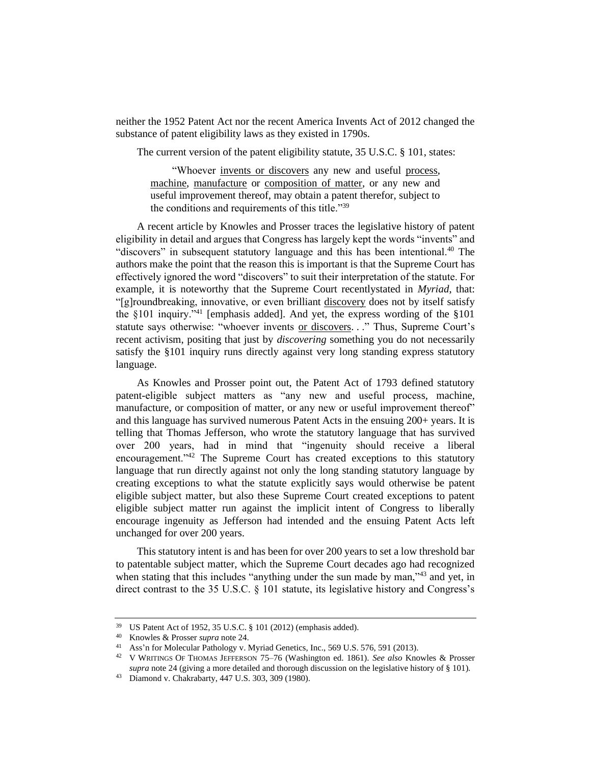neither the 1952 Patent Act nor the recent America Invents Act of 2012 changed the substance of patent eligibility laws as they existed in 1790s.

The current version of the patent eligibility statute, 35 U.S.C. § 101, states:

> "Whoever <u>invents or discovers</u> any new and useful <u>process</u>, <u>machine</u>, <u>manufacture</u> or <u>composition of matter</u>, or any new and useful improvement thereof, may obtain a patent therefor, subject to the conditions and requirements of this title."[39]

A recent article by Knowles and Prosser traces the legislative history of patent eligibility in detail and argues that Congress has largely kept the words "invents" and "discovers" in subsequent statutory language and this has been intentional.[40] The authors make the point that the reason this is important is that the Supreme Court has effectively ignored the word "discovers" to suit their interpretation of the statute. For example, it is noteworthy that the Supreme Court recentlystated in *Myriad*, that: "[g]roundbreaking, innovative, or even brilliant <u>discovery</u> does not by itself satisfy the §101 inquiry."[41] [emphasis added]. And yet, the express wording of the §101 statute says otherwise: "whoever invents <u>or discovers</u>. . ." Thus, Supreme Court's recent activism, positing that just by *discovering* something you do not necessarily satisfy the §101 inquiry runs directly against very long standing express statutory language.

As Knowles and Prosser point out, the Patent Act of 1793 defined statutory patent-eligible subject matters as "any new and useful process, machine, manufacture, or composition of matter, or any new or useful improvement thereof" and this language has survived numerous Patent Acts in the ensuing 200+ years. It is telling that Thomas Jefferson, who wrote the statutory language that has survived over 200 years, had in mind that "ingenuity should receive a liberal encouragement."[42] The Supreme Court has created exceptions to this statutory language that run directly against not only the long standing statutory language by creating exceptions to what the statute explicitly says would otherwise be patent eligible subject matter, but also these Supreme Court created exceptions to patent eligible subject matter run against the implicit intent of Congress to liberally encourage ingenuity as Jefferson had intended and the ensuing Patent Acts left unchanged for over 200 years.

This statutory intent is and has been for over 200 years to set a low threshold bar to patentable subject matter, which the Supreme Court decades ago had recognized when stating that this includes "anything under the sun made by man,"[43] and yet, in direct contrast to the 35 U.S.C. § 101 statute, its legislative history and Congress's

---

[39] US Patent Act of 1952, 35 U.S.C. § 101 (2012) (emphasis added).

[40] Knowles & Prosser *supra* note 24.

[41] Ass'n for Molecular Pathology v. Myriad Genetics, Inc., 569 U.S. 576, 591 (2013).

[42] V WRITINGS OF THOMAS JEFFERSON 75–76 (Washington ed. 1861). *See also* Knowles & Prosser *supra* note 24 (giving a more detailed and thorough discussion on the legislative history of § 101).

[43] Diamond v. Chakrabarty, 447 U.S. 303, 309 (1980).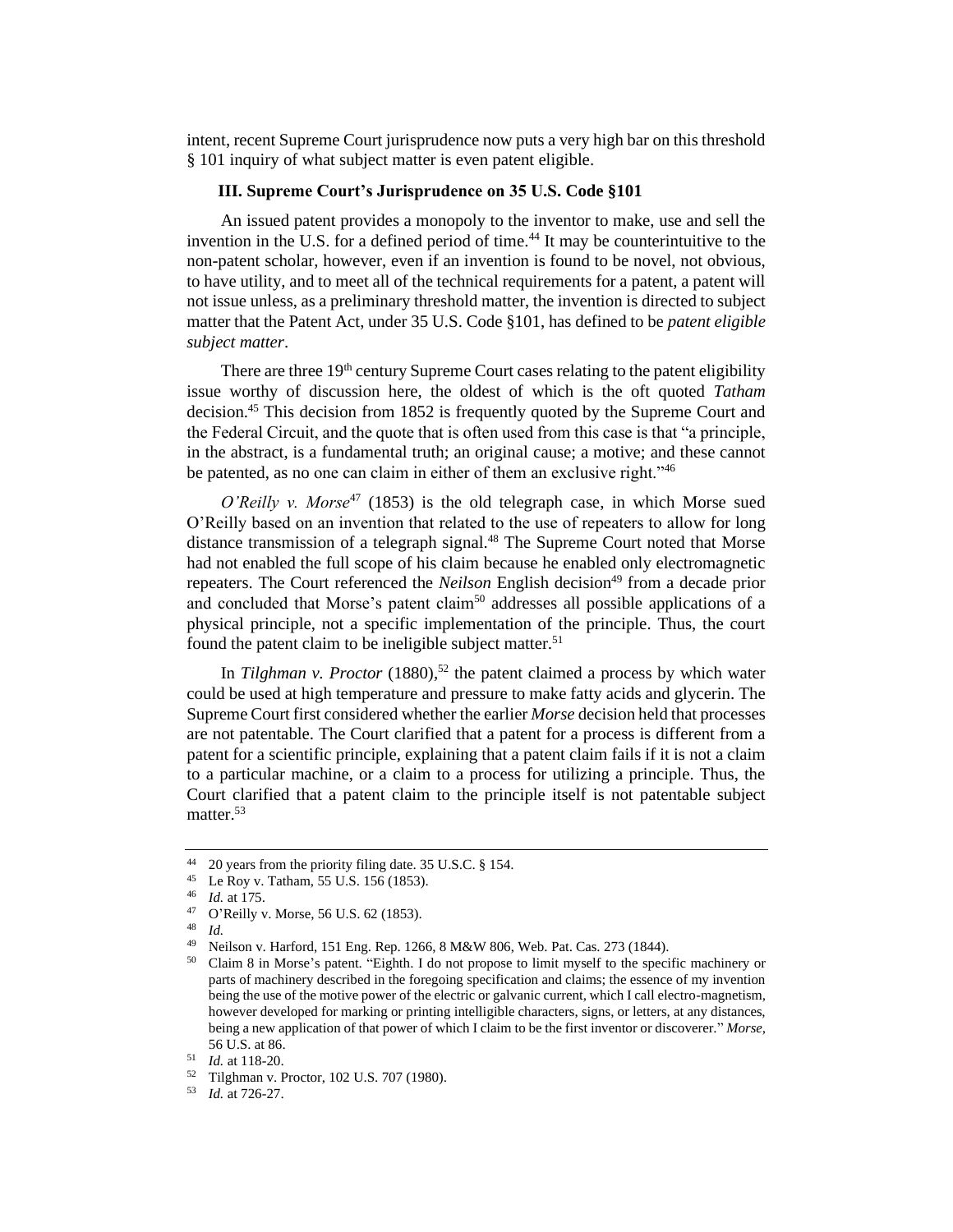intent, recent Supreme Court jurisprudence now puts a very high bar on this threshold § 101 inquiry of what subject matter is even patent eligible.

### III. Supreme Court's Jurisprudence on 35 U.S. Code §101

An issued patent provides a monopoly to the inventor to make, use and sell the invention in the U.S. for a defined period of time.[44] It may be counterintuitive to the non-patent scholar, however, even if an invention is found to be novel, not obvious, to have utility, and to meet all of the technical requirements for a patent, a patent will not issue unless, as a preliminary threshold matter, the invention is directed to subject matter that the Patent Act, under 35 U.S. Code §101, has defined to be *patent eligible subject matter*.

There are three 19th century Supreme Court cases relating to the patent eligibility issue worthy of discussion here, the oldest of which is the oft quoted *Tatham* decision.[45] This decision from 1852 is frequently quoted by the Supreme Court and the Federal Circuit, and the quote that is often used from this case is that "a principle, in the abstract, is a fundamental truth; an original cause; a motive; and these cannot be patented, as no one can claim in either of them an exclusive right."[46]

*O'Reilly v. Morse*[47] (1853) is the old telegraph case, in which Morse sued O'Reilly based on an invention that related to the use of repeaters to allow for long distance transmission of a telegraph signal.[48] The Supreme Court noted that Morse had not enabled the full scope of his claim because he enabled only electromagnetic repeaters. The Court referenced the *Neilson* English decision[49] from a decade prior and concluded that Morse's patent claim[50] addresses all possible applications of a physical principle, not a specific implementation of the principle. Thus, the court found the patent claim to be ineligible subject matter.[51]

In *Tilghman v. Proctor* (1880),[52] the patent claimed a process by which water could be used at high temperature and pressure to make fatty acids and glycerin. The Supreme Court first considered whether the earlier *Morse* decision held that processes are not patentable. The Court clarified that a patent for a process is different from a patent for a scientific principle, explaining that a patent claim fails if it is not a claim to a particular machine, or a claim to a process for utilizing a principle. Thus, the Court clarified that a patent claim to the principle itself is not patentable subject matter.[53]

---

[44] 20 years from the priority filing date. 35 U.S.C. § 154.

[45] Le Roy v. Tatham, 55 U.S. 156 (1853).

[46] *Id.* at 175.

[47] O'Reilly v. Morse, 56 U.S. 62 (1853).

[48] *Id.*

[49] Neilson v. Harford, 151 Eng. Rep. 1266, 8 M&W 806, Web. Pat. Cas. 273 (1844).

[50] Claim 8 in Morse's patent. "Eighth. I do not propose to limit myself to the specific machinery or parts of machinery described in the foregoing specification and claims; the essence of my invention being the use of the motive power of the electric or galvanic current, which I call electro-magnetism, however developed for marking or printing intelligible characters, signs, or letters, at any distances, being a new application of that power of which I claim to be the first inventor or discoverer." *Morse*, 56 U.S. at 86.

[51] *Id.* at 118-20.

[52] Tilghman v. Proctor, 102 U.S. 707 (1980).

[53] *Id.* at 726-27.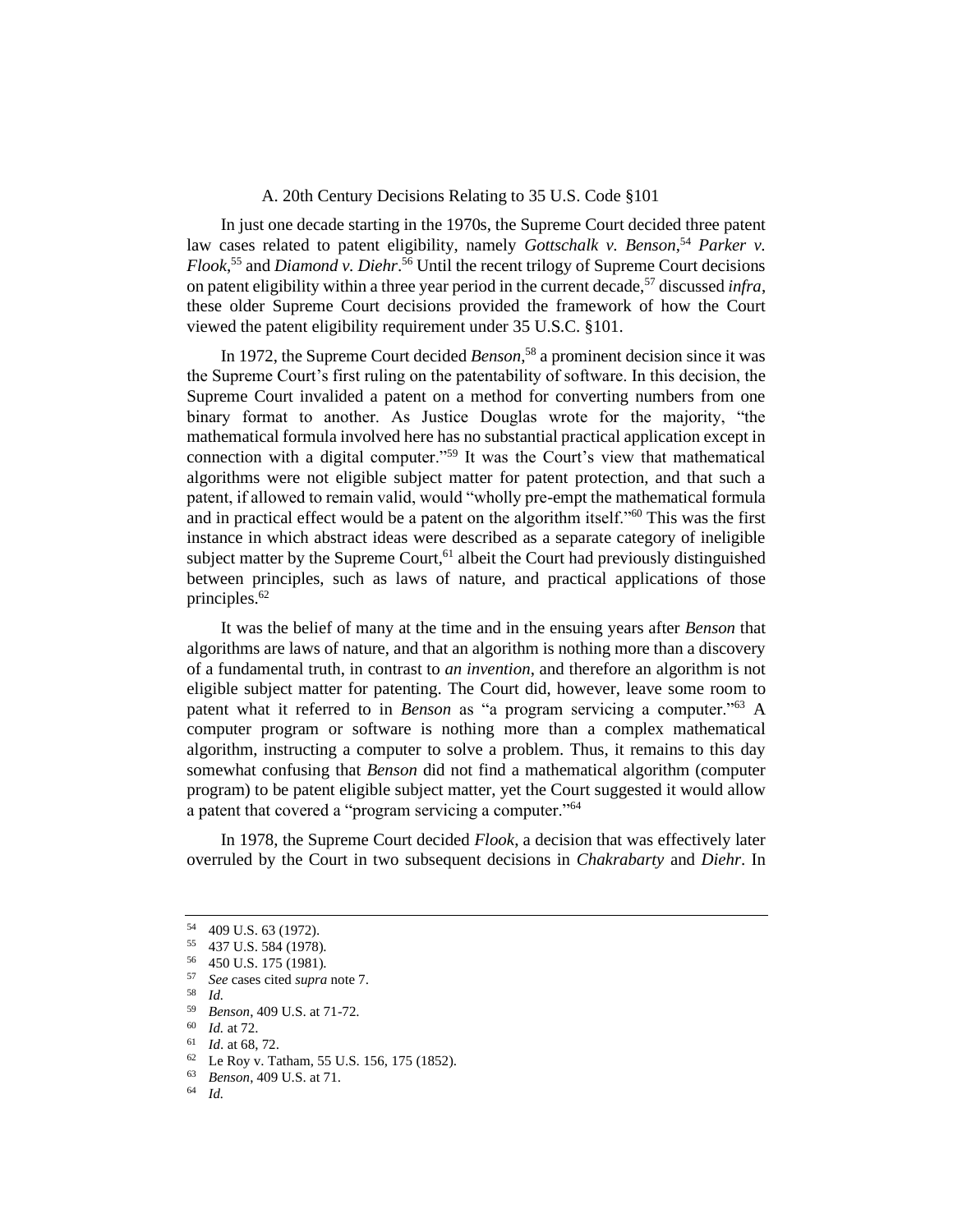### A. 20th Century Decisions Relating to 35 U.S. Code §101

In just one decade starting in the 1970s, the Supreme Court decided three patent law cases related to patent eligibility, namely *Gottschalk v. Benson*,[54] *Parker v. Flook*,[55] and *Diamond v. Diehr*.[56] Until the recent trilogy of Supreme Court decisions on patent eligibility within a three year period in the current decade,[57] discussed *infra*, these older Supreme Court decisions provided the framework of how the Court viewed the patent eligibility requirement under 35 U.S.C. §101.

In 1972, the Supreme Court decided *Benson*,[58] a prominent decision since it was the Supreme Court's first ruling on the patentability of software. In this decision, the Supreme Court invalidated a patent on a method for converting numbers from one binary format to another. As Justice Douglas wrote for the majority, "the mathematical formula involved here has no substantial practical application except in connection with a digital computer."[59] It was the Court's view that mathematical algorithms were not eligible subject matter for patent protection, and that such a patent, if allowed to remain valid, would "wholly pre-empt the mathematical formula and in practical effect would be a patent on the algorithm itself."[60] This was the first instance in which abstract ideas were described as a separate category of ineligible subject matter by the Supreme Court,[61] albeit the Court had previously distinguished between principles, such as laws of nature, and practical applications of those principles.[62]

It was the belief of many at the time and in the ensuing years after *Benson* that algorithms are laws of nature, and that an algorithm is nothing more than a discovery of a fundamental truth, in contrast to *an invention*, and therefore an algorithm is not eligible subject matter for patenting. The Court did, however, leave some room to patent what it referred to in *Benson* as "a program servicing a computer."[63] A computer program or software is nothing more than a complex mathematical algorithm, instructing a computer to solve a problem. Thus, it remains to this day somewhat confusing that *Benson* did not find a mathematical algorithm (computer program) to be patent eligible subject matter, yet the Court suggested it would allow a patent that covered a "program servicing a computer."[64]

In 1978, the Supreme Court decided *Flook*, a decision that was effectively later overruled by the Court in two subsequent decisions in *Chakrabarty* and *Diehr*. In

---

[54] 409 U.S. 63 (1972).

[55] 437 U.S. 584 (1978).

[56] 450 U.S. 175 (1981).

[57] *See* cases cited *supra* note 7.

[58] *Id.*

[59] *Benson*, 409 U.S. at 71-72.

[60] *Id.* at 72.

[61] *Id.* at 68, 72.

[62] Le Roy v. Tatham, 55 U.S. 156, 175 (1852).

[63] *Benson*, 409 U.S. at 71.

[64] *Id.*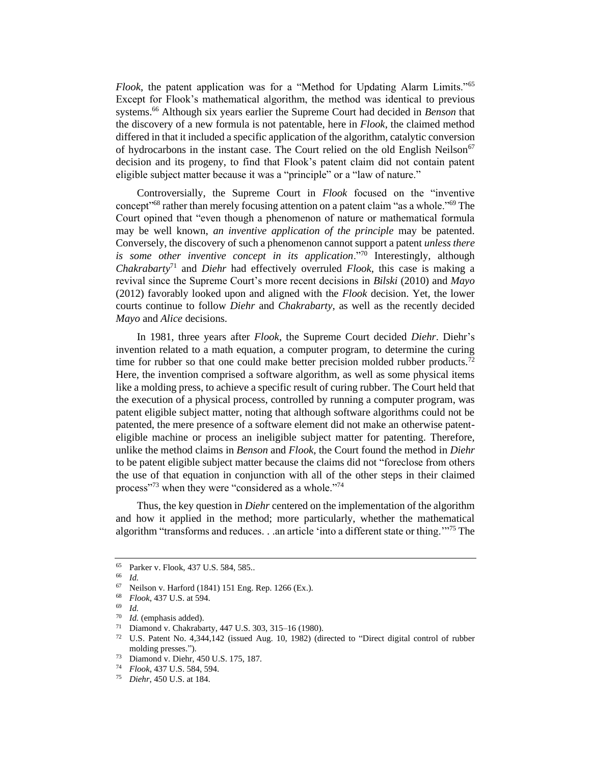*Flook*, the patent application was for a "Method for Updating Alarm Limits."[65] Except for Flook's mathematical algorithm, the method was identical to previous systems.[66] Although six years earlier the Supreme Court had decided in *Benson* that the discovery of a new formula is not patentable, here in *Flook*, the claimed method differed in that it included a specific application of the algorithm, catalytic conversion of hydrocarbons in the instant case. The Court relied on the old English Neilson[67] decision and its progeny, to find that Flook's patent claim did not contain patent eligible subject matter because it was a "principle" or a "law of nature."

Controversially, the Supreme Court in *Flook* focused on the "inventive concept"[68] rather than merely focusing attention on a patent claim "as a whole."[69] The Court opined that "even though a phenomenon of nature or mathematical formula may be well known, *an inventive application of the principle* may be patented. Conversely, the discovery of such a phenomenon cannot support a patent *unless there is some other inventive concept in its application*."[70] Interestingly, although *Chakrabarty*[71] and *Diehr* had effectively overruled *Flook*, this case is making a revival since the Supreme Court's more recent decisions in *Bilski* (2010) and *Mayo* (2012) favorably looked upon and aligned with the *Flook* decision. Yet, the lower courts continue to follow *Diehr* and *Chakrabarty*, as well as the recently decided *Mayo* and *Alice* decisions.

In 1981, three years after *Flook*, the Supreme Court decided *Diehr*. Diehr's invention related to a math equation, a computer program, to determine the curing time for rubber so that one could make better precision molded rubber products.[72] Here, the invention comprised a software algorithm, as well as some physical items like a molding press, to achieve a specific result of curing rubber. The Court held that the execution of a physical process, controlled by running a computer program, was patent eligible subject matter, noting that although software algorithms could not be patented, the mere presence of a software element did not make an otherwise patent-eligible machine or process an ineligible subject matter for patenting. Therefore, unlike the method claims in *Benson* and *Flook*, the Court found the method in *Diehr* to be patent eligible subject matter because the claims did not "foreclose from others the use of that equation in conjunction with all of the other steps in their claimed process"[73] when they were "considered as a whole."[74]

Thus, the key question in *Diehr* centered on the implementation of the algorithm and how it applied in the method; more particularly, whether the mathematical algorithm "transforms and reduces. . .an article 'into a different state or thing.'"[75] The

---

[65] Parker v. Flook, 437 U.S. 584, 585..

[66] *Id.*

[67] Neilson v. Harford (1841) 151 Eng. Rep. 1266 (Ex.).

[68] *Flook*, 437 U.S. at 594.

[69] *Id.*

[70] *Id.* (emphasis added).

[71] Diamond v. Chakrabarty, 447 U.S. 303, 315–16 (1980).

[72] U.S. Patent No. 4,344,142 (issued Aug. 10, 1982) (directed to "Direct digital control of rubber molding presses.").

[73] Diamond v. Diehr, 450 U.S. 175, 187.

[74] *Flook*, 437 U.S. 584, 594.

[75] *Diehr*, 450 U.S. at 184.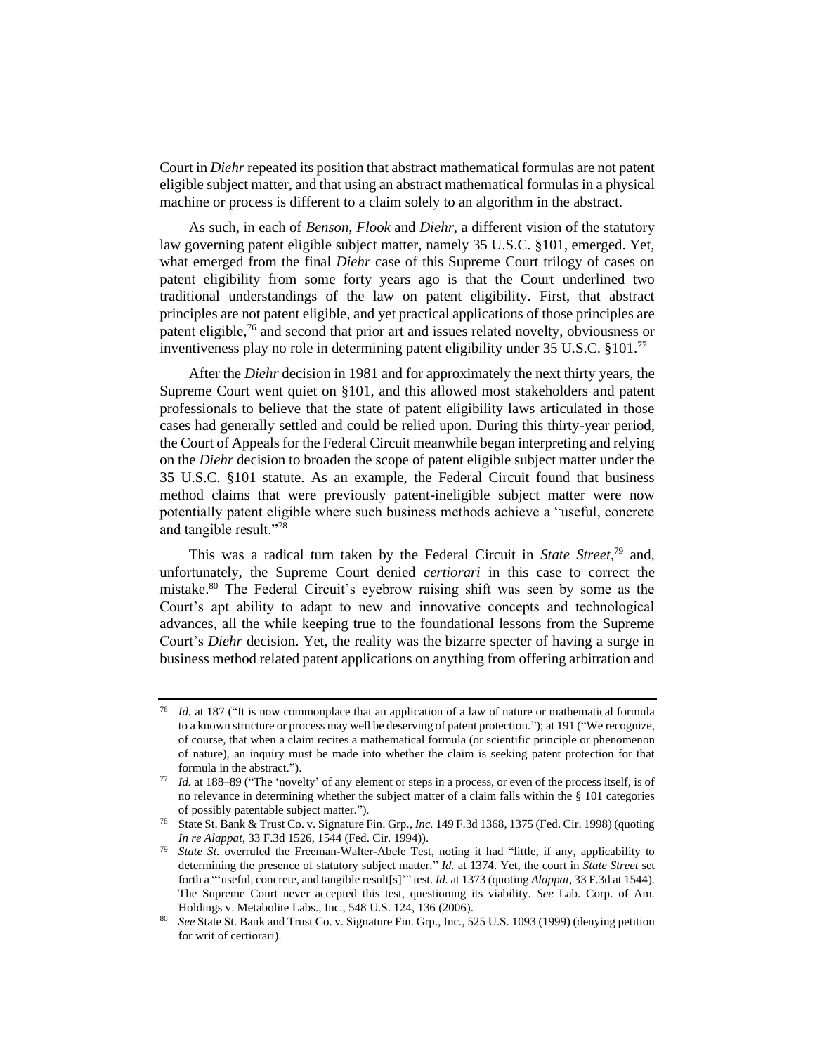Court in *Diehr* repeated its position that abstract mathematical formulas are not patent eligible subject matter, and that using an abstract mathematical formulas in a physical machine or process is different to a claim solely to an algorithm in the abstract.

As such, in each of *Benson*, *Flook* and *Diehr*, a different vision of the statutory law governing patent eligible subject matter, namely 35 U.S.C. §101, emerged. Yet, what emerged from the final *Diehr* case of this Supreme Court trilogy of cases on patent eligibility from some forty years ago is that the Court underlined two traditional understandings of the law on patent eligibility. First, that abstract principles are not patent eligible, and yet practical applications of those principles are patent eligible,[76] and second that prior art and issues related novelty, obviousness or inventiveness play no role in determining patent eligibility under 35 U.S.C. §101.[77]

After the *Diehr* decision in 1981 and for approximately the next thirty years, the Supreme Court went quiet on §101, and this allowed most stakeholders and patent professionals to believe that the state of patent eligibility laws articulated in those cases had generally settled and could be relied upon. During this thirty-year period, the Court of Appeals for the Federal Circuit meanwhile began interpreting and relying on the *Diehr* decision to broaden the scope of patent eligible subject matter under the 35 U.S.C. §101 statute. As an example, the Federal Circuit found that business method claims that were previously patent-ineligible subject matter were now potentially patent eligible where such business methods achieve a "useful, concrete and tangible result."[78]

This was a radical turn taken by the Federal Circuit in *State Street*,[79] and, unfortunately, the Supreme Court denied *certiorari* in this case to correct the mistake.[80] The Federal Circuit's eyebrow raising shift was seen by some as the Court's apt ability to adapt to new and innovative concepts and technological advances, all the while keeping true to the foundational lessons from the Supreme Court's *Diehr* decision. Yet, the reality was the bizarre specter of having a surge in business method related patent applications on anything from offering arbitration and

---

[76] *Id.* at 187 ("It is now commonplace that an application of a law of nature or mathematical formula to a known structure or process may well be deserving of patent protection."); at 191 ("We recognize, of course, that when a claim recites a mathematical formula (or scientific principle or phenomenon of nature), an inquiry must be made into whether the claim is seeking patent protection for that formula in the abstract.").

[77] *Id.* at 188–89 ("The 'novelty' of any element or steps in a process, or even of the process itself, is of no relevance in determining whether the subject matter of a claim falls within the § 101 categories of possibly patentable subject matter.").

[78] State St. Bank & Trust Co. v. Signature Fin. Grp., *Inc.* 149 F.3d 1368, 1375 (Fed. Cir. 1998) (quoting *In re Alappat*, 33 F.3d 1526, 1544 (Fed. Cir. 1994)).

[79] *State St.* overruled the Freeman-Walter-Abele Test, noting it had "little, if any, applicability to determining the presence of statutory subject matter." *Id.* at 1374. Yet, the court in *State Street* set forth a "'useful, concrete, and tangible result[s]'" test. *Id.* at 1373 (quoting *Alappat*, 33 F.3d at 1544). The Supreme Court never accepted this test, questioning its viability. *See* Lab. Corp. of Am. Holdings v. Metabolite Labs., Inc., 548 U.S. 124, 136 (2006).

[80] *See* State St. Bank and Trust Co. v. Signature Fin. Grp., Inc., 525 U.S. 1093 (1999) (denying petition for writ of certiorari).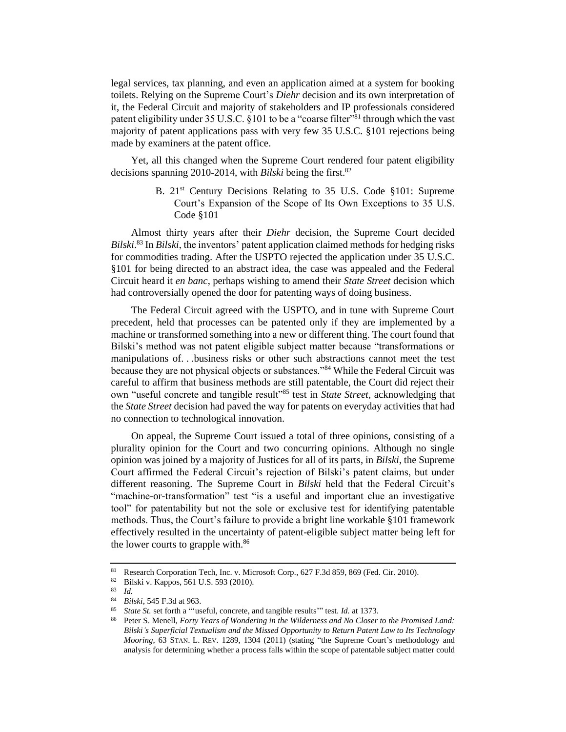legal services, tax planning, and even an application aimed at a system for booking toilets. Relying on the Supreme Court's *Diehr* decision and its own interpretation of it, the Federal Circuit and majority of stakeholders and IP professionals considered patent eligibility under 35 U.S.C. §101 to be a "coarse filter"[81] through which the vast majority of patent applications pass with very few 35 U.S.C. §101 rejections being made by examiners at the patent office.

Yet, all this changed when the Supreme Court rendered four patent eligibility decisions spanning 2010-2014, with *Bilski* being the first.[82]

### B. 21st Century Decisions Relating to 35 U.S. Code §101: Supreme Court's Expansion of the Scope of Its Own Exceptions to 35 U.S. Code §101

Almost thirty years after their *Diehr* decision, the Supreme Court decided *Bilski*.[83] In *Bilski*, the inventors' patent application claimed methods for hedging risks for commodities trading. After the USPTO rejected the application under 35 U.S.C. §101 for being directed to an abstract idea, the case was appealed and the Federal Circuit heard it *en banc*, perhaps wishing to amend their *State Street* decision which had controversially opened the door for patenting ways of doing business.

The Federal Circuit agreed with the USPTO, and in tune with Supreme Court precedent, held that processes can be patented only if they are implemented by a machine or transformed something into a new or different thing. The court found that Bilski's method was not patent eligible subject matter because "transformations or manipulations of. . .business risks or other such abstractions cannot meet the test because they are not physical objects or substances."[84] While the Federal Circuit was careful to affirm that business methods are still patentable, the Court did reject their own "useful concrete and tangible result"[85] test in *State Street*, acknowledging that the *State Street* decision had paved the way for patents on everyday activities that had no connection to technological innovation.

On appeal, the Supreme Court issued a total of three opinions, consisting of a plurality opinion for the Court and two concurring opinions. Although no single opinion was joined by a majority of Justices for all of its parts, in *Bilski*, the Supreme Court affirmed the Federal Circuit's rejection of Bilski's patent claims, but under different reasoning. The Supreme Court in *Bilski* held that the Federal Circuit's "machine-or-transformation" test "is a useful and important clue an investigative tool" for patentability but not the sole or exclusive test for identifying patentable methods. Thus, the Court's failure to provide a bright line workable §101 framework effectively resulted in the uncertainty of patent-eligible subject matter being left for the lower courts to grapple with.[86]

---

[81] Research Corporation Tech, Inc. v. Microsoft Corp., 627 F.3d 859, 869 (Fed. Cir. 2010).

[82] Bilski v. Kappos, 561 U.S. 593 (2010).

[83] *Id.*

[84] *Bilski*, 545 F.3d at 963.

[85] *State St.* set forth a "'useful, concrete, and tangible results'" test. *Id.* at 1373.

[86] Peter S. Menell, *Forty Years of Wondering in the Wilderness and No Closer to the Promised Land: Bilski's Superficial Textualism and the Missed Opportunity to Return Patent Law to Its Technology Mooring*, 63 STAN. L. REV. 1289, 1304 (2011) (stating "the Supreme Court's methodology and analysis for determining whether a process falls within the scope of patentable subject matter could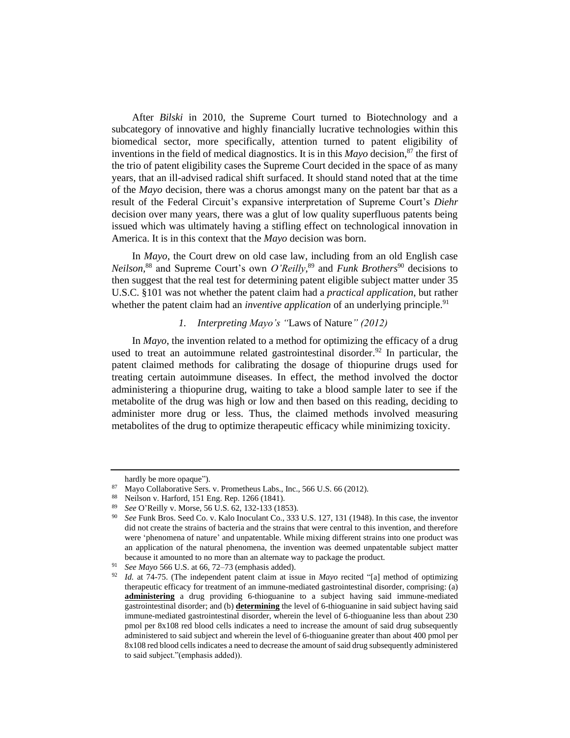After *Bilski* in 2010, the Supreme Court turned to Biotechnology and a subcategory of innovative and highly financially lucrative technologies within this biomedical sector, more specifically, attention turned to patent eligibility of inventions in the field of medical diagnostics. It is in this *Mayo* decision,[87] the first of the trio of patent eligibility cases the Supreme Court decided in the space of as many years, that an ill-advised radical shift surfaced. It should stand noted that at the time of the *Mayo* decision, there was a chorus amongst many on the patent bar that as a result of the Federal Circuit's expansive interpretation of Supreme Court's *Diehr* decision over many years, there was a glut of low quality superfluous patents being issued which was ultimately having a stifling effect on technological innovation in America. It is in this context that the *Mayo* decision was born.

In *Mayo*, the Court drew on old case law, including from an old English case *Neilson*,[88] and Supreme Court's own *O'Reilly*,[89] and *Funk Brothers*[90] decisions to then suggest that the real test for determining patent eligible subject matter under 35 U.S.C. §101 was not whether the patent claim had a *practical application*, but rather whether the patent claim had an *inventive application* of an underlying principle.[91]

### *1. Interpreting Mayo's "*Laws of Nature*" (2012)*

In *Mayo*, the invention related to a method for optimizing the efficacy of a drug used to treat an autoimmune related gastrointestinal disorder.[92] In particular, the patent claimed methods for calibrating the dosage of thiopurine drugs used for treating certain autoimmune diseases. In effect, the method involved the doctor administering a thiopurine drug, waiting to take a blood sample later to see if the metabolite of the drug was high or low and then based on this reading, deciding to administer more drug or less. Thus, the claimed methods involved measuring metabolites of the drug to optimize therapeutic efficacy while minimizing toxicity.

---

hardly be more opaque").

[87] Mayo Collaborative Sers. v. Prometheus Labs., Inc., 566 U.S. 66 (2012).

[88] Neilson v. Harford, 151 Eng. Rep. 1266 (1841).

[89] *See* O'Reilly v. Morse, 56 U.S. 62, 132-133 (1853).

[90] *See* Funk Bros. Seed Co. v. Kalo Inoculant Co., 333 U.S. 127, 131 (1948). In this case, the inventor did not create the strains of bacteria and the strains that were central to this invention, and therefore were 'phenomena of nature' and unpatentable. While mixing different strains into one product was an application of the natural phenomena, the invention was deemed unpatentable subject matter because it amounted to no more than an alternate way to package the product.

[91] *See Mayo* 566 U.S. at 66, 72–73 (emphasis added).

[92] *Id.* at 74-75. (The independent patent claim at issue in *Mayo* recited "[a] method of optimizing therapeutic efficacy for treatment of an immune-mediated gastrointestinal disorder, comprising: (a) **administering** a drug providing 6-thioguanine to a subject having said immune-mediated gastrointestinal disorder; and (b) **determining** the level of 6-thioguanine in said subject having said immune-mediated gastrointestinal disorder, wherein the level of 6-thioguanine less than about 230 pmol per 8x108 red blood cells indicates a need to increase the amount of said drug subsequently administered to said subject and wherein the level of 6-thioguanine greater than about 400 pmol per 8x108 red blood cells indicates a need to decrease the amount of said drug subsequently administered to said subject."(emphasis added)).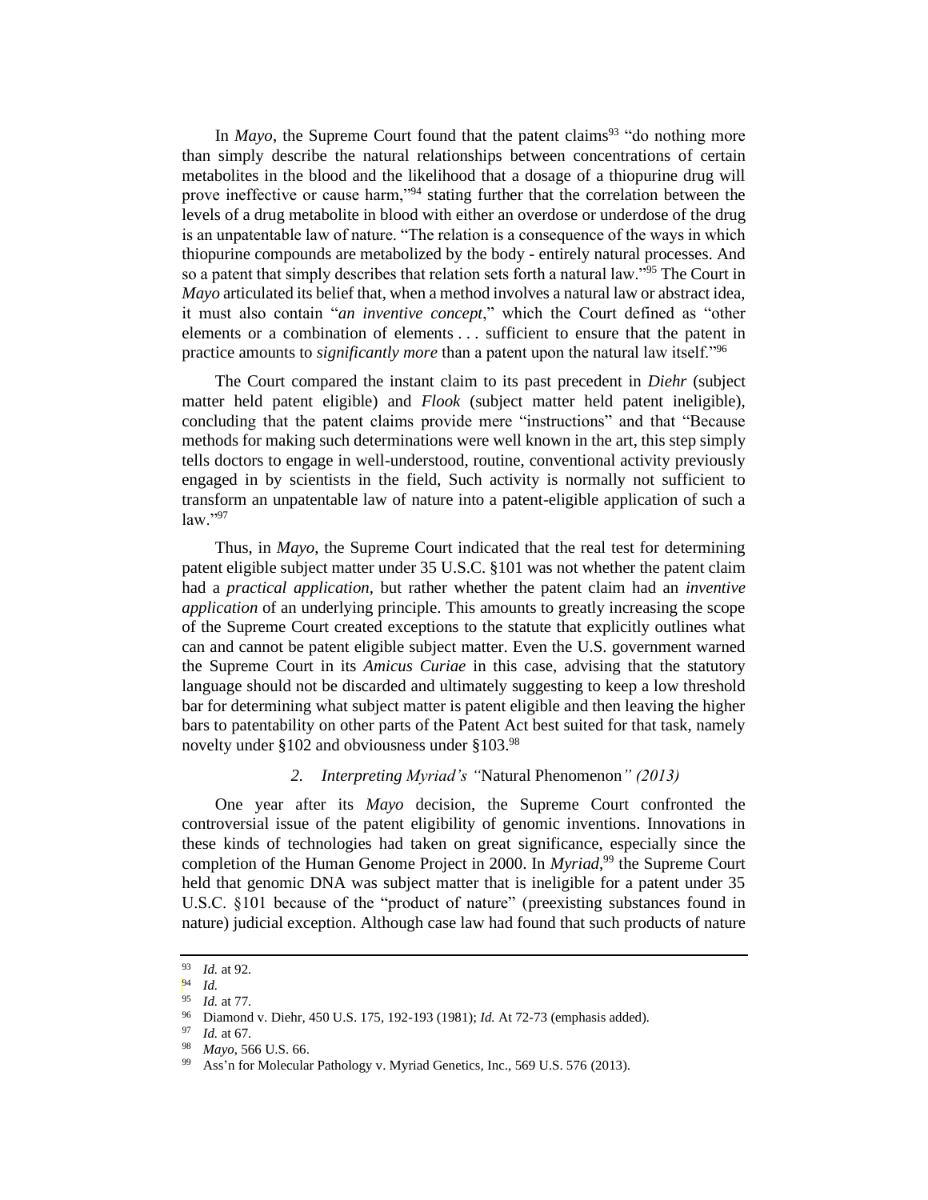In *Mayo*, the Supreme Court found that the patent claims[93] "do nothing more than simply describe the natural relationships between concentrations of certain metabolites in the blood and the likelihood that a dosage of a thiopurine drug will prove ineffective or cause harm,"[94] stating further that the correlation between the levels of a drug metabolite in blood with either an overdose or underdose of the drug is an unpatentable law of nature. "The relation is a consequence of the ways in which thiopurine compounds are metabolized by the body - entirely natural processes. And so a patent that simply describes that relation sets forth a natural law."[95] The Court in *Mayo* articulated its belief that, when a method involves a natural law or abstract idea, it must also contain "*an inventive concept*," which the Court defined as "other elements or a combination of elements . . . sufficient to ensure that the patent in practice amounts to *significantly more* than a patent upon the natural law itself."[96]

The Court compared the instant claim to its past precedent in *Diehr* (subject matter held patent eligible) and *Flook* (subject matter held patent ineligible), concluding that the patent claims provide mere "instructions" and that "Because methods for making such determinations were well known in the art, this step simply tells doctors to engage in well-understood, routine, conventional activity previously engaged in by scientists in the field, Such activity is normally not sufficient to transform an unpatentable law of nature into a patent-eligible application of such a law."[97]

Thus, in *Mayo*, the Supreme Court indicated that the real test for determining patent eligible subject matter under 35 U.S.C. §101 was not whether the patent claim had a *practical application*, but rather whether the patent claim had an *inventive application* of an underlying principle. This amounts to greatly increasing the scope of the Supreme Court created exceptions to the statute that explicitly outlines what can and cannot be patent eligible subject matter. Even the U.S. government warned the Supreme Court in its *Amicus Curiae* in this case, advising that the statutory language should not be discarded and ultimately suggesting to keep a low threshold bar for determining what subject matter is patent eligible and then leaving the higher bars to patentability on other parts of the Patent Act best suited for that task, namely novelty under §102 and obviousness under §103.[98]

### *2. Interpreting Myriad's "*Natural Phenomenon*" (2013)*

One year after its *Mayo* decision, the Supreme Court confronted the controversial issue of the patent eligibility of genomic inventions. Innovations in these kinds of technologies had taken on great significance, especially since the completion of the Human Genome Project in 2000. In *Myriad*,[99] the Supreme Court held that genomic DNA was subject matter that is ineligible for a patent under 35 U.S.C. §101 because of the "product of nature" (preexisting substances found in nature) judicial exception. Although case law had found that such products of nature

---

[93] *Id.* at 92.

[94] *Id.*

[95] *Id.* at 77.

[96] Diamond v. Diehr, 450 U.S. 175, 192-193 (1981); *Id.* At 72-73 (emphasis added).

[97] *Id.* at 67.

[98] *Mayo*, 566 U.S. 66.

[99] Ass'n for Molecular Pathology v. Myriad Genetics, Inc., 569 U.S. 576 (2013).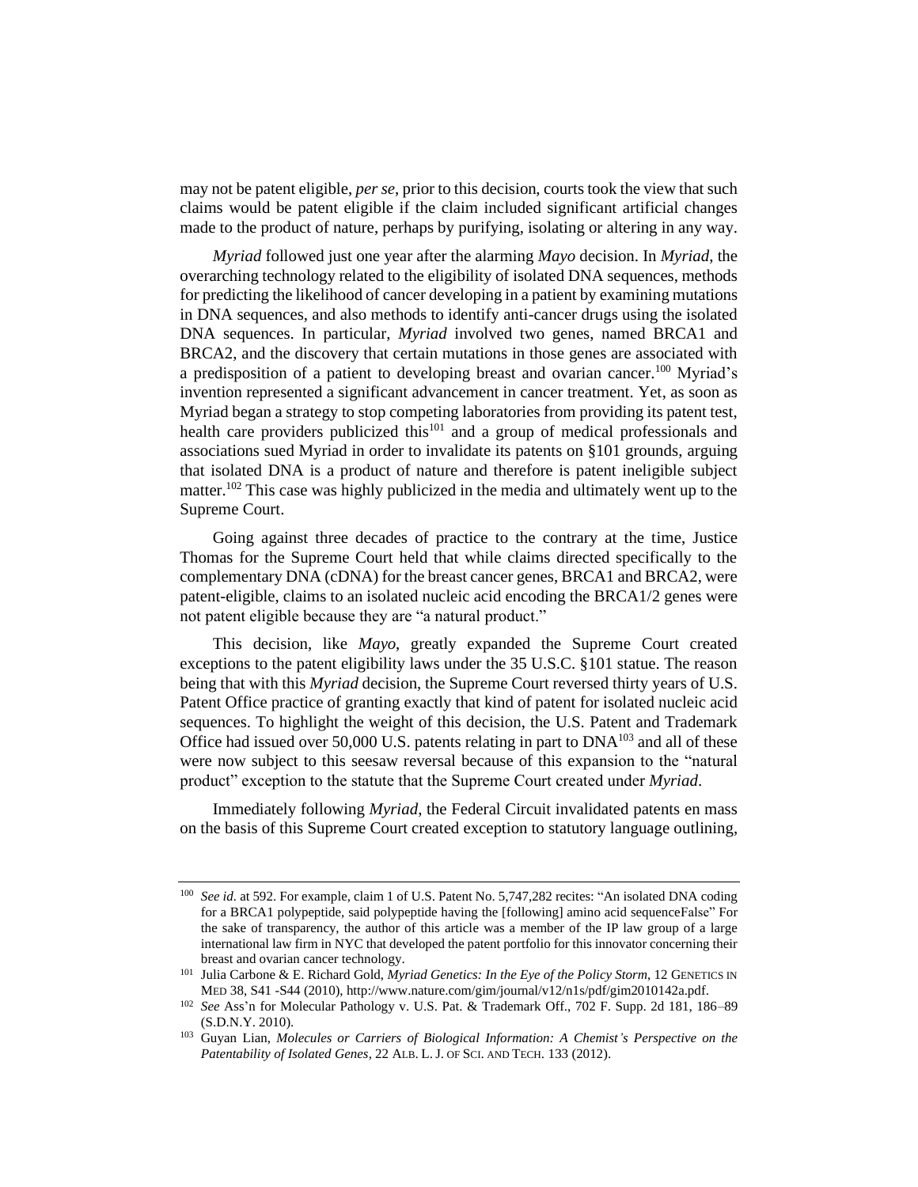may not be patent eligible, *per se*, prior to this decision, courts took the view that such claims would be patent eligible if the claim included significant artificial changes made to the product of nature, perhaps by purifying, isolating or altering in any way.

*Myriad* followed just one year after the alarming *Mayo* decision. In *Myriad*, the overarching technology related to the eligibility of isolated DNA sequences, methods for predicting the likelihood of cancer developing in a patient by examining mutations in DNA sequences, and also methods to identify anti-cancer drugs using the isolated DNA sequences. In particular, *Myriad* involved two genes, named BRCA1 and BRCA2, and the discovery that certain mutations in those genes are associated with a predisposition of a patient to developing breast and ovarian cancer.[100] Myriad's invention represented a significant advancement in cancer treatment. Yet, as soon as Myriad began a strategy to stop competing laboratories from providing its patent test, health care providers publicized this[101] and a group of medical professionals and associations sued Myriad in order to invalidate its patents on §101 grounds, arguing that isolated DNA is a product of nature and therefore is patent ineligible subject matter.[102] This case was highly publicized in the media and ultimately went up to the Supreme Court.

Going against three decades of practice to the contrary at the time, Justice Thomas for the Supreme Court held that while claims directed specifically to the complementary DNA (cDNA) for the breast cancer genes, BRCA1 and BRCA2, were patent-eligible, claims to an isolated nucleic acid encoding the BRCA1/2 genes were not patent eligible because they are "a natural product."

This decision, like *Mayo*, greatly expanded the Supreme Court created exceptions to the patent eligibility laws under the 35 U.S.C. §101 statue. The reason being that with this *Myriad* decision, the Supreme Court reversed thirty years of U.S. Patent Office practice of granting exactly that kind of patent for isolated nucleic acid sequences. To highlight the weight of this decision, the U.S. Patent and Trademark Office had issued over 50,000 U.S. patents relating in part to DNA[103] and all of these were now subject to this seesaw reversal because of this expansion to the "natural product" exception to the statute that the Supreme Court created under *Myriad*.

Immediately following *Myriad*, the Federal Circuit invalidated patents en mass on the basis of this Supreme Court created exception to statutory language outlining,

---

[100] *See id.* at 592. For example, claim 1 of U.S. Patent No. 5,747,282 recites: "An isolated DNA coding for a BRCA1 polypeptide, said polypeptide having the [following] amino acid sequenceFalse" For the sake of transparency, the author of this article was a member of the IP law group of a large international law firm in NYC that developed the patent portfolio for this innovator concerning their breast and ovarian cancer technology.

[101] Julia Carbone & E. Richard Gold, *Myriad Genetics: In the Eye of the Policy Storm*, 12 GENETICS IN MED 38, S41 -S44 (2010), http://www.nature.com/gim/journal/v12/n1s/pdf/gim2010142a.pdf.

[102] *See* Ass'n for Molecular Pathology v. U.S. Pat. & Trademark Off., 702 F. Supp. 2d 181, 186–89 (S.D.N.Y. 2010).

[103] Guyan Lian, *Molecules or Carriers of Biological Information: A Chemist's Perspective on the Patentability of Isolated Genes*, 22 ALB. L. J. OF SCI. AND TECH. 133 (2012).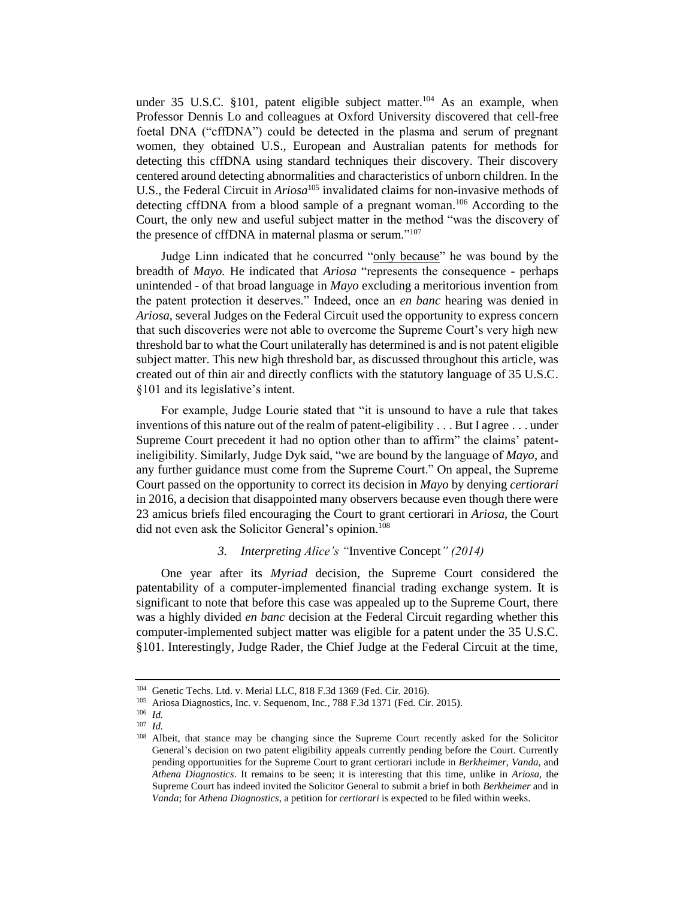under 35 U.S.C. §101, patent eligible subject matter.[104] As an example, when Professor Dennis Lo and colleagues at Oxford University discovered that cell-free foetal DNA ("cffDNA") could be detected in the plasma and serum of pregnant women, they obtained U.S., European and Australian patents for methods for detecting this cffDNA using standard techniques their discovery. Their discovery centered around detecting abnormalities and characteristics of unborn children. In the U.S., the Federal Circuit in *Ariosa*[105] invalidated claims for non-invasive methods of detecting cffDNA from a blood sample of a pregnant woman.[106] According to the Court, the only new and useful subject matter in the method "was the discovery of the presence of cffDNA in maternal plasma or serum."[107]

Judge Linn indicated that he concurred "only because" he was bound by the breadth of *Mayo.* He indicated that *Ariosa* "represents the consequence - perhaps unintended - of that broad language in *Mayo* excluding a meritorious invention from the patent protection it deserves." Indeed, once an *en banc* hearing was denied in *Ariosa*, several Judges on the Federal Circuit used the opportunity to express concern that such discoveries were not able to overcome the Supreme Court's very high new threshold bar to what the Court unilaterally has determined is and is not patent eligible subject matter. This new high threshold bar, as discussed throughout this article, was created out of thin air and directly conflicts with the statutory language of 35 U.S.C. §101 and its legislative's intent.

For example, Judge Lourie stated that "it is unsound to have a rule that takes inventions of this nature out of the realm of patent-eligibility . . . But I agree . . . under Supreme Court precedent it had no option other than to affirm" the claims' patent-ineligibility. Similarly, Judge Dyk said, "we are bound by the language of *Mayo*, and any further guidance must come from the Supreme Court." On appeal, the Supreme Court passed on the opportunity to correct its decision in *Mayo* by denying *certiorari* in 2016, a decision that disappointed many observers because even though there were 23 amicus briefs filed encouraging the Court to grant certiorari in *Ariosa*, the Court did not even ask the Solicitor General's opinion.[108]

### *3. Interpreting Alice's "*Inventive Concept*" (2014)*

One year after its *Myriad* decision, the Supreme Court considered the patentability of a computer-implemented financial trading exchange system. It is significant to note that before this case was appealed up to the Supreme Court, there was a highly divided *en banc* decision at the Federal Circuit regarding whether this computer-implemented subject matter was eligible for a patent under the 35 U.S.C. §101. Interestingly, Judge Rader, the Chief Judge at the Federal Circuit at the time,

---

[104] Genetic Techs. Ltd. v. Merial LLC, 818 F.3d 1369 (Fed. Cir. 2016).

[105] Ariosa Diagnostics, Inc. v. Sequenom, Inc., 788 F.3d 1371 (Fed. Cir. 2015).

[106] *Id.*

[107] *Id.*

[108] Albeit, that stance may be changing since the Supreme Court recently asked for the Solicitor General's decision on two patent eligibility appeals currently pending before the Court. Currently pending opportunities for the Supreme Court to grant certiorari include in *Berkheimer*, *Vanda*, and *Athena Diagnostics*. It remains to be seen; it is interesting that this time, unlike in *Ariosa*, the Supreme Court has indeed invited the Solicitor General to submit a brief in both *Berkheimer* and in *Vanda*; for *Athena Diagnostics*, a petition for *certiorari* is expected to be filed within weeks.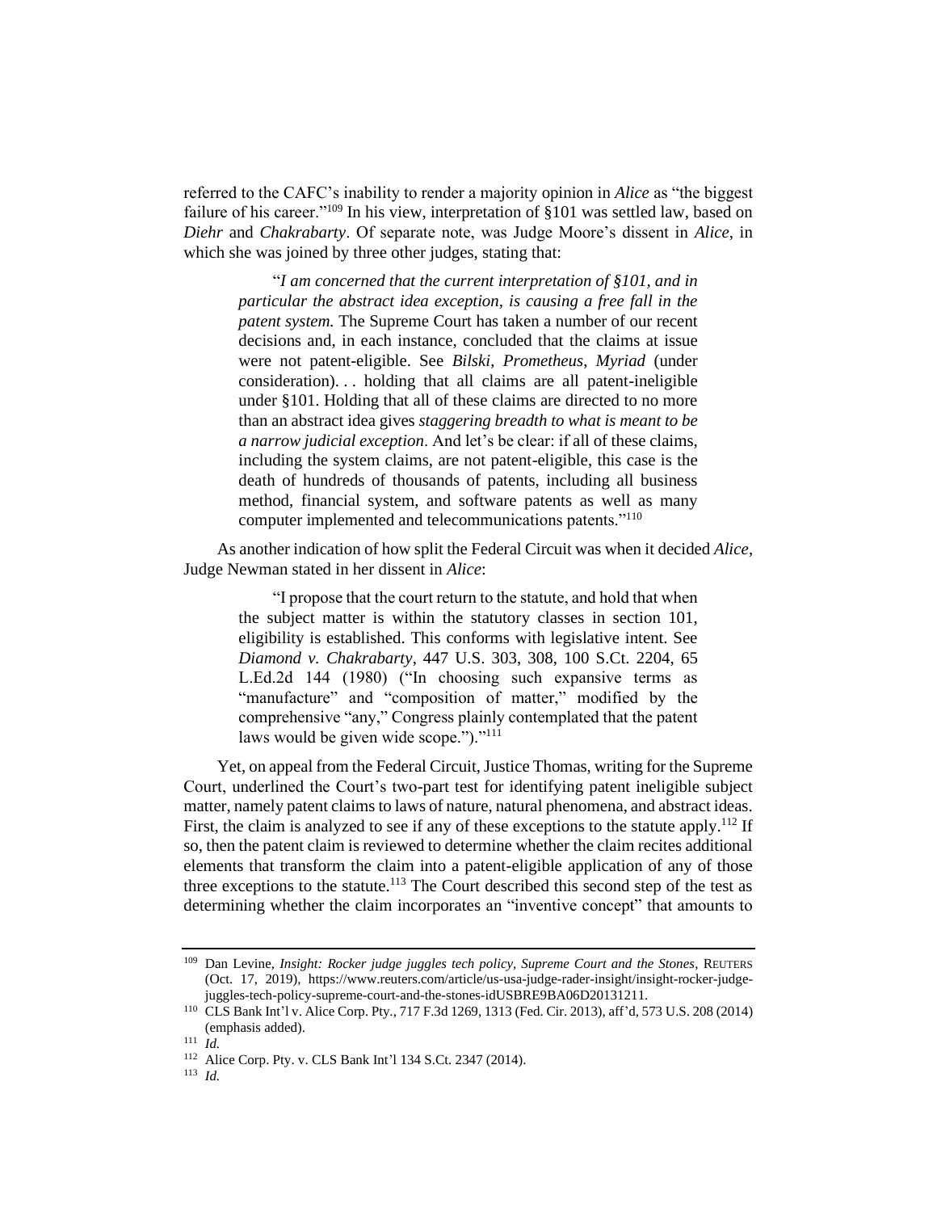referred to the CAFC's inability to render a majority opinion in *Alice* as "the biggest failure of his career."[109] In his view, interpretation of §101 was settled law, based on *Diehr* and *Chakrabarty*. Of separate note, was Judge Moore's dissent in *Alice*, in which she was joined by three other judges, stating that:

> "*I am concerned that the current interpretation of §101, and in particular the abstract idea exception, is causing a free fall in the patent system.* The Supreme Court has taken a number of our recent decisions and, in each instance, concluded that the claims at issue were not patent-eligible. See *Bilski*, *Prometheus*, *Myriad* (under consideration). . . holding that all claims are all patent-ineligible under §101. Holding that all of these claims are directed to no more than an abstract idea gives *staggering breadth to what is meant to be a narrow judicial exception*. And let's be clear: if all of these claims, including the system claims, are not patent-eligible, this case is the death of hundreds of thousands of patents, including all business method, financial system, and software patents as well as many computer implemented and telecommunications patents."[110]

As another indication of how split the Federal Circuit was when it decided *Alice*, Judge Newman stated in her dissent in *Alice*:

> "I propose that the court return to the statute, and hold that when the subject matter is within the statutory classes in section 101, eligibility is established. This conforms with legislative intent. See *Diamond v. Chakrabarty*, 447 U.S. 303, 308, 100 S.Ct. 2204, 65 L.Ed.2d 144 (1980) ("In choosing such expansive terms as "manufacture" and "composition of matter," modified by the comprehensive "any," Congress plainly contemplated that the patent laws would be given wide scope.")."[111]

Yet, on appeal from the Federal Circuit, Justice Thomas, writing for the Supreme Court, underlined the Court's two-part test for identifying patent ineligible subject matter, namely patent claims to laws of nature, natural phenomena, and abstract ideas. First, the claim is analyzed to see if any of these exceptions to the statute apply.[112] If so, then the patent claim is reviewed to determine whether the claim recites additional elements that transform the claim into a patent-eligible application of any of those three exceptions to the statute.[113] The Court described this second step of the test as determining whether the claim incorporates an "inventive concept" that amounts to

---

[109] Dan Levine, *Insight: Rocker judge juggles tech policy, Supreme Court and the Stones*, REUTERS (Oct. 17, 2019), https://www.reuters.com/article/us-usa-judge-rader-insight/insight-rocker-judge-juggles-tech-policy-supreme-court-and-the-stones-idUSBRE9BA06D20131211.

[110] CLS Bank Int'l v. Alice Corp. Pty., 717 F.3d 1269, 1313 (Fed. Cir. 2013), aff'd, 573 U.S. 208 (2014) (emphasis added).

[111] *Id.*

[112] Alice Corp. Pty. v. CLS Bank Int'l 134 S.Ct. 2347 (2014).

[113] *Id.*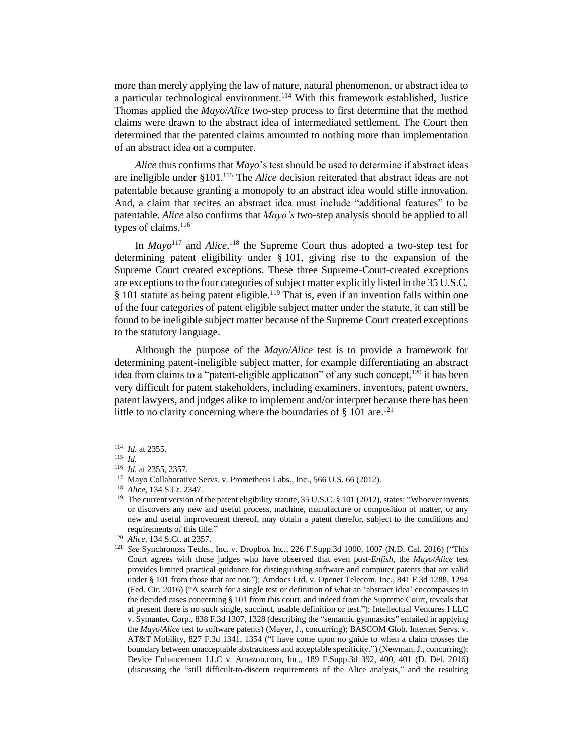more than merely applying the law of nature, natural phenomenon, or abstract idea to a particular technological environment.[114] With this framework established, Justice Thomas applied the *Mayo*/*Alice* two-step process to first determine that the method claims were drawn to the abstract idea of intermediated settlement. The Court then determined that the patented claims amounted to nothing more than implementation of an abstract idea on a computer.

*Alice* thus confirms that *Mayo*'s test should be used to determine if abstract ideas are ineligible under §101.[115] The *Alice* decision reiterated that abstract ideas are not patentable because granting a monopoly to an abstract idea would stifle innovation. And, a claim that recites an abstract idea must include "additional features" to be patentable. *Alice* also confirms that *Mayo's* two-step analysis should be applied to all types of claims.[116]

In *Mayo*[117] and *Alice*,[118] the Supreme Court thus adopted a two-step test for determining patent eligibility under § 101, giving rise to the expansion of the Supreme Court created exceptions. These three Supreme-Court-created exceptions are exceptions to the four categories of subject matter explicitly listed in the 35 U.S.C. § 101 statute as being patent eligible.[119] That is, even if an invention falls within one of the four categories of patent eligible subject matter under the statute, it can still be found to be ineligible subject matter because of the Supreme Court created exceptions to the statutory language.

Although the purpose of the *Mayo*/*Alice* test is to provide a framework for determining patent-ineligible subject matter, for example differentiating an abstract idea from claims to a "patent-eligible application" of any such concept,[120] it has been very difficult for patent stakeholders, including examiners, inventors, patent owners, patent lawyers, and judges alike to implement and/or interpret because there has been little to no clarity concerning where the boundaries of § 101 are.[121]

---

[114] *Id.* at 2355.

[115] *Id*.

[116] *Id.* at 2355, 2357.

[117] Mayo Collaborative Servs. v. Prometheus Labs., Inc., 566 U.S. 66 (2012).

[118] *Alice*, 134 S.Ct. 2347.

[119] The current version of the patent eligibility statute, 35 U.S.C. § 101 (2012), states: "Whoever invents or discovers any new and useful process, machine, manufacture or composition of matter, or any new and useful improvement thereof, may obtain a patent therefor, subject to the conditions and requirements of this title."

[120] *Alice*, 134 S.Ct. at 2357.

[121] *See* Synchronoss Techs., Inc. v. Dropbox Inc., 226 F.Supp.3d 1000, 1007 (N.D. Cal. 2016) ("This Court agrees with those judges who have observed that even post-*Enfish*, the *Mayo*/*Alice* test provides limited practical guidance for distinguishing software and computer patents that are valid under § 101 from those that are not."); Amdocs Ltd. v. Openet Telecom, Inc., 841 F.3d 1288, 1294 (Fed. Cir. 2016) ("A search for a single test or definition of what an 'abstract idea' encompasses in the decided cases concerning § 101 from this court, and indeed from the Supreme Court, reveals that at present there is no such single, succinct, usable definition or test."); Intellectual Ventures I LLC v. Symantec Corp., 838 F.3d 1307, 1328 (describing the "semantic gymnastics" entailed in applying the *Mayo*/*Alice* test to software patents) (Mayer, J., concurring); BASCOM Glob. Internet Servs. v. AT&T Mobility, 827 F.3d 1341, 1354 ("I have come upon no guide to when a claim crosses the boundary between unacceptable abstractness and acceptable specificity.") (Newman, J., concurring); Device Enhancement LLC v. Amazon.com, Inc., 189 F.Supp.3d 392, 400, 401 (D. Del. 2016) (discussing the "still difficult-to-discern requirements of the Alice analysis," and the resulting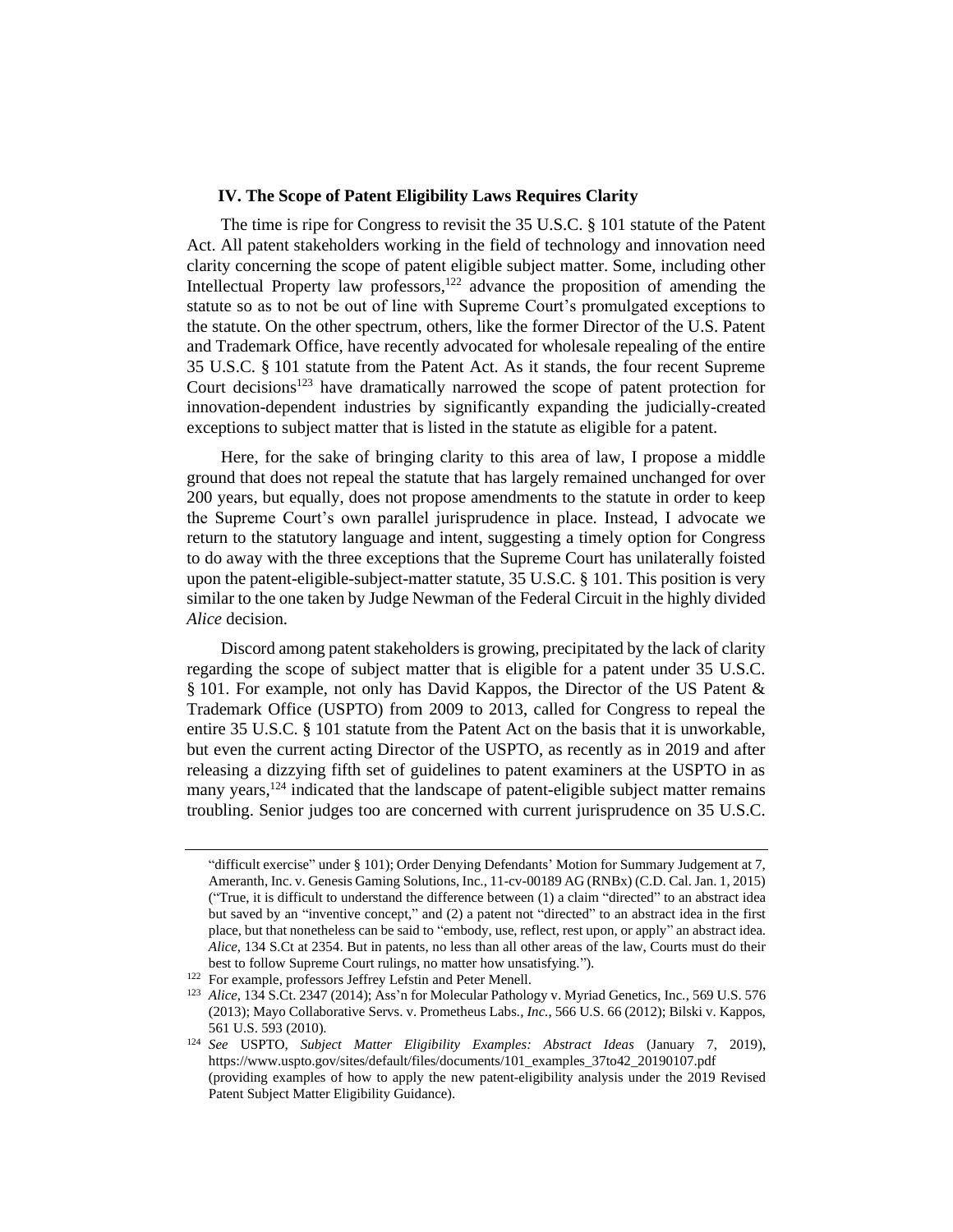### IV. The Scope of Patent Eligibility Laws Requires Clarity

The time is ripe for Congress to revisit the 35 U.S.C. § 101 statute of the Patent Act. All patent stakeholders working in the field of technology and innovation need clarity concerning the scope of patent eligible subject matter. Some, including other Intellectual Property law professors,[122] advance the proposition of amending the statute so as to not be out of line with Supreme Court's promulgated exceptions to the statute. On the other spectrum, others, like the former Director of the U.S. Patent and Trademark Office, have recently advocated for wholesale repealing of the entire 35 U.S.C. § 101 statute from the Patent Act. As it stands, the four recent Supreme Court decisions[123] have dramatically narrowed the scope of patent protection for innovation-dependent industries by significantly expanding the judicially-created exceptions to subject matter that is listed in the statute as eligible for a patent.

Here, for the sake of bringing clarity to this area of law, I propose a middle ground that does not repeal the statute that has largely remained unchanged for over 200 years, but equally, does not propose amendments to the statute in order to keep the Supreme Court's own parallel jurisprudence in place. Instead, I advocate we return to the statutory language and intent, suggesting a timely option for Congress to do away with the three exceptions that the Supreme Court has unilaterally foisted upon the patent-eligible-subject-matter statute, 35 U.S.C. § 101. This position is very similar to the one taken by Judge Newman of the Federal Circuit in the highly divided *Alice* decision.

Discord among patent stakeholders is growing, precipitated by the lack of clarity regarding the scope of subject matter that is eligible for a patent under 35 U.S.C. § 101. For example, not only has David Kappos, the Director of the US Patent & Trademark Office (USPTO) from 2009 to 2013, called for Congress to repeal the entire 35 U.S.C. § 101 statute from the Patent Act on the basis that it is unworkable, but even the current acting Director of the USPTO, as recently as in 2019 and after releasing a dizzying fifth set of guidelines to patent examiners at the USPTO in as many years,[124] indicated that the landscape of patent-eligible subject matter remains troubling. Senior judges too are concerned with current jurisprudence on 35 U.S.C.

---

"difficult exercise" under § 101); Order Denying Defendants' Motion for Summary Judgement at 7, Ameranth, Inc. v. Genesis Gaming Solutions, Inc., 11-cv-00189 AG (RNBx) (C.D. Cal. Jan. 1, 2015) ("True, it is difficult to understand the difference between (1) a claim "directed" to an abstract idea but saved by an "inventive concept," and (2) a patent not "directed" to an abstract idea in the first place, but that nonetheless can be said to "embody, use, reflect, rest upon, or apply" an abstract idea. *Alice*, 134 S.Ct at 2354. But in patents, no less than all other areas of the law, Courts must do their best to follow Supreme Court rulings, no matter how unsatisfying.").

[122] For example, professors Jeffrey Lefstin and Peter Menell.

[123] *Alice*, 134 S.Ct. 2347 (2014); Ass'n for Molecular Pathology v. Myriad Genetics, Inc., 569 U.S. 576 (2013); Mayo Collaborative Servs. v. Prometheus Labs., *Inc.*, 566 U.S. 66 (2012); Bilski v. Kappos, 561 U.S. 593 (2010).

[124] *See* USPTO, *Subject Matter Eligibility Examples: Abstract Ideas* (January 7, 2019), https://www.uspto.gov/sites/default/files/documents/101_examples_37to42_20190107.pdf (providing examples of how to apply the new patent-eligibility analysis under the 2019 Revised Patent Subject Matter Eligibility Guidance).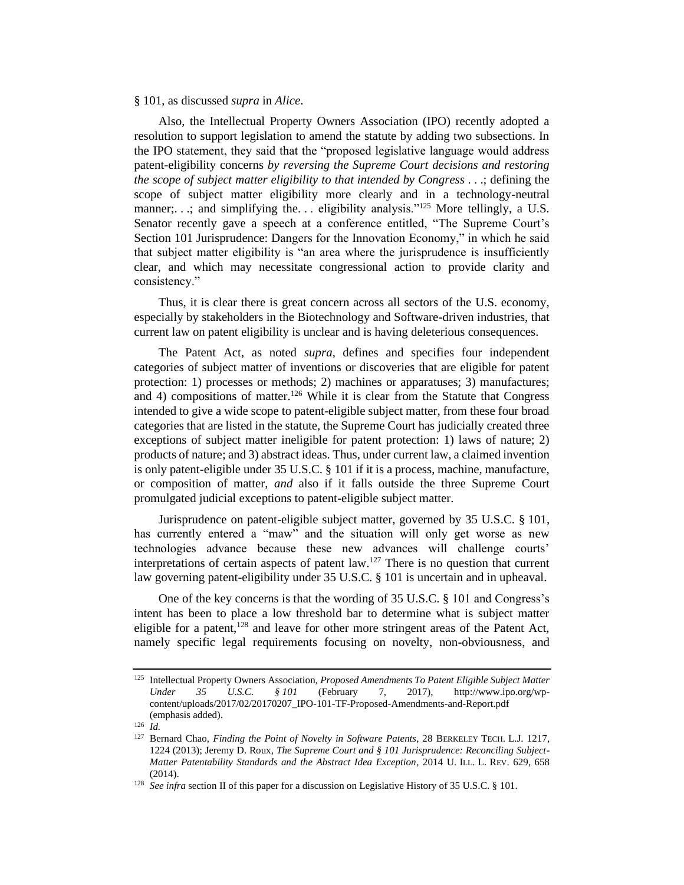§ 101, as discussed *supra* in *Alice*.

Also, the Intellectual Property Owners Association (IPO) recently adopted a resolution to support legislation to amend the statute by adding two subsections. In the IPO statement, they said that the "proposed legislative language would address patent-eligibility concerns *by reversing the Supreme Court decisions and restoring the scope of subject matter eligibility to that intended by Congress* . . .; defining the scope of subject matter eligibility more clearly and in a technology-neutral manner;. . .; and simplifying the. . . eligibility analysis."[125] More tellingly, a U.S. Senator recently gave a speech at a conference entitled, "The Supreme Court's Section 101 Jurisprudence: Dangers for the Innovation Economy," in which he said that subject matter eligibility is "an area where the jurisprudence is insufficiently clear, and which may necessitate congressional action to provide clarity and consistency."

Thus, it is clear there is great concern across all sectors of the U.S. economy, especially by stakeholders in the Biotechnology and Software-driven industries, that current law on patent eligibility is unclear and is having deleterious consequences.

The Patent Act, as noted *supra*, defines and specifies four independent categories of subject matter of inventions or discoveries that are eligible for patent protection: 1) processes or methods; 2) machines or apparatuses; 3) manufactures; and 4) compositions of matter.[126] While it is clear from the Statute that Congress intended to give a wide scope to patent-eligible subject matter, from these four broad categories that are listed in the statute, the Supreme Court has judicially created three exceptions of subject matter ineligible for patent protection: 1) laws of nature; 2) products of nature; and 3) abstract ideas. Thus, under current law, a claimed invention is only patent-eligible under 35 U.S.C. § 101 if it is a process, machine, manufacture, or composition of matter, *and* also if it falls outside the three Supreme Court promulgated judicial exceptions to patent-eligible subject matter.

Jurisprudence on patent-eligible subject matter, governed by 35 U.S.C. § 101, has currently entered a "maw" and the situation will only get worse as new technologies advance because these new advances will challenge courts' interpretations of certain aspects of patent law.[127] There is no question that current law governing patent-eligibility under 35 U.S.C. § 101 is uncertain and in upheaval.

One of the key concerns is that the wording of 35 U.S.C. § 101 and Congress's intent has been to place a low threshold bar to determine what is subject matter eligible for a patent,[128] and leave for other more stringent areas of the Patent Act, namely specific legal requirements focusing on novelty, non-obviousness, and

---

[125] Intellectual Property Owners Association, *Proposed Amendments To Patent Eligible Subject Matter Under 35 U.S.C. § 101* (February 7, 2017), http://www.ipo.org/wp-content/uploads/2017/02/20170207_IPO-101-TF-Proposed-Amendments-and-Report.pdf (emphasis added).

[126] *Id.*

[127] Bernard Chao, *Finding the Point of Novelty in Software Patents*, 28 BERKELEY TECH. L.J. 1217, 1224 (2013); Jeremy D. Roux, *The Supreme Court and § 101 Jurisprudence: Reconciling Subject-Matter Patentability Standards and the Abstract Idea Exception*, 2014 U. ILL. L. REV. 629, 658 (2014).

[128] *See infra* section II of this paper for a discussion on Legislative History of 35 U.S.C. § 101.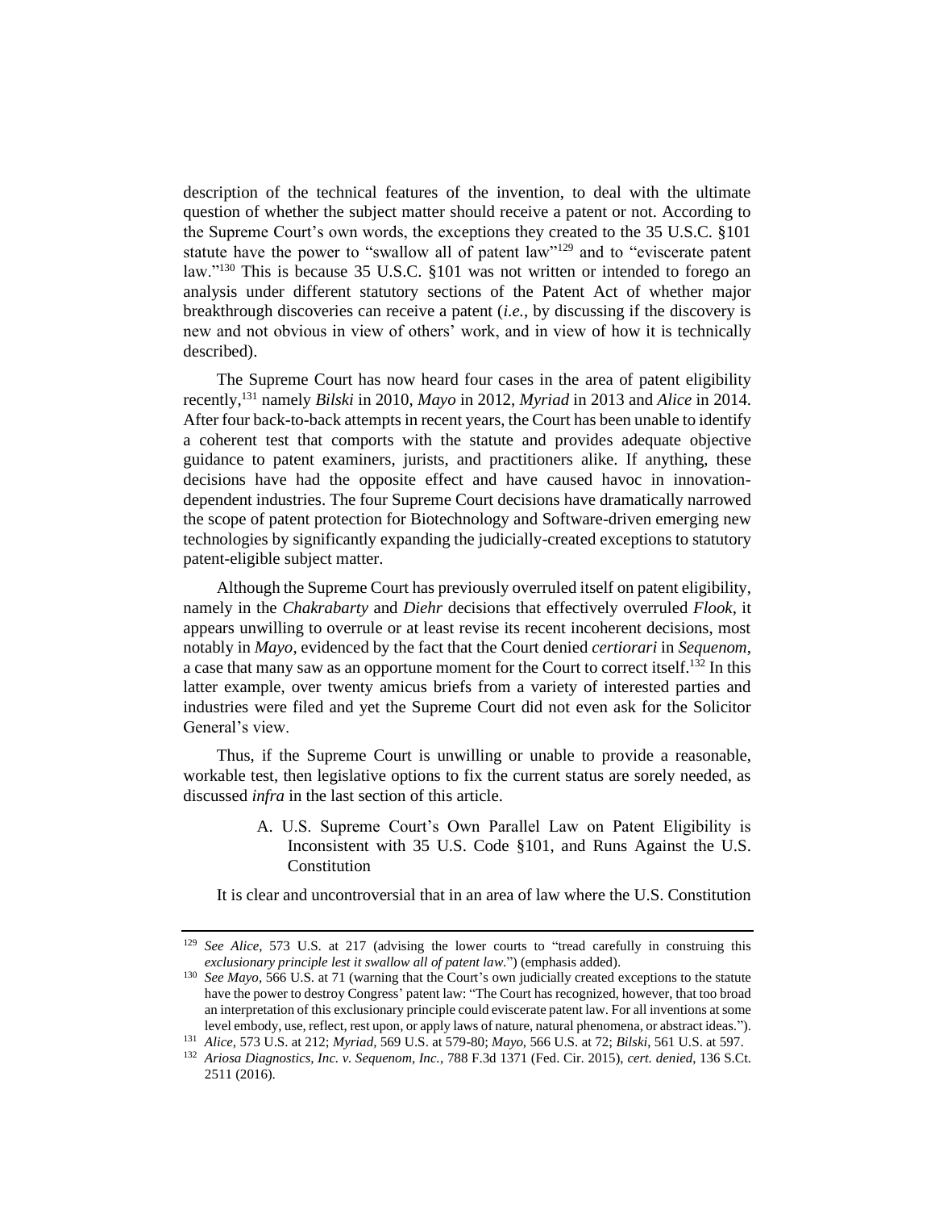description of the technical features of the invention, to deal with the ultimate question of whether the subject matter should receive a patent or not. According to the Supreme Court's own words, the exceptions they created to the 35 U.S.C. §101 statute have the power to "swallow all of patent law"[129] and to "eviscerate patent law."[130] This is because 35 U.S.C. §101 was not written or intended to forego an analysis under different statutory sections of the Patent Act of whether major breakthrough discoveries can receive a patent (*i.e.*, by discussing if the discovery is new and not obvious in view of others' work, and in view of how it is technically described).

The Supreme Court has now heard four cases in the area of patent eligibility recently,[131] namely *Bilski* in 2010, *Mayo* in 2012, *Myriad* in 2013 and *Alice* in 2014. After four back-to-back attempts in recent years, the Court has been unable to identify a coherent test that comports with the statute and provides adequate objective guidance to patent examiners, jurists, and practitioners alike. If anything, these decisions have had the opposite effect and have caused havoc in innovation-dependent industries. The four Supreme Court decisions have dramatically narrowed the scope of patent protection for Biotechnology and Software-driven emerging new technologies by significantly expanding the judicially-created exceptions to statutory patent-eligible subject matter.

Although the Supreme Court has previously overruled itself on patent eligibility, namely in the *Chakrabarty* and *Diehr* decisions that effectively overruled *Flook*, it appears unwilling to overrule or at least revise its recent incoherent decisions, most notably in *Mayo*, evidenced by the fact that the Court denied *certiorari* in *Sequenom*, a case that many saw as an opportune moment for the Court to correct itself.[132] In this latter example, over twenty amicus briefs from a variety of interested parties and industries were filed and yet the Supreme Court did not even ask for the Solicitor General's view.

Thus, if the Supreme Court is unwilling or unable to provide a reasonable, workable test, then legislative options to fix the current status are sorely needed, as discussed *infra* in the last section of this article.

### A. U.S. Supreme Court's Own Parallel Law on Patent Eligibility is Inconsistent with 35 U.S. Code §101, and Runs Against the U.S. Constitution

It is clear and uncontroversial that in an area of law where the U.S. Constitution

---

[129] *See Alice*, 573 U.S. at 217 (advising the lower courts to "tread carefully in construing this *exclusionary principle lest it swallow all of patent law*.") (emphasis added).

[130] *See Mayo*, 566 U.S. at 71 (warning that the Court's own judicially created exceptions to the statute have the power to destroy Congress' patent law: "The Court has recognized, however, that too broad an interpretation of this exclusionary principle could eviscerate patent law. For all inventions at some level embody, use, reflect, rest upon, or apply laws of nature, natural phenomena, or abstract ideas.").

[131] *Alice,* 573 U.S. at 212; *Myriad,* 569 U.S. at 579-80; *Mayo,* 566 U.S. at 72; *Bilski*, 561 U.S. at 597.

[132] *Ariosa Diagnostics, Inc. v. Sequenom, Inc.*, 788 F.3d 1371 (Fed. Cir. 2015), *cert. denied*, 136 S.Ct. 2511 (2016).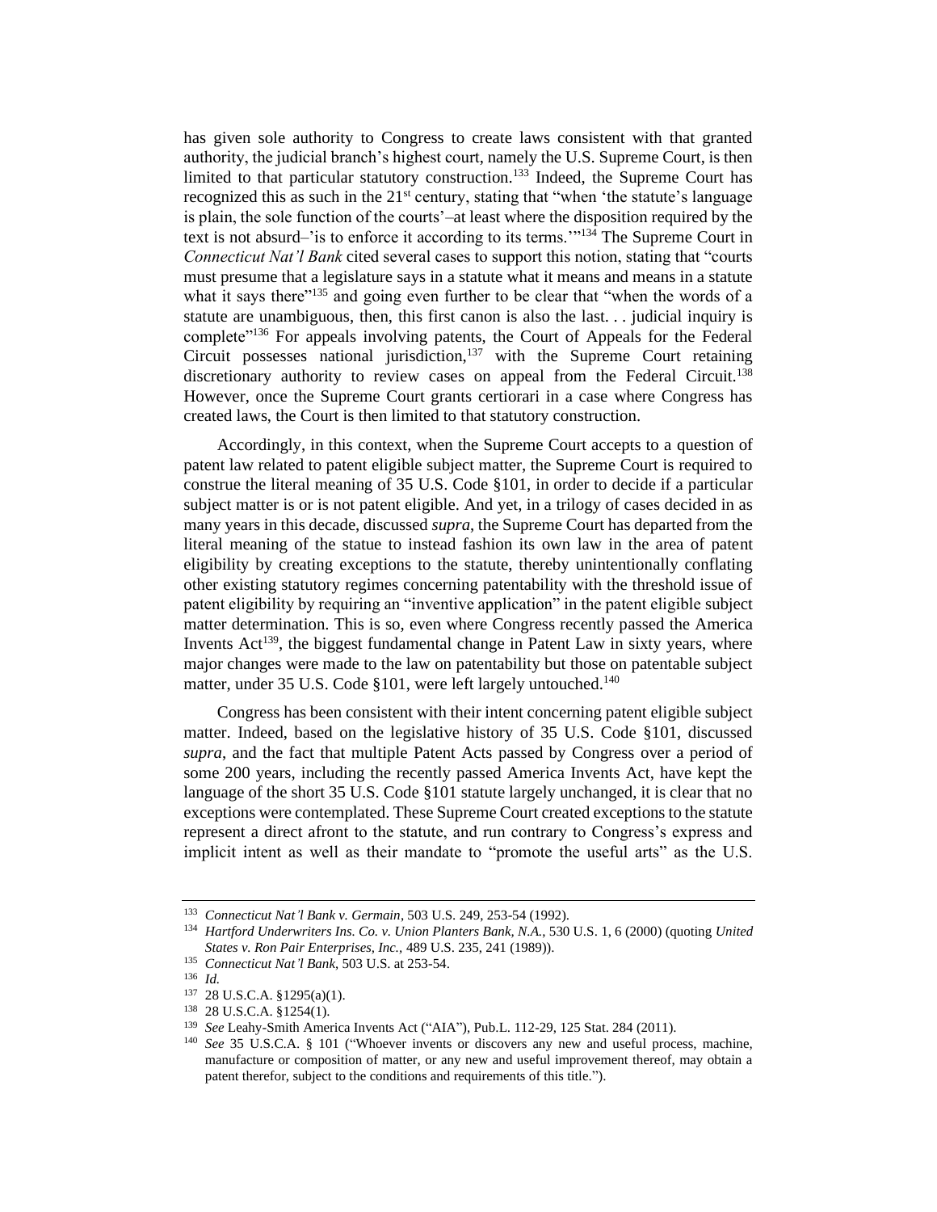has given sole authority to Congress to create laws consistent with that granted authority, the judicial branch's highest court, namely the U.S. Supreme Court, is then limited to that particular statutory construction.[133] Indeed, the Supreme Court has recognized this as such in the 21st century, stating that "when 'the statute's language is plain, the sole function of the courts'–at least where the disposition required by the text is not absurd–'is to enforce it according to its terms.'"[134] The Supreme Court in *Connecticut Nat'l Bank* cited several cases to support this notion, stating that "courts must presume that a legislature says in a statute what it means and means in a statute what it says there"[135] and going even further to be clear that "when the words of a statute are unambiguous, then, this first canon is also the last. . . judicial inquiry is complete"[136] For appeals involving patents, the Court of Appeals for the Federal Circuit possesses national jurisdiction,[137] with the Supreme Court retaining discretionary authority to review cases on appeal from the Federal Circuit.[138] However, once the Supreme Court grants certiorari in a case where Congress has created laws, the Court is then limited to that statutory construction.

Accordingly, in this context, when the Supreme Court accepts to a question of patent law related to patent eligible subject matter, the Supreme Court is required to construe the literal meaning of 35 U.S. Code §101, in order to decide if a particular subject matter is or is not patent eligible. And yet, in a trilogy of cases decided in as many years in this decade, discussed *supra*, the Supreme Court has departed from the literal meaning of the statue to instead fashion its own law in the area of patent eligibility by creating exceptions to the statute, thereby unintentionally conflating other existing statutory regimes concerning patentability with the threshold issue of patent eligibility by requiring an "inventive application" in the patent eligible subject matter determination. This is so, even where Congress recently passed the America Invents Act[139], the biggest fundamental change in Patent Law in sixty years, where major changes were made to the law on patentability but those on patentable subject matter, under 35 U.S. Code §101, were left largely untouched.[140]

Congress has been consistent with their intent concerning patent eligible subject matter. Indeed, based on the legislative history of 35 U.S. Code §101, discussed *supra*, and the fact that multiple Patent Acts passed by Congress over a period of some 200 years, including the recently passed America Invents Act, have kept the language of the short 35 U.S. Code §101 statute largely unchanged, it is clear that no exceptions were contemplated. These Supreme Court created exceptions to the statute represent a direct afront to the statute, and run contrary to Congress's express and implicit intent as well as their mandate to "promote the useful arts" as the U.S.

---

[133] *Connecticut Nat'l Bank v. Germain*, 503 U.S. 249, 253-54 (1992).

[134] *Hartford Underwriters Ins. Co. v. Union Planters Bank, N.A.*, 530 U.S. 1, 6 (2000) (quoting *United States v. Ron Pair Enterprises, Inc.*, 489 U.S. 235, 241 (1989)).

[135] *Connecticut Nat'l Bank*, 503 U.S. at 253-54.

[136] *Id.*

[137] 28 U.S.C.A. §1295(a)(1).

[138] 28 U.S.C.A. §1254(1).

[139] *See* Leahy-Smith America Invents Act ("AIA"), Pub.L. 112-29, 125 Stat. 284 (2011).

[140] *See* 35 U.S.C.A. § 101 ("Whoever invents or discovers any new and useful process, machine, manufacture or composition of matter, or any new and useful improvement thereof, may obtain a patent therefor, subject to the conditions and requirements of this title.").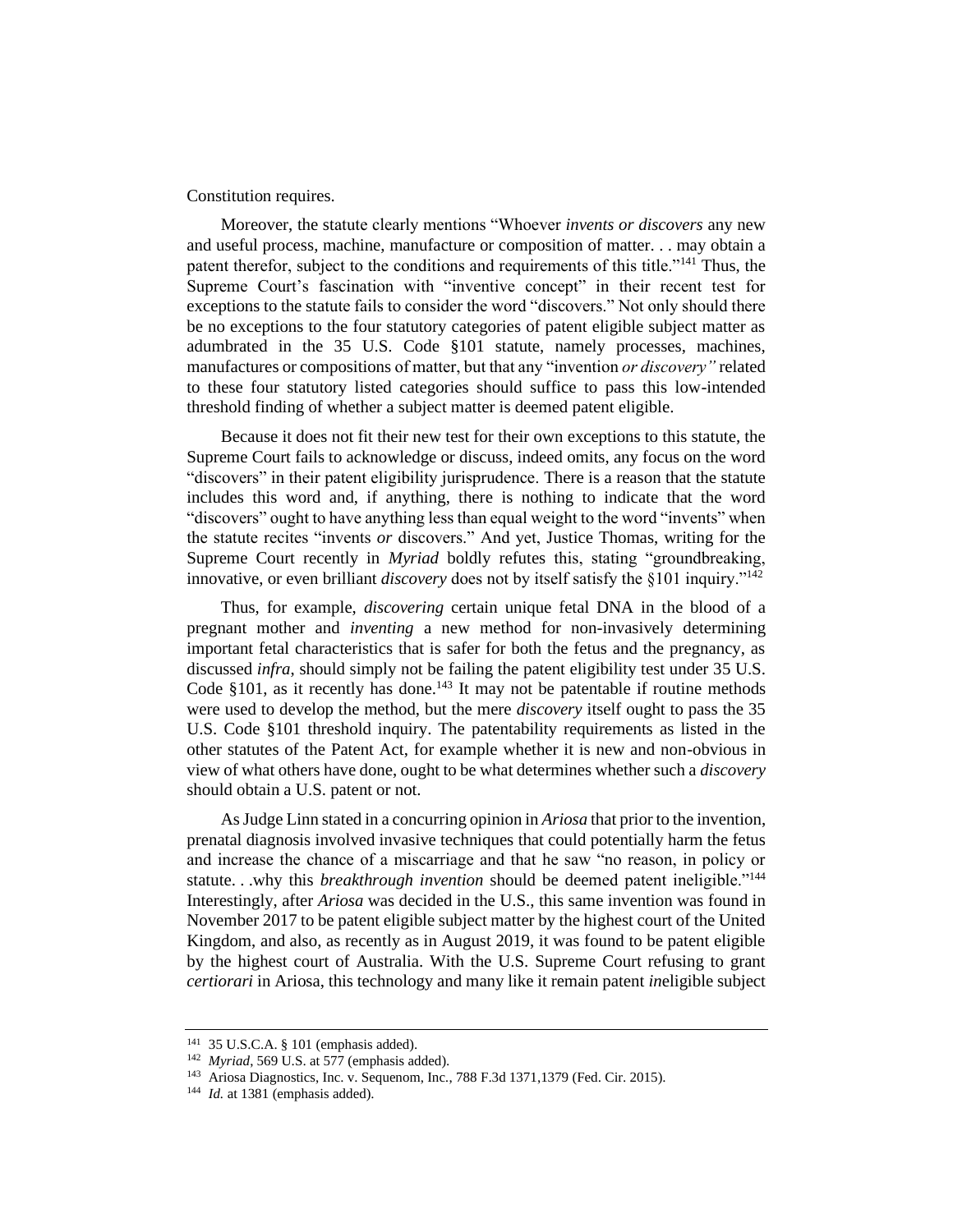Constitution requires.

Moreover, the statute clearly mentions "Whoever *invents or discovers* any new and useful process, machine, manufacture or composition of matter. . . may obtain a patent therefor, subject to the conditions and requirements of this title."[141] Thus, the Supreme Court's fascination with "inventive concept" in their recent test for exceptions to the statute fails to consider the word "discovers." Not only should there be no exceptions to the four statutory categories of patent eligible subject matter as adumbrated in the 35 U.S. Code §101 statute, namely processes, machines, manufactures or compositions of matter, but that any "invention *or discovery"* related to these four statutory listed categories should suffice to pass this low-intended threshold finding of whether a subject matter is deemed patent eligible.

Because it does not fit their new test for their own exceptions to this statute, the Supreme Court fails to acknowledge or discuss, indeed omits, any focus on the word "discovers" in their patent eligibility jurisprudence. There is a reason that the statute includes this word and, if anything, there is nothing to indicate that the word "discovers" ought to have anything less than equal weight to the word "invents" when the statute recites "invents *or* discovers." And yet, Justice Thomas, writing for the Supreme Court recently in *Myriad* boldly refutes this, stating "groundbreaking, innovative, or even brilliant *discovery* does not by itself satisfy the §101 inquiry."[142]

Thus, for example, *discovering* certain unique fetal DNA in the blood of a pregnant mother and *inventing* a new method for non-invasively determining important fetal characteristics that is safer for both the fetus and the pregnancy, as discussed *infra*, should simply not be failing the patent eligibility test under 35 U.S. Code §101, as it recently has done.[143] It may not be patentable if routine methods were used to develop the method, but the mere *discovery* itself ought to pass the 35 U.S. Code §101 threshold inquiry. The patentability requirements as listed in the other statutes of the Patent Act, for example whether it is new and non-obvious in view of what others have done, ought to be what determines whether such a *discovery* should obtain a U.S. patent or not.

As Judge Linn stated in a concurring opinion in *Ariosa* that prior to the invention, prenatal diagnosis involved invasive techniques that could potentially harm the fetus and increase the chance of a miscarriage and that he saw "no reason, in policy or statute. . .why this *breakthrough invention* should be deemed patent ineligible."[144] Interestingly, after *Ariosa* was decided in the U.S., this same invention was found in November 2017 to be patent eligible subject matter by the highest court of the United Kingdom, and also, as recently as in August 2019, it was found to be patent eligible by the highest court of Australia. With the U.S. Supreme Court refusing to grant *certiorari* in Ariosa, this technology and many like it remain patent *in*eligible subject

---

[141] 35 U.S.C.A. § 101 (emphasis added).

[142] *Myriad*, 569 U.S. at 577 (emphasis added).

[143] Ariosa Diagnostics, Inc. v. Sequenom, Inc., 788 F.3d 1371,1379 (Fed. Cir. 2015).

[144] *Id.* at 1381 (emphasis added).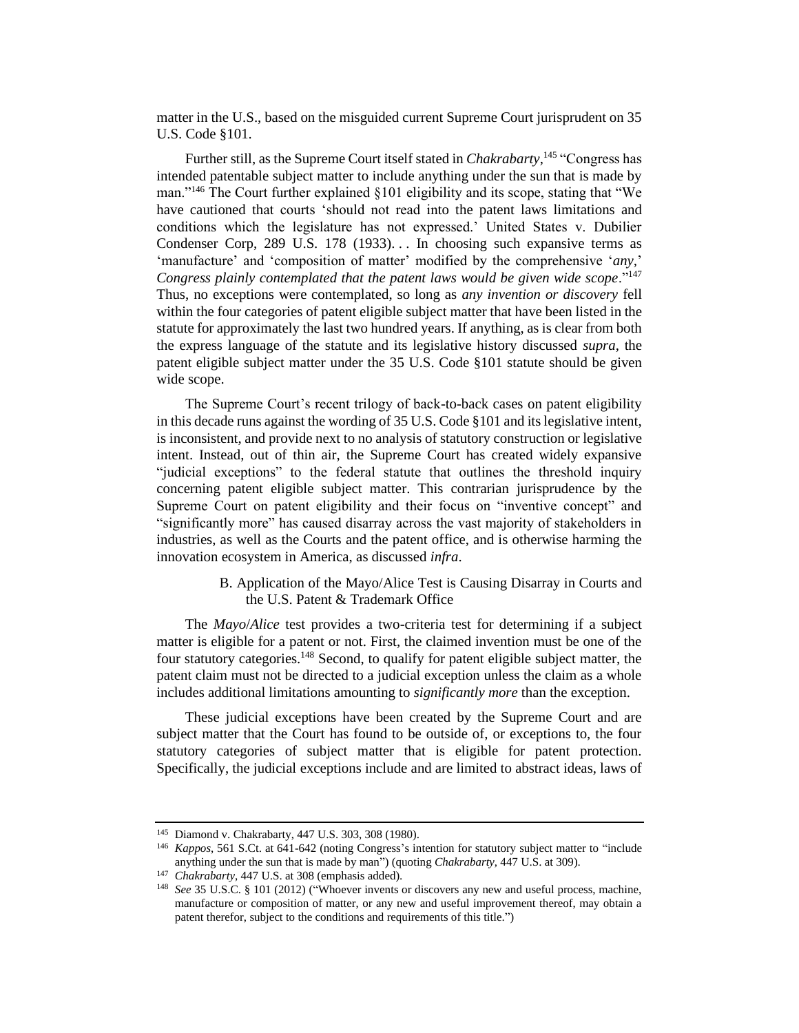matter in the U.S., based on the misguided current Supreme Court jurisprudent on 35 U.S. Code §101.

Further still, as the Supreme Court itself stated in *Chakrabarty*,[145] "Congress has intended patentable subject matter to include anything under the sun that is made by man."[146] The Court further explained §101 eligibility and its scope, stating that "We have cautioned that courts 'should not read into the patent laws limitations and conditions which the legislature has not expressed.' United States v. Dubilier Condenser Corp, 289 U.S. 178 (1933). . . In choosing such expansive terms as 'manufacture' and 'composition of matter' modified by the comprehensive '*any*,' *Congress plainly contemplated that the patent laws would be given wide scope*."[147] Thus, no exceptions were contemplated, so long as *any invention or discovery* fell within the four categories of patent eligible subject matter that have been listed in the statute for approximately the last two hundred years. If anything, as is clear from both the express language of the statute and its legislative history discussed *supra*, the patent eligible subject matter under the 35 U.S. Code §101 statute should be given wide scope.

The Supreme Court's recent trilogy of back-to-back cases on patent eligibility in this decade runs against the wording of 35 U.S. Code §101 and its legislative intent, is inconsistent, and provide next to no analysis of statutory construction or legislative intent. Instead, out of thin air, the Supreme Court has created widely expansive "judicial exceptions" to the federal statute that outlines the threshold inquiry concerning patent eligible subject matter. This contrarian jurisprudence by the Supreme Court on patent eligibility and their focus on "inventive concept" and "significantly more" has caused disarray across the vast majority of stakeholders in industries, as well as the Courts and the patent office, and is otherwise harming the innovation ecosystem in America, as discussed *infra*.

### B. Application of the Mayo/Alice Test is Causing Disarray in Courts and the U.S. Patent & Trademark Office

The *Mayo*/*Alice* test provides a two-criteria test for determining if a subject matter is eligible for a patent or not. First, the claimed invention must be one of the four statutory categories.[148] Second, to qualify for patent eligible subject matter, the patent claim must not be directed to a judicial exception unless the claim as a whole includes additional limitations amounting to *significantly more* than the exception.

These judicial exceptions have been created by the Supreme Court and are subject matter that the Court has found to be outside of, or exceptions to, the four statutory categories of subject matter that is eligible for patent protection. Specifically, the judicial exceptions include and are limited to abstract ideas, laws of

---

[145] Diamond v. Chakrabarty, 447 U.S. 303, 308 (1980).

[146] *Kappos*, 561 S.Ct. at 641-642 (noting Congress's intention for statutory subject matter to "include anything under the sun that is made by man") (quoting *Chakrabarty*, 447 U.S. at 309).

[147] *Chakrabarty*, 447 U.S. at 308 (emphasis added).

[148] *See* 35 U.S.C. § 101 (2012) ("Whoever invents or discovers any new and useful process, machine, manufacture or composition of matter, or any new and useful improvement thereof, may obtain a patent therefor, subject to the conditions and requirements of this title.")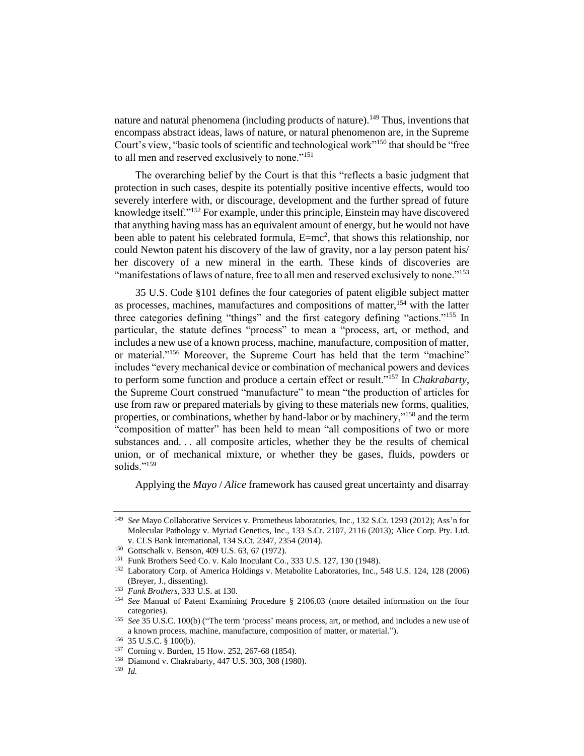nature and natural phenomena (including products of nature).[149] Thus, inventions that encompass abstract ideas, laws of nature, or natural phenomenon are, in the Supreme Court's view, "basic tools of scientific and technological work"[150] that should be "free to all men and reserved exclusively to none."[151]

The overarching belief by the Court is that this "reflects a basic judgment that protection in such cases, despite its potentially positive incentive effects, would too severely interfere with, or discourage, development and the further spread of future knowledge itself."[152] For example, under this principle, Einstein may have discovered that anything having mass has an equivalent amount of energy, but he would not have been able to patent his celebrated formula, $E=mc^2$, that shows this relationship, nor could Newton patent his discovery of the law of gravity, nor a lay person patent his/ her discovery of a new mineral in the earth. These kinds of discoveries are "manifestations of laws of nature, free to all men and reserved exclusively to none."[153]

35 U.S. Code §101 defines the four categories of patent eligible subject matter as processes, machines, manufactures and compositions of matter,[154] with the latter three categories defining "things" and the first category defining "actions."[155] In particular, the statute defines "process" to mean a "process, art, or method, and includes a new use of a known process, machine, manufacture, composition of matter, or material."[156] Moreover, the Supreme Court has held that the term "machine" includes "every mechanical device or combination of mechanical powers and devices to perform some function and produce a certain effect or result."[157] In *Chakrabarty*, the Supreme Court construed "manufacture" to mean "the production of articles for use from raw or prepared materials by giving to these materials new forms, qualities, properties, or combinations, whether by hand-labor or by machinery,"[158] and the term "composition of matter" has been held to mean "all compositions of two or more substances and. . . all composite articles, whether they be the results of chemical union, or of mechanical mixture, or whether they be gases, fluids, powders or solids."[159]

Applying the *Mayo* / *Alice* framework has caused great uncertainty and disarray

---

[149] *See* Mayo Collaborative Services v. Prometheus laboratories, Inc., 132 S.Ct. 1293 (2012); Ass'n for Molecular Pathology v. Myriad Genetics, Inc., 133 S.Ct. 2107, 2116 (2013); Alice Corp. Pty. Ltd. v. CLS Bank International, 134 S.Ct. 2347, 2354 (2014).

[150] Gottschalk v. Benson, 409 U.S. 63, 67 (1972).

[151] Funk Brothers Seed Co. v. Kalo Inoculant Co., 333 U.S. 127, 130 (1948).

[152] Laboratory Corp. of America Holdings v. Metabolite Laboratories, Inc., 548 U.S. 124, 128 (2006) (Breyer, J., dissenting).

[153] *Funk Brothers*, 333 U.S. at 130.

[154] *See* Manual of Patent Examining Procedure § 2106.03 (more detailed information on the four categories).

[155] *See* 35 U.S.C. 100(b) ("The term 'process' means process, art, or method, and includes a new use of a known process, machine, manufacture, composition of matter, or material.").

[156] 35 U.S.C. § 100(b).

[157] Corning v. Burden, 15 How. 252, 267-68 (1854).

[158] Diamond v. Chakrabarty, 447 U.S. 303, 308 (1980).

[159] *Id.*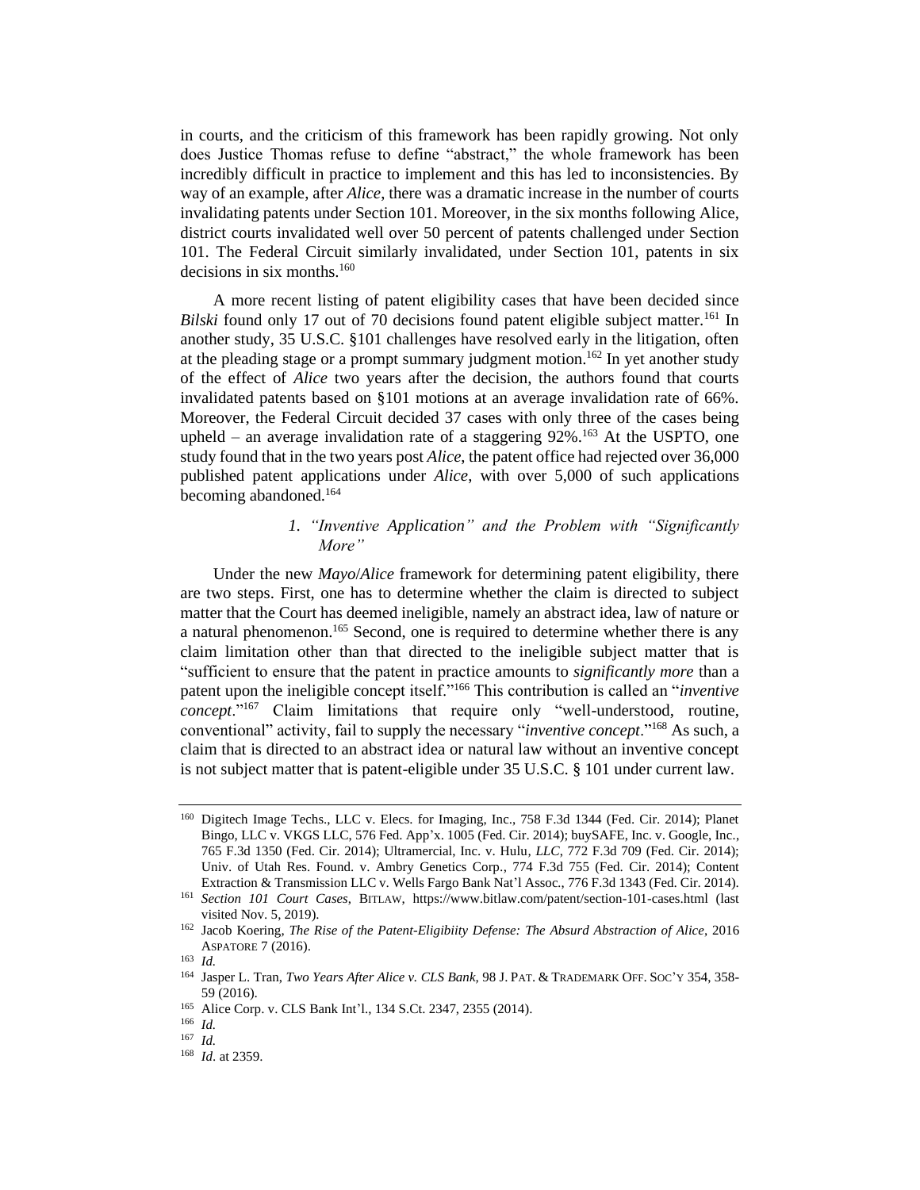in courts, and the criticism of this framework has been rapidly growing. Not only does Justice Thomas refuse to define "abstract," the whole framework has been incredibly difficult in practice to implement and this has led to inconsistencies. By way of an example, after *Alice*, there was a dramatic increase in the number of courts invalidating patents under Section 101. Moreover, in the six months following Alice, district courts invalidated well over 50 percent of patents challenged under Section 101. The Federal Circuit similarly invalidated, under Section 101, patents in six decisions in six months.[160]

A more recent listing of patent eligibility cases that have been decided since *Bilski* found only 17 out of 70 decisions found patent eligible subject matter.[161] In another study, 35 U.S.C. §101 challenges have resolved early in the litigation, often at the pleading stage or a prompt summary judgment motion.[162] In yet another study of the effect of *Alice* two years after the decision, the authors found that courts invalidated patents based on §101 motions at an average invalidation rate of 66%. Moreover, the Federal Circuit decided 37 cases with only three of the cases being upheld – an average invalidation rate of a staggering 92%.[163] At the USPTO, one study found that in the two years post *Alice*, the patent office had rejected over 36,000 published patent applications under *Alice*, with over 5,000 of such applications becoming abandoned.[164]

### *1. "Inventive Application" and the Problem with "Significantly More"*

Under the new *Mayo*/*Alice* framework for determining patent eligibility, there are two steps. First, one has to determine whether the claim is directed to subject matter that the Court has deemed ineligible, namely an abstract idea, law of nature or a natural phenomenon.[165] Second, one is required to determine whether there is any claim limitation other than that directed to the ineligible subject matter that is "sufficient to ensure that the patent in practice amounts to *significantly more* than a patent upon the ineligible concept itself."[166] This contribution is called an "*inventive concept*."[167] Claim limitations that require only "well-understood, routine, conventional" activity, fail to supply the necessary "*inventive concept*."[168] As such, a claim that is directed to an abstract idea or natural law without an inventive concept is not subject matter that is patent-eligible under 35 U.S.C. § 101 under current law.

---

[160] Digitech Image Techs., LLC v. Elecs. for Imaging, Inc., 758 F.3d 1344 (Fed. Cir. 2014); Planet Bingo, LLC v. VKGS LLC, 576 Fed. App'x. 1005 (Fed. Cir. 2014); buySAFE, Inc. v. Google, Inc., 765 F.3d 1350 (Fed. Cir. 2014); Ultramercial, Inc. v. Hulu, *LLC*, 772 F.3d 709 (Fed. Cir. 2014); Univ. of Utah Res. Found. v. Ambry Genetics Corp., 774 F.3d 755 (Fed. Cir. 2014); Content Extraction & Transmission LLC v. Wells Fargo Bank Nat'l Assoc., 776 F.3d 1343 (Fed. Cir. 2014).

[161] *Section 101 Court Cases*, BITLAW, https://www.bitlaw.com/patent/section-101-cases.html (last visited Nov. 5, 2019).

[162] Jacob Koering, *The Rise of the Patent-Eligibiity Defense: The Absurd Abstraction of Alice*, 2016 ASPATORE 7 (2016).

[163] *Id.*

[164] Jasper L. Tran, *Two Years After Alice v. CLS Bank*, 98 J. PAT. & TRADEMARK OFF. SOC'Y 354, 358-59 (2016).

[165] Alice Corp. v. CLS Bank Int'l., 134 S.Ct. 2347, 2355 (2014).

[166] *Id.*

[167] *Id.*

[168] *Id.* at 2359.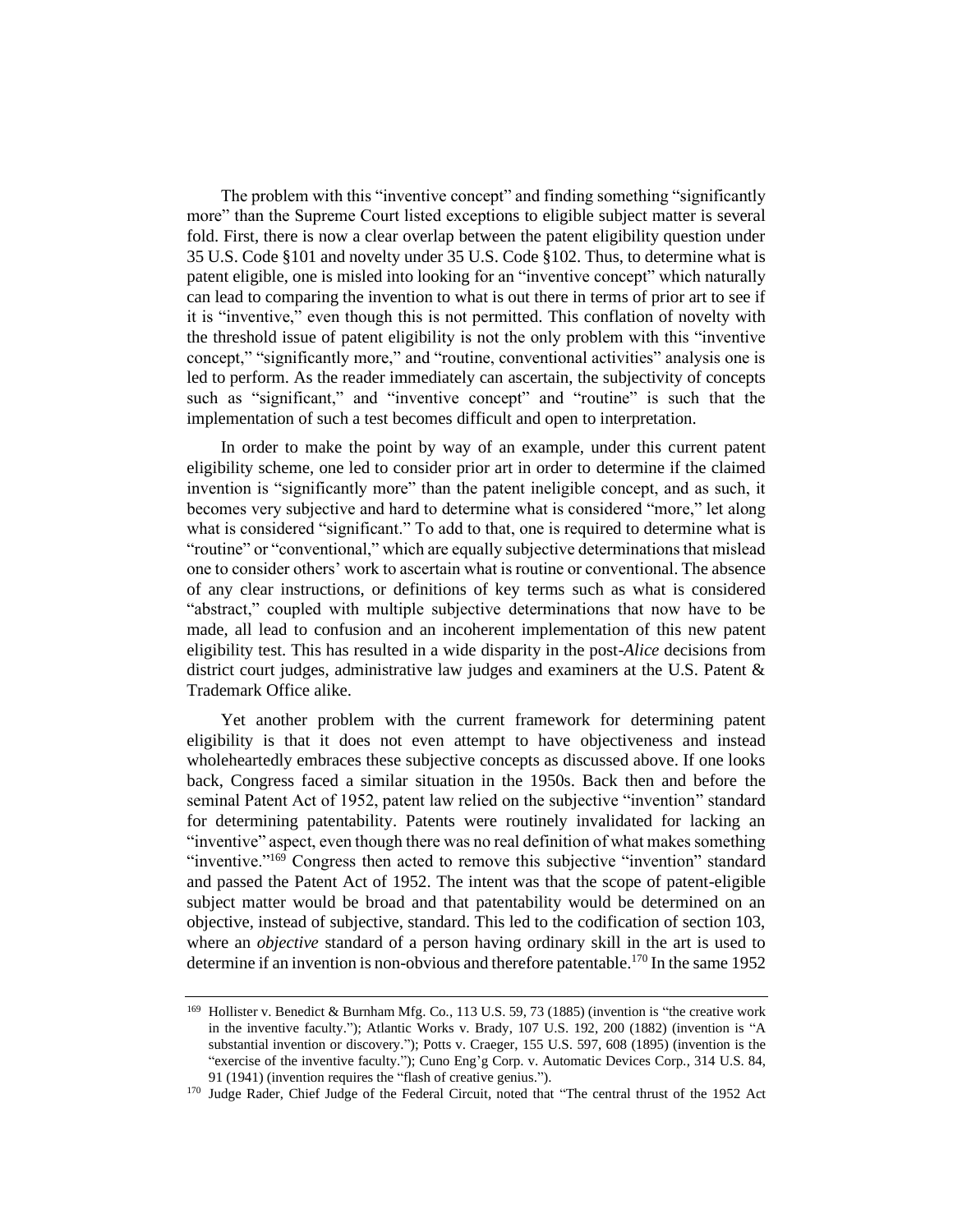The problem with this "inventive concept" and finding something "significantly more" than the Supreme Court listed exceptions to eligible subject matter is several fold. First, there is now a clear overlap between the patent eligibility question under 35 U.S. Code §101 and novelty under 35 U.S. Code §102. Thus, to determine what is patent eligible, one is misled into looking for an "inventive concept" which naturally can lead to comparing the invention to what is out there in terms of prior art to see if it is "inventive," even though this is not permitted. This conflation of novelty with the threshold issue of patent eligibility is not the only problem with this "inventive concept," "significantly more," and "routine, conventional activities" analysis one is led to perform. As the reader immediately can ascertain, the subjectivity of concepts such as "significant," and "inventive concept" and "routine" is such that the implementation of such a test becomes difficult and open to interpretation.

In order to make the point by way of an example, under this current patent eligibility scheme, one led to consider prior art in order to determine if the claimed invention is "significantly more" than the patent ineligible concept, and as such, it becomes very subjective and hard to determine what is considered "more," let along what is considered "significant." To add to that, one is required to determine what is "routine" or "conventional," which are equally subjective determinations that mislead one to consider others' work to ascertain what is routine or conventional. The absence of any clear instructions, or definitions of key terms such as what is considered "abstract," coupled with multiple subjective determinations that now have to be made, all lead to confusion and an incoherent implementation of this new patent eligibility test. This has resulted in a wide disparity in the post-*Alice* decisions from district court judges, administrative law judges and examiners at the U.S. Patent & Trademark Office alike.

Yet another problem with the current framework for determining patent eligibility is that it does not even attempt to have objectiveness and instead wholeheartedly embraces these subjective concepts as discussed above. If one looks back, Congress faced a similar situation in the 1950s. Back then and before the seminal Patent Act of 1952, patent law relied on the subjective "invention" standard for determining patentability. Patents were routinely invalidated for lacking an "inventive" aspect, even though there was no real definition of what makes something "inventive."[169] Congress then acted to remove this subjective "invention" standard and passed the Patent Act of 1952. The intent was that the scope of patent-eligible subject matter would be broad and that patentability would be determined on an objective, instead of subjective, standard. This led to the codification of section 103, where an *objective* standard of a person having ordinary skill in the art is used to determine if an invention is non-obvious and therefore patentable.[170] In the same 1952

---

[169] Hollister v. Benedict & Burnham Mfg. Co., 113 U.S. 59, 73 (1885) (invention is "the creative work in the inventive faculty."); Atlantic Works v. Brady, 107 U.S. 192, 200 (1882) (invention is "A substantial invention or discovery."); Potts v. Craeger, 155 U.S. 597, 608 (1895) (invention is the "exercise of the inventive faculty."); Cuno Eng'g Corp. v. Automatic Devices Corp., 314 U.S. 84, 91 (1941) (invention requires the "flash of creative genius.").

[170] Judge Rader, Chief Judge of the Federal Circuit, noted that "The central thrust of the 1952 Act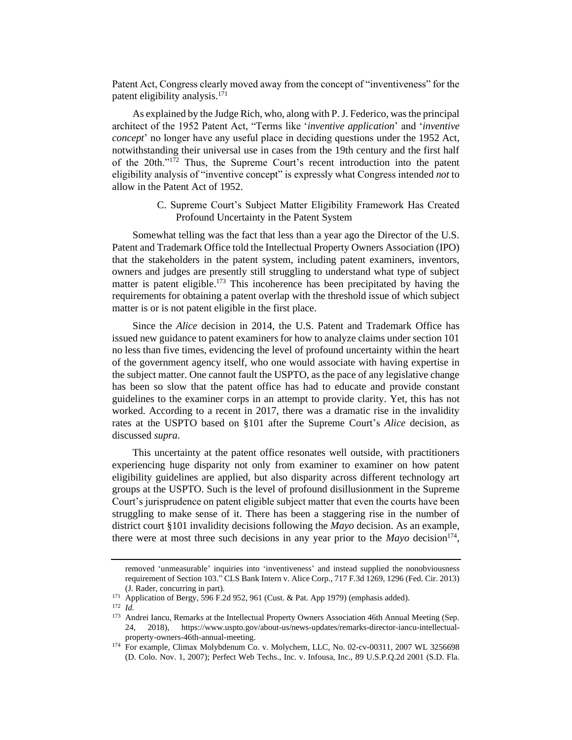Patent Act, Congress clearly moved away from the concept of "inventiveness" for the patent eligibility analysis.[171]

As explained by the Judge Rich, who, along with P. J. Federico, was the principal architect of the 1952 Patent Act, "Terms like '*inventive application*' and '*inventive concept*' no longer have any useful place in deciding questions under the 1952 Act, notwithstanding their universal use in cases from the 19th century and the first half of the 20th."[172] Thus, the Supreme Court's recent introduction into the patent eligibility analysis of "inventive concept" is expressly what Congress intended *not* to allow in the Patent Act of 1952.

### C. Supreme Court's Subject Matter Eligibility Framework Has Created Profound Uncertainty in the Patent System

Somewhat telling was the fact that less than a year ago the Director of the U.S. Patent and Trademark Office told the Intellectual Property Owners Association (IPO) that the stakeholders in the patent system, including patent examiners, inventors, owners and judges are presently still struggling to understand what type of subject matter is patent eligible.[173] This incoherence has been precipitated by having the requirements for obtaining a patent overlap with the threshold issue of which subject matter is or is not patent eligible in the first place.

Since the *Alice* decision in 2014, the U.S. Patent and Trademark Office has issued new guidance to patent examiners for how to analyze claims under section 101 no less than five times, evidencing the level of profound uncertainty within the heart of the government agency itself, who one would associate with having expertise in the subject matter. One cannot fault the USPTO, as the pace of any legislative change has been so slow that the patent office has had to educate and provide constant guidelines to the examiner corps in an attempt to provide clarity. Yet, this has not worked. According to a recent in 2017, there was a dramatic rise in the invalidity rates at the USPTO based on §101 after the Supreme Court's *Alice* decision, as discussed *supra*.

This uncertainty at the patent office resonates well outside, with practitioners experiencing huge disparity not only from examiner to examiner on how patent eligibility guidelines are applied, but also disparity across different technology art groups at the USPTO. Such is the level of profound disillusionment in the Supreme Court's jurisprudence on patent eligible subject matter that even the courts have been struggling to make sense of it. There has been a staggering rise in the number of district court §101 invalidity decisions following the *Mayo* decision. As an example, there were at most three such decisions in any year prior to the *Mayo* decision[174],

---

removed 'unmeasurable' inquiries into 'inventiveness' and instead supplied the nonobviousness requirement of Section 103." CLS Bank Intern v. Alice Corp., 717 F.3d 1269, 1296 (Fed. Cir. 2013) (J. Rader, concurring in part).

[171] Application of Bergy, 596 F.2d 952, 961 (Cust. & Pat. App 1979) (emphasis added).

[172] *Id.*

[173] Andrei Iancu, Remarks at the Intellectual Property Owners Association 46th Annual Meeting (Sep. 24, 2018), https://www.uspto.gov/about-us/news-updates/remarks-director-iancu-intellectual-property-owners-46th-annual-meeting.

[174] For example, Climax Molybdenum Co. v. Molychem, LLC, No. 02-cv-00311, 2007 WL 3256698 (D. Colo. Nov. 1, 2007); Perfect Web Techs., Inc. v. Infousa, Inc., 89 U.S.P.Q.2d 2001 (S.D. Fla.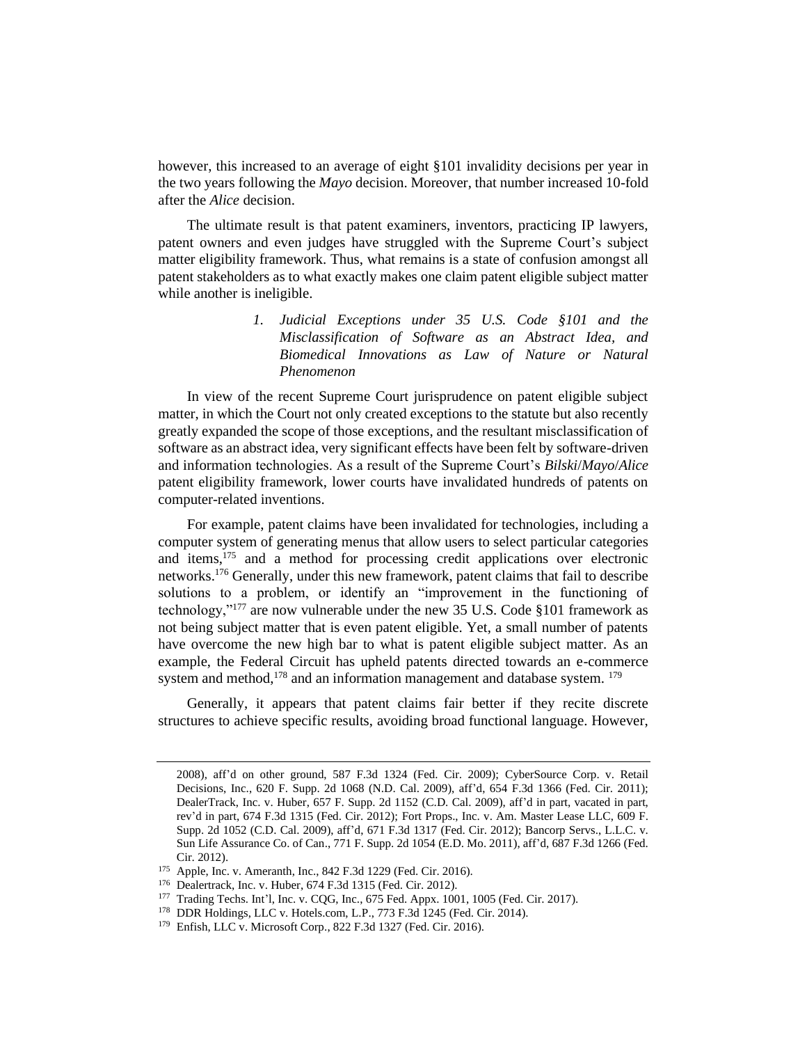however, this increased to an average of eight §101 invalidity decisions per year in the two years following the *Mayo* decision. Moreover, that number increased 10-fold after the *Alice* decision.

The ultimate result is that patent examiners, inventors, practicing IP lawyers, patent owners and even judges have struggled with the Supreme Court's subject matter eligibility framework. Thus, what remains is a state of confusion amongst all patent stakeholders as to what exactly makes one claim patent eligible subject matter while another is ineligible.

### *1. Judicial Exceptions under 35 U.S. Code §101 and the Misclassification of Software as an Abstract Idea, and Biomedical Innovations as Law of Nature or Natural Phenomenon*

In view of the recent Supreme Court jurisprudence on patent eligible subject matter, in which the Court not only created exceptions to the statute but also recently greatly expanded the scope of those exceptions, and the resultant misclassification of software as an abstract idea, very significant effects have been felt by software-driven and information technologies. As a result of the Supreme Court's *Bilski*/*Mayo*/*Alice* patent eligibility framework, lower courts have invalidated hundreds of patents on computer-related inventions.

For example, patent claims have been invalidated for technologies, including a computer system of generating menus that allow users to select particular categories and items,[175] and a method for processing credit applications over electronic networks.[176] Generally, under this new framework, patent claims that fail to describe solutions to a problem, or identify an "improvement in the functioning of technology,"[177] are now vulnerable under the new 35 U.S. Code §101 framework as not being subject matter that is even patent eligible. Yet, a small number of patents have overcome the new high bar to what is patent eligible subject matter. As an example, the Federal Circuit has upheld patents directed towards an e-commerce system and method,[178] and an information management and database system.[179]

Generally, it appears that patent claims fair better if they recite discrete structures to achieve specific results, avoiding broad functional language. However,

---

2008), aff'd on other ground, 587 F.3d 1324 (Fed. Cir. 2009); CyberSource Corp. v. Retail Decisions, Inc., 620 F. Supp. 2d 1068 (N.D. Cal. 2009), aff'd, 654 F.3d 1366 (Fed. Cir. 2011); DealerTrack, Inc. v. Huber, 657 F. Supp. 2d 1152 (C.D. Cal. 2009), aff'd in part, vacated in part, rev'd in part, 674 F.3d 1315 (Fed. Cir. 2012); Fort Props., Inc. v. Am. Master Lease LLC, 609 F. Supp. 2d 1052 (C.D. Cal. 2009), aff'd, 671 F.3d 1317 (Fed. Cir. 2012); Bancorp Servs., L.L.C. v. Sun Life Assurance Co. of Can., 771 F. Supp. 2d 1054 (E.D. Mo. 2011), aff'd, 687 F.3d 1266 (Fed. Cir. 2012).

[175] Apple, Inc. v. Ameranth, Inc., 842 F.3d 1229 (Fed. Cir. 2016).

[176] Dealertrack, Inc. v. Huber, 674 F.3d 1315 (Fed. Cir. 2012).

[177] Trading Techs. Int'l, Inc. v. CQG, Inc., 675 Fed. Appx. 1001, 1005 (Fed. Cir. 2017).

[178] DDR Holdings, LLC v. Hotels.com, L.P., 773 F.3d 1245 (Fed. Cir. 2014).

[179] Enfish, LLC v. Microsoft Corp., 822 F.3d 1327 (Fed. Cir. 2016).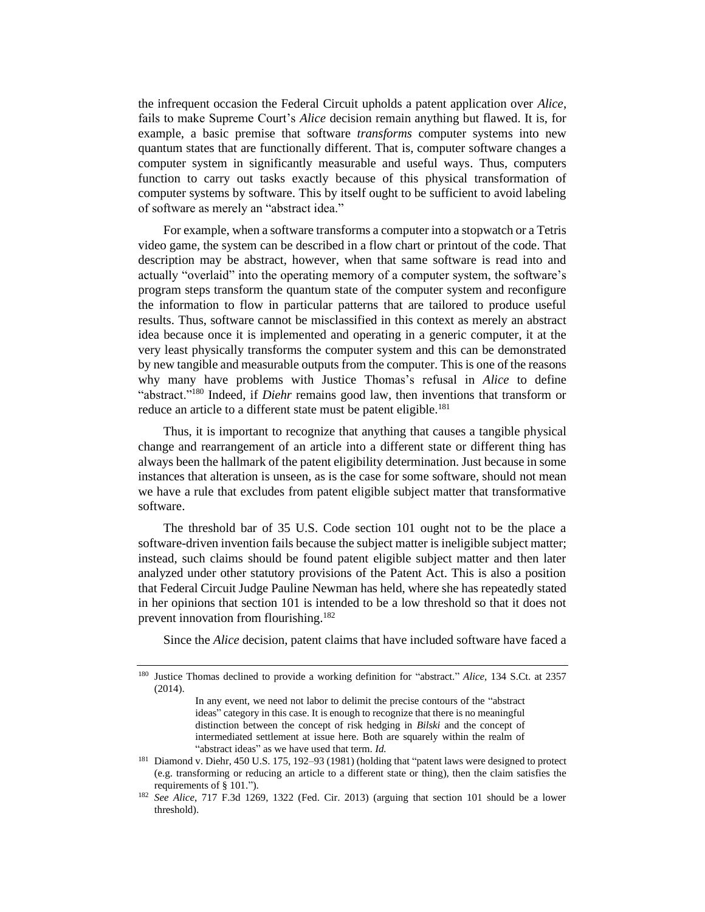the infrequent occasion the Federal Circuit upholds a patent application over *Alice*, fails to make Supreme Court's *Alice* decision remain anything but flawed. It is, for example, a basic premise that software *transforms* computer systems into new quantum states that are functionally different. That is, computer software changes a computer system in significantly measurable and useful ways. Thus, computers function to carry out tasks exactly because of this physical transformation of computer systems by software. This by itself ought to be sufficient to avoid labeling of software as merely an "abstract idea."

For example, when a software transforms a computer into a stopwatch or a Tetris video game, the system can be described in a flow chart or printout of the code. That description may be abstract, however, when that same software is read into and actually "overlaid" into the operating memory of a computer system, the software's program steps transform the quantum state of the computer system and reconfigure the information to flow in particular patterns that are tailored to produce useful results. Thus, software cannot be misclassified in this context as merely an abstract idea because once it is implemented and operating in a generic computer, it at the very least physically transforms the computer system and this can be demonstrated by new tangible and measurable outputs from the computer. This is one of the reasons why many have problems with Justice Thomas's refusal in *Alice* to define "abstract."[180] Indeed, if *Diehr* remains good law, then inventions that transform or reduce an article to a different state must be patent eligible.[181]

Thus, it is important to recognize that anything that causes a tangible physical change and rearrangement of an article into a different state or different thing has always been the hallmark of the patent eligibility determination. Just because in some instances that alteration is unseen, as is the case for some software, should not mean we have a rule that excludes from patent eligible subject matter that transformative software.

The threshold bar of 35 U.S. Code section 101 ought not to be the place a software-driven invention fails because the subject matter is ineligible subject matter; instead, such claims should be found patent eligible subject matter and then later analyzed under other statutory provisions of the Patent Act. This is also a position that Federal Circuit Judge Pauline Newman has held, where she has repeatedly stated in her opinions that section 101 is intended to be a low threshold so that it does not prevent innovation from flourishing.[182]

Since the *Alice* decision, patent claims that have included software have faced a

---

[180] Justice Thomas declined to provide a working definition for "abstract." *Alice*, 134 S.Ct. at 2357 (2014).

> In any event, we need not labor to delimit the precise contours of the "abstract ideas" category in this case. It is enough to recognize that there is no meaningful distinction between the concept of risk hedging in *Bilski* and the concept of intermediated settlement at issue here. Both are squarely within the realm of "abstract ideas" as we have used that term. *Id.*

[181] Diamond v. Diehr, 450 U.S. 175, 192–93 (1981) (holding that "patent laws were designed to protect (e.g. transforming or reducing an article to a different state or thing), then the claim satisfies the requirements of § 101.").

[182] *See Alice*, 717 F.3d 1269, 1322 (Fed. Cir. 2013) (arguing that section 101 should be a lower threshold).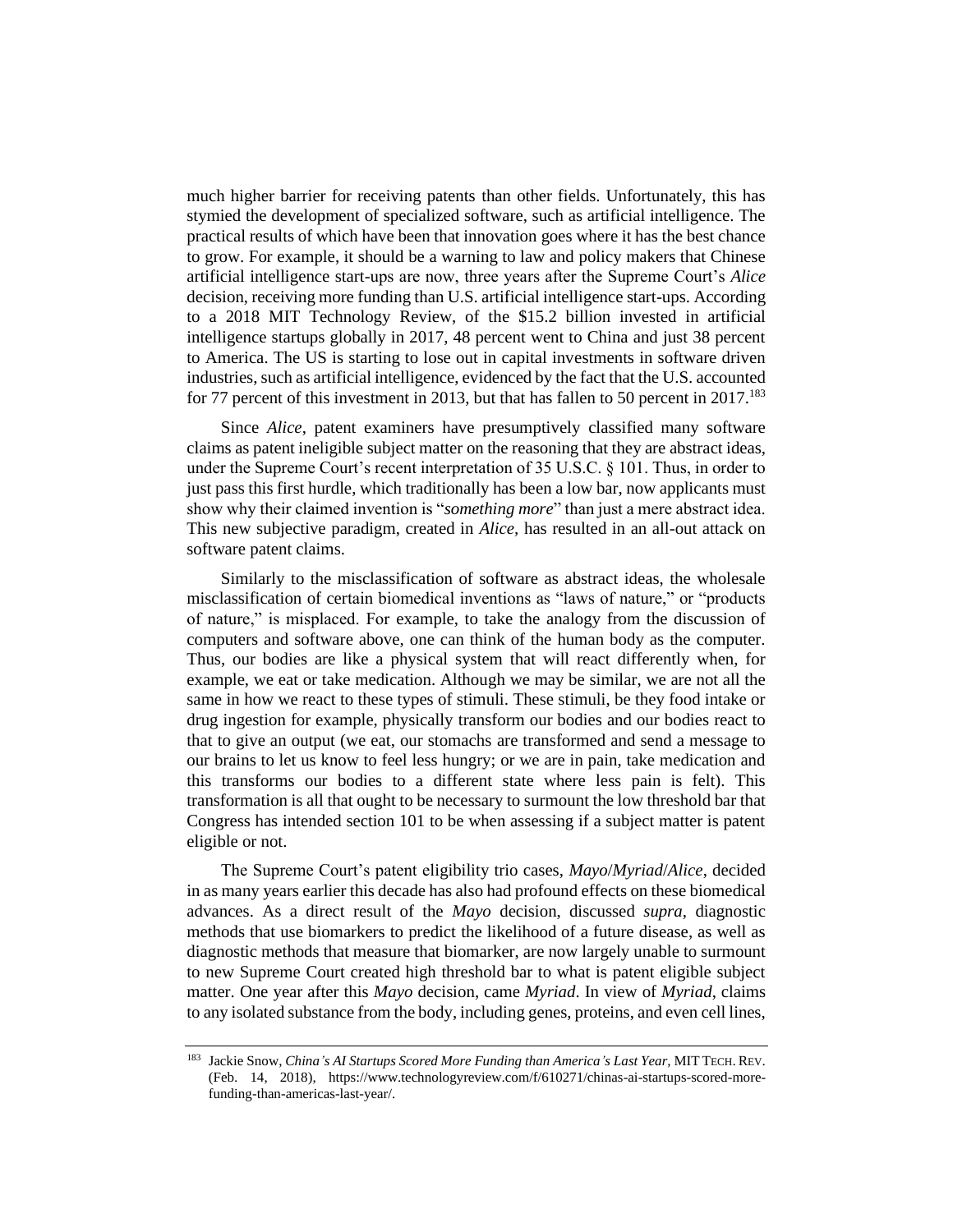much higher barrier for receiving patents than other fields. Unfortunately, this has stymied the development of specialized software, such as artificial intelligence. The practical results of which have been that innovation goes where it has the best chance to grow. For example, it should be a warning to law and policy makers that Chinese artificial intelligence start-ups are now, three years after the Supreme Court's *Alice* decision, receiving more funding than U.S. artificial intelligence start-ups. According to a 2018 MIT Technology Review, of the $15.2 billion invested in artificial intelligence startups globally in 2017, 48 percent went to China and just 38 percent to America. The US is starting to lose out in capital investments in software driven industries, such as artificial intelligence, evidenced by the fact that the U.S. accounted for 77 percent of this investment in 2013, but that has fallen to 50 percent in 2017.[183]

Since *Alice*, patent examiners have presumptively classified many software claims as patent ineligible subject matter on the reasoning that they are abstract ideas, under the Supreme Court's recent interpretation of 35 U.S.C. § 101. Thus, in order to just pass this first hurdle, which traditionally has been a low bar, now applicants must show why their claimed invention is "*something more*" than just a mere abstract idea. This new subjective paradigm, created in *Alice*, has resulted in an all-out attack on software patent claims.

Similarly to the misclassification of software as abstract ideas, the wholesale misclassification of certain biomedical inventions as "laws of nature," or "products of nature," is misplaced. For example, to take the analogy from the discussion of computers and software above, one can think of the human body as the computer. Thus, our bodies are like a physical system that will react differently when, for example, we eat or take medication. Although we may be similar, we are not all the same in how we react to these types of stimuli. These stimuli, be they food intake or drug ingestion for example, physically transform our bodies and our bodies react to that to give an output (we eat, our stomachs are transformed and send a message to our brains to let us know to feel less hungry; or we are in pain, take medication and this transforms our bodies to a different state where less pain is felt). This transformation is all that ought to be necessary to surmount the low threshold bar that Congress has intended section 101 to be when assessing if a subject matter is patent eligible or not.

The Supreme Court's patent eligibility trio cases, *Mayo*/*Myriad*/*Alice*, decided in as many years earlier this decade has also had profound effects on these biomedical advances. As a direct result of the *Mayo* decision, discussed *supra*, diagnostic methods that use biomarkers to predict the likelihood of a future disease, as well as diagnostic methods that measure that biomarker, are now largely unable to surmount to new Supreme Court created high threshold bar to what is patent eligible subject matter. One year after this *Mayo* decision, came *Myriad*. In view of *Myriad*, claims to any isolated substance from the body, including genes, proteins, and even cell lines,

---

[183] Jackie Snow, *China's AI Startups Scored More Funding than America's Last Year*, MIT TECH. REV. (Feb. 14, 2018), https://www.technologyreview.com/f/610271/chinas-ai-startups-scored-more-funding-than-americas-last-year/.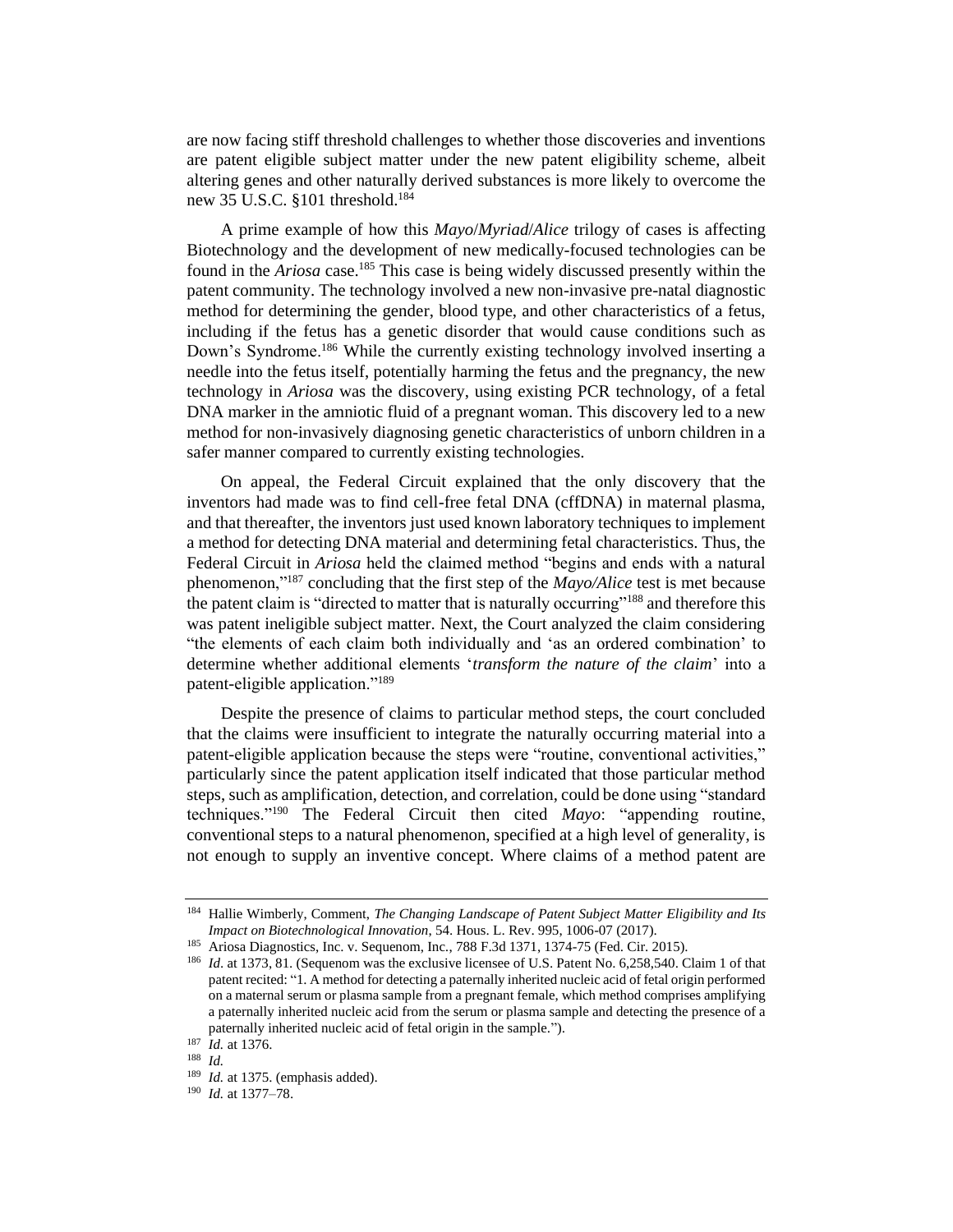are now facing stiff threshold challenges to whether those discoveries and inventions are patent eligible subject matter under the new patent eligibility scheme, albeit altering genes and other naturally derived substances is more likely to overcome the new 35 U.S.C. §101 threshold.[184]

A prime example of how this *Mayo*/*Myriad*/*Alice* trilogy of cases is affecting Biotechnology and the development of new medically-focused technologies can be found in the *Ariosa* case.[185] This case is being widely discussed presently within the patent community. The technology involved a new non-invasive pre-natal diagnostic method for determining the gender, blood type, and other characteristics of a fetus, including if the fetus has a genetic disorder that would cause conditions such as Down's Syndrome.[186] While the currently existing technology involved inserting a needle into the fetus itself, potentially harming the fetus and the pregnancy, the new technology in *Ariosa* was the discovery, using existing PCR technology, of a fetal DNA marker in the amniotic fluid of a pregnant woman. This discovery led to a new method for non-invasively diagnosing genetic characteristics of unborn children in a safer manner compared to currently existing technologies.

On appeal, the Federal Circuit explained that the only discovery that the inventors had made was to find cell-free fetal DNA (cffDNA) in maternal plasma, and that thereafter, the inventors just used known laboratory techniques to implement a method for detecting DNA material and determining fetal characteristics. Thus, the Federal Circuit in *Ariosa* held the claimed method "begins and ends with a natural phenomenon,"[187] concluding that the first step of the *Mayo/Alice* test is met because the patent claim is "directed to matter that is naturally occurring"[188] and therefore this was patent ineligible subject matter. Next, the Court analyzed the claim considering "the elements of each claim both individually and 'as an ordered combination' to determine whether additional elements '*transform the nature of the claim*' into a patent-eligible application."[189]

Despite the presence of claims to particular method steps, the court concluded that the claims were insufficient to integrate the naturally occurring material into a patent-eligible application because the steps were "routine, conventional activities," particularly since the patent application itself indicated that those particular method steps, such as amplification, detection, and correlation, could be done using "standard techniques."[190] The Federal Circuit then cited *Mayo*: "appending routine, conventional steps to a natural phenomenon, specified at a high level of generality, is not enough to supply an inventive concept. Where claims of a method patent are

---

[184] Hallie Wimberly, Comment, *The Changing Landscape of Patent Subject Matter Eligibility and Its Impact on Biotechnological Innovation*, 54. Hous. L. Rev. 995, 1006-07 (2017).

[185] Ariosa Diagnostics, Inc. v. Sequenom, Inc., 788 F.3d 1371, 1374-75 (Fed. Cir. 2015).

[186] *Id*. at 1373, 81. (Sequenom was the exclusive licensee of U.S. Patent No. 6,258,540. Claim 1 of that patent recited: "1. A method for detecting a paternally inherited nucleic acid of fetal origin performed on a maternal serum or plasma sample from a pregnant female, which method comprises amplifying a paternally inherited nucleic acid from the serum or plasma sample and detecting the presence of a paternally inherited nucleic acid of fetal origin in the sample.").

[187] *Id.* at 1376.

[188] *Id.*

[189] *Id.* at 1375. (emphasis added).

[190] *Id.* at 1377–78.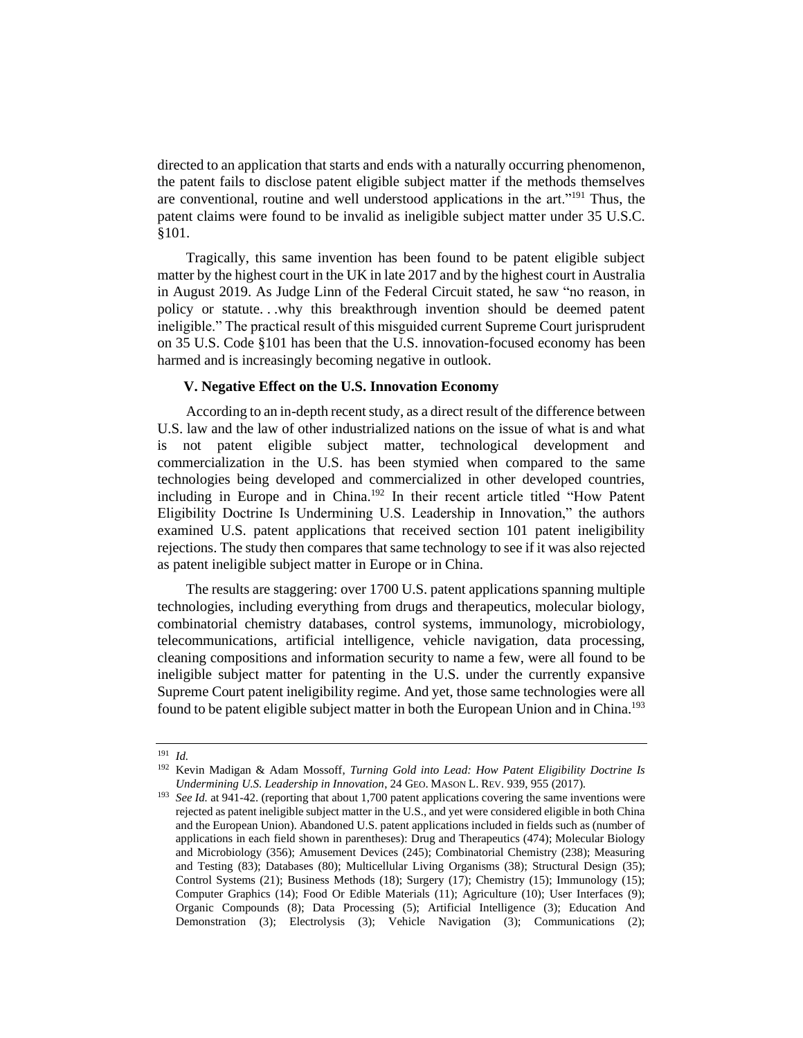directed to an application that starts and ends with a naturally occurring phenomenon, the patent fails to disclose patent eligible subject matter if the methods themselves are conventional, routine and well understood applications in the art."[191] Thus, the patent claims were found to be invalid as ineligible subject matter under 35 U.S.C. §101.

Tragically, this same invention has been found to be patent eligible subject matter by the highest court in the UK in late 2017 and by the highest court in Australia in August 2019. As Judge Linn of the Federal Circuit stated, he saw "no reason, in policy or statute. . .why this breakthrough invention should be deemed patent ineligible." The practical result of this misguided current Supreme Court jurisprudent on 35 U.S. Code §101 has been that the U.S. innovation-focused economy has been harmed and is increasingly becoming negative in outlook.

### V. Negative Effect on the U.S. Innovation Economy

According to an in-depth recent study, as a direct result of the difference between U.S. law and the law of other industrialized nations on the issue of what is and what is not patent eligible subject matter, technological development and commercialization in the U.S. has been stymied when compared to the same technologies being developed and commercialized in other developed countries, including in Europe and in China.[192] In their recent article titled "How Patent Eligibility Doctrine Is Undermining U.S. Leadership in Innovation," the authors examined U.S. patent applications that received section 101 patent ineligibility rejections. The study then compares that same technology to see if it was also rejected as patent ineligible subject matter in Europe or in China.

The results are staggering: over 1700 U.S. patent applications spanning multiple technologies, including everything from drugs and therapeutics, molecular biology, combinatorial chemistry databases, control systems, immunology, microbiology, telecommunications, artificial intelligence, vehicle navigation, data processing, cleaning compositions and information security to name a few, were all found to be ineligible subject matter for patenting in the U.S. under the currently expansive Supreme Court patent ineligibility regime. And yet, those same technologies were all found to be patent eligible subject matter in both the European Union and in China.[193]

---

[191] *Id.*

[192] Kevin Madigan & Adam Mossoff, *Turning Gold into Lead: How Patent Eligibility Doctrine Is Undermining U.S. Leadership in Innovation*, 24 GEO. MASON L. REV. 939, 955 (2017).

[193] *See Id.* at 941-42. (reporting that about 1,700 patent applications covering the same inventions were rejected as patent ineligible subject matter in the U.S., and yet were considered eligible in both China and the European Union). Abandoned U.S. patent applications included in fields such as (number of applications in each field shown in parentheses): Drug and Therapeutics (474); Molecular Biology and Microbiology (356); Amusement Devices (245); Combinatorial Chemistry (238); Measuring and Testing (83); Databases (80); Multicellular Living Organisms (38); Structural Design (35); Control Systems (21); Business Methods (18); Surgery (17); Chemistry (15); Immunology (15); Computer Graphics (14); Food Or Edible Materials (11); Agriculture (10); User Interfaces (9); Organic Compounds (8); Data Processing (5); Artificial Intelligence (3); Education And Demonstration (3); Electrolysis (3); Vehicle Navigation (3); Communications (2);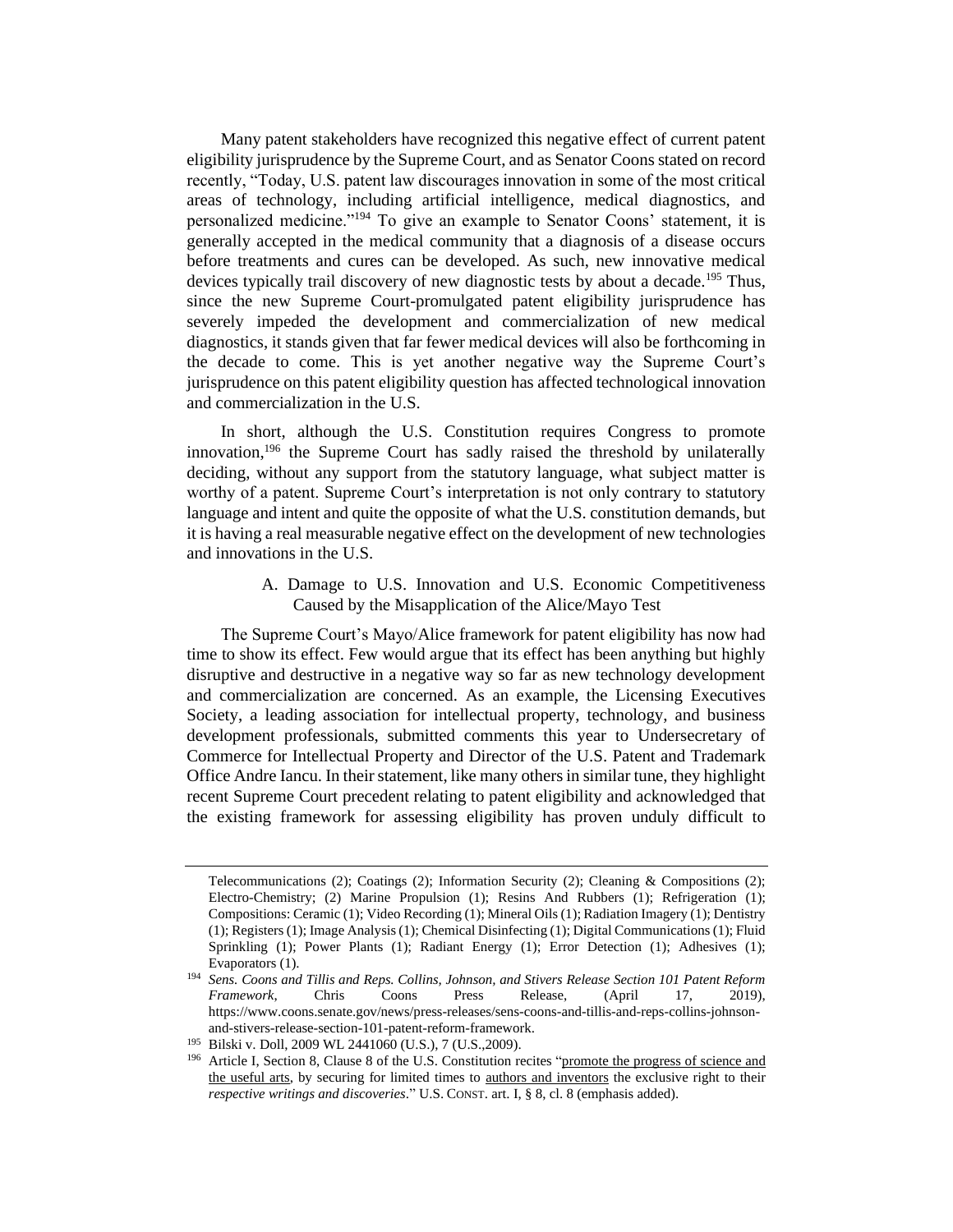Many patent stakeholders have recognized this negative effect of current patent eligibility jurisprudence by the Supreme Court, and as Senator Coons stated on record recently, "Today, U.S. patent law discourages innovation in some of the most critical areas of technology, including artificial intelligence, medical diagnostics, and personalized medicine."[194] To give an example to Senator Coons' statement, it is generally accepted in the medical community that a diagnosis of a disease occurs before treatments and cures can be developed. As such, new innovative medical devices typically trail discovery of new diagnostic tests by about a decade.[195] Thus, since the new Supreme Court-promulgated patent eligibility jurisprudence has severely impeded the development and commercialization of new medical diagnostics, it stands given that far fewer medical devices will also be forthcoming in the decade to come. This is yet another negative way the Supreme Court's jurisprudence on this patent eligibility question has affected technological innovation and commercialization in the U.S.

In short, although the U.S. Constitution requires Congress to promote innovation,[196] the Supreme Court has sadly raised the threshold by unilaterally deciding, without any support from the statutory language, what subject matter is worthy of a patent. Supreme Court's interpretation is not only contrary to statutory language and intent and quite the opposite of what the U.S. constitution demands, but it is having a real measurable negative effect on the development of new technologies and innovations in the U.S.

### A. Damage to U.S. Innovation and U.S. Economic Competitiveness Caused by the Misapplication of the Alice/Mayo Test

The Supreme Court's Mayo/Alice framework for patent eligibility has now had time to show its effect. Few would argue that its effect has been anything but highly disruptive and destructive in a negative way so far as new technology development and commercialization are concerned. As an example, the Licensing Executives Society, a leading association for intellectual property, technology, and business development professionals, submitted comments this year to Undersecretary of Commerce for Intellectual Property and Director of the U.S. Patent and Trademark Office Andre Iancu. In their statement, like many others in similar tune, they highlight recent Supreme Court precedent relating to patent eligibility and acknowledged that the existing framework for assessing eligibility has proven unduly difficult to

---

Telecommunications (2); Coatings (2); Information Security (2); Cleaning & Compositions (2); Electro-Chemistry; (2) Marine Propulsion (1); Resins And Rubbers (1); Refrigeration (1); Compositions: Ceramic (1); Video Recording (1); Mineral Oils (1); Radiation Imagery (1); Dentistry (1); Registers (1); Image Analysis (1); Chemical Disinfecting (1); Digital Communications (1); Fluid Sprinkling (1); Power Plants (1); Radiant Energy (1); Error Detection (1); Adhesives (1); Evaporators (1).

[194] *Sens. Coons and Tillis and Reps. Collins, Johnson, and Stivers Release Section 101 Patent Reform Framework*, Chris Coons Press Release, (April 17, 2019), https://www.coons.senate.gov/news/press-releases/sens-coons-and-tillis-and-reps-collins-johnson-and-stivers-release-section-101-patent-reform-framework.

[195] Bilski v. Doll, 2009 WL 2441060 (U.S.), 7 (U.S.,2009).

[196] Article I, Section 8, Clause 8 of the U.S. Constitution recites "promote the progress of science and the useful arts, by securing for limited times to authors and inventors the exclusive right to their *respective writings and discoveries*." U.S. CONST. art. I, § 8, cl. 8 (emphasis added).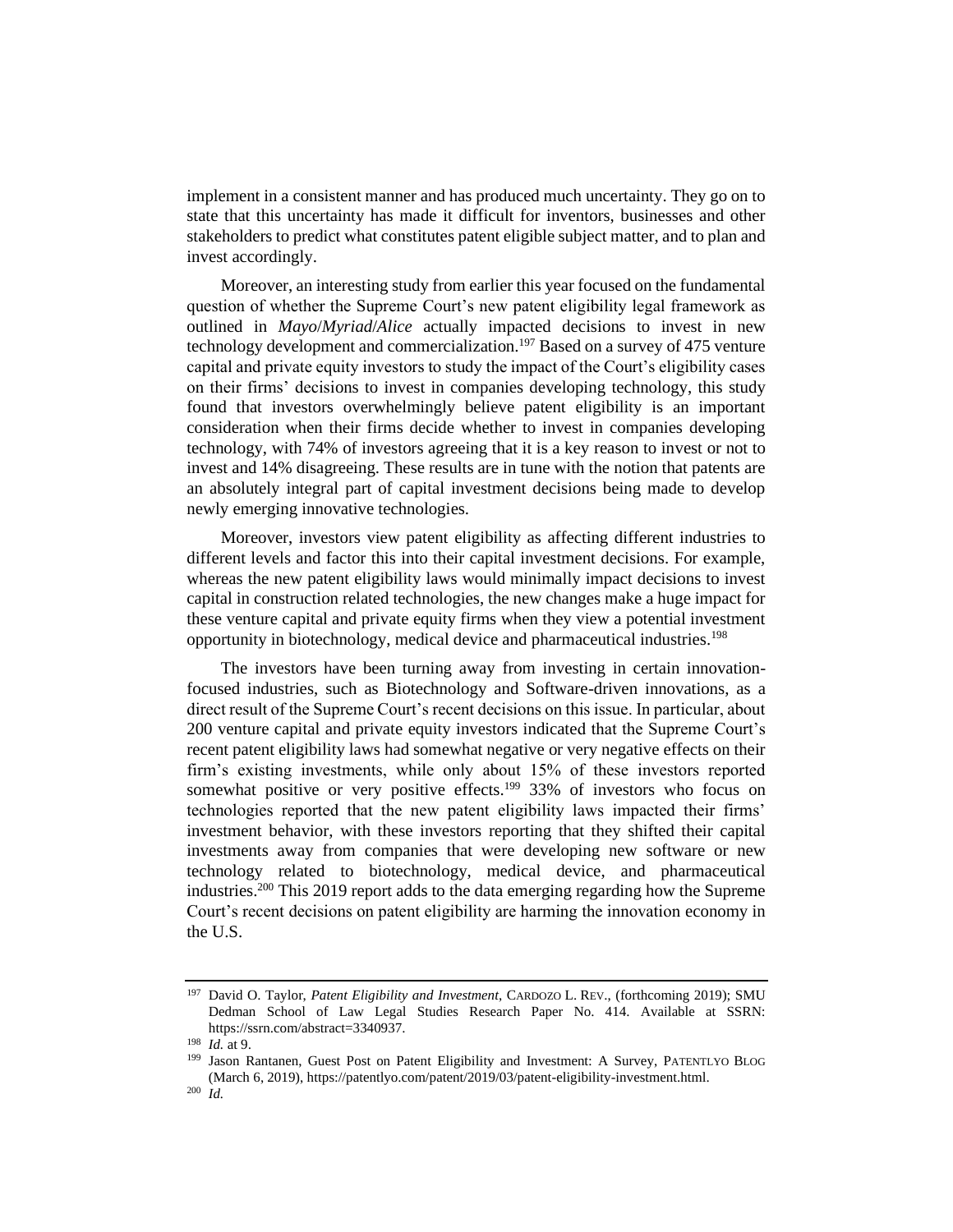implement in a consistent manner and has produced much uncertainty. They go on to state that this uncertainty has made it difficult for inventors, businesses and other stakeholders to predict what constitutes patent eligible subject matter, and to plan and invest accordingly.

Moreover, an interesting study from earlier this year focused on the fundamental question of whether the Supreme Court's new patent eligibility legal framework as outlined in *Mayo*/*Myriad*/*Alice* actually impacted decisions to invest in new technology development and commercialization.[197] Based on a survey of 475 venture capital and private equity investors to study the impact of the Court's eligibility cases on their firms' decisions to invest in companies developing technology, this study found that investors overwhelmingly believe patent eligibility is an important consideration when their firms decide whether to invest in companies developing technology, with 74% of investors agreeing that it is a key reason to invest or not to invest and 14% disagreeing. These results are in tune with the notion that patents are an absolutely integral part of capital investment decisions being made to develop newly emerging innovative technologies.

Moreover, investors view patent eligibility as affecting different industries to different levels and factor this into their capital investment decisions. For example, whereas the new patent eligibility laws would minimally impact decisions to invest capital in construction related technologies, the new changes make a huge impact for these venture capital and private equity firms when they view a potential investment opportunity in biotechnology, medical device and pharmaceutical industries.[198]

The investors have been turning away from investing in certain innovation-focused industries, such as Biotechnology and Software-driven innovations, as a direct result of the Supreme Court's recent decisions on this issue. In particular, about 200 venture capital and private equity investors indicated that the Supreme Court's recent patent eligibility laws had somewhat negative or very negative effects on their firm's existing investments, while only about 15% of these investors reported somewhat positive or very positive effects.[199] 33% of investors who focus on technologies reported that the new patent eligibility laws impacted their firms' investment behavior, with these investors reporting that they shifted their capital investments away from companies that were developing new software or new technology related to biotechnology, medical device, and pharmaceutical industries.[200] This 2019 report adds to the data emerging regarding how the Supreme Court's recent decisions on patent eligibility are harming the innovation economy in the U.S.

---

[197] David O. Taylor, *Patent Eligibility and Investment*, CARDOZO L. REV., (forthcoming 2019); SMU Dedman School of Law Legal Studies Research Paper No. 414. Available at SSRN: https://ssrn.com/abstract=3340937.

[198] *Id.* at 9.

[199] Jason Rantanen, Guest Post on Patent Eligibility and Investment: A Survey, PATENTLYO BLOG (March 6, 2019), https://patentlyo.com/patent/2019/03/patent-eligibility-investment.html.

[200] *Id.*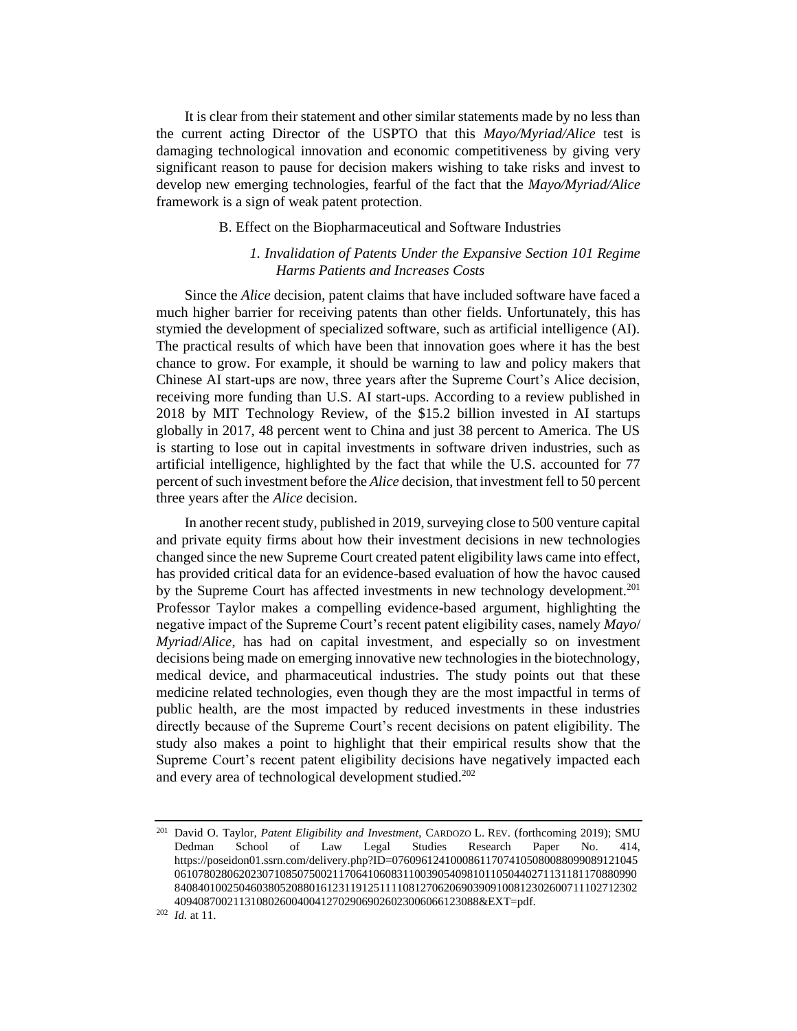It is clear from their statement and other similar statements made by no less than the current acting Director of the USPTO that this *Mayo/Myriad/Alice* test is damaging technological innovation and economic competitiveness by giving very significant reason to pause for decision makers wishing to take risks and invest to develop new emerging technologies, fearful of the fact that the *Mayo/Myriad/Alice* framework is a sign of weak patent protection.

### B. Effect on the Biopharmaceutical and Software Industries

#### *1. Invalidation of Patents Under the Expansive Section 101 Regime Harms Patients and Increases Costs*

Since the *Alice* decision, patent claims that have included software have faced a much higher barrier for receiving patents than other fields. Unfortunately, this has stymied the development of specialized software, such as artificial intelligence (AI). The practical results of which have been that innovation goes where it has the best chance to grow. For example, it should be warning to law and policy makers that Chinese AI start-ups are now, three years after the Supreme Court's Alice decision, receiving more funding than U.S. AI start-ups. According to a review published in 2018 by MIT Technology Review, of the $15.2 billion invested in AI startups globally in 2017, 48 percent went to China and just 38 percent to America. The US is starting to lose out in capital investments in software driven industries, such as artificial intelligence, highlighted by the fact that while the U.S. accounted for 77 percent of such investment before the *Alice* decision, that investment fell to 50 percent three years after the *Alice* decision.

In another recent study, published in 2019, surveying close to 500 venture capital and private equity firms about how their investment decisions in new technologies changed since the new Supreme Court created patent eligibility laws came into effect, has provided critical data for an evidence-based evaluation of how the havoc caused by the Supreme Court has affected investments in new technology development.[201] Professor Taylor makes a compelling evidence-based argument, highlighting the negative impact of the Supreme Court's recent patent eligibility cases, namely *Mayo*/ *Myriad*/*Alice*, has had on capital investment, and especially so on investment decisions being made on emerging innovative new technologies in the biotechnology, medical device, and pharmaceutical industries. The study points out that these medicine related technologies, even though they are the most impactful in terms of public health, are the most impacted by reduced investments in these industries directly because of the Supreme Court's recent decisions on patent eligibility. The study also makes a point to highlight that their empirical results show that the Supreme Court's recent patent eligibility decisions have negatively impacted each and every area of technological development studied.[202]

---

[201] David O. Taylor, *Patent Eligibility and Investment*, CARDOZO L. REV. (forthcoming 2019); SMU Dedman School of Law Legal Studies Research Paper No. 414, https://poseidon01.ssrn.com/delivery.php?ID=076096124100086117074105080088099089121045061078028062023071085075002117064106083110039054098101105044027113118117088099084084010025046038052088016123119125111108127062069039091008123026007111027123024094087002113108026004004127029069026023006066123088&EXT=pdf.

[202] *Id.* at 11.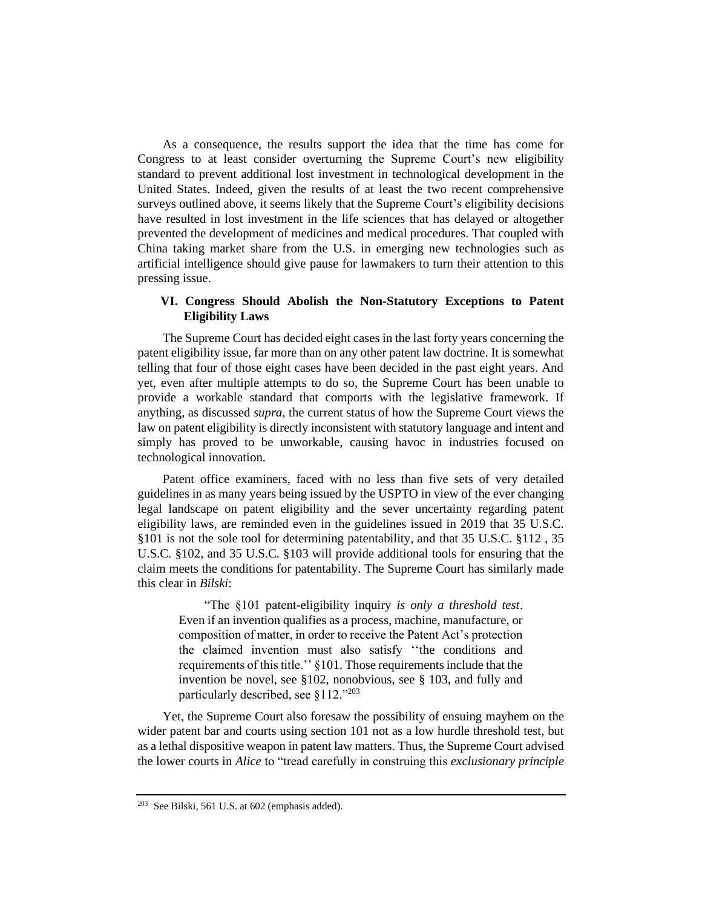As a consequence, the results support the idea that the time has come for Congress to at least consider overturning the Supreme Court's new eligibility standard to prevent additional lost investment in technological development in the United States. Indeed, given the results of at least the two recent comprehensive surveys outlined above, it seems likely that the Supreme Court's eligibility decisions have resulted in lost investment in the life sciences that has delayed or altogether prevented the development of medicines and medical procedures. That coupled with China taking market share from the U.S. in emerging new technologies such as artificial intelligence should give pause for lawmakers to turn their attention to this pressing issue.

## VI. Congress Should Abolish the Non-Statutory Exceptions to Patent Eligibility Laws

The Supreme Court has decided eight cases in the last forty years concerning the patent eligibility issue, far more than on any other patent law doctrine. It is somewhat telling that four of those eight cases have been decided in the past eight years. And yet, even after multiple attempts to do so, the Supreme Court has been unable to provide a workable standard that comports with the legislative framework. If anything, as discussed *supra*, the current status of how the Supreme Court views the law on patent eligibility is directly inconsistent with statutory language and intent and simply has proved to be unworkable, causing havoc in industries focused on technological innovation.

Patent office examiners, faced with no less than five sets of very detailed guidelines in as many years being issued by the USPTO in view of the ever changing legal landscape on patent eligibility and the sever uncertainty regarding patent eligibility laws, are reminded even in the guidelines issued in 2019 that 35 U.S.C. §101 is not the sole tool for determining patentability, and that 35 U.S.C. §112 , 35 U.S.C. §102, and 35 U.S.C. §103 will provide additional tools for ensuring that the claim meets the conditions for patentability. The Supreme Court has similarly made this clear in *Bilski*:

> "The §101 patent-eligibility inquiry *is only a threshold test*. Even if an invention qualifies as a process, machine, manufacture, or composition of matter, in order to receive the Patent Act's protection the claimed invention must also satisfy ''the conditions and requirements of this title.'' §101. Those requirements include that the invention be novel, see §102, nonobvious, see § 103, and fully and particularly described, see §112."[203]

Yet, the Supreme Court also foresaw the possibility of ensuing mayhem on the wider patent bar and courts using section 101 not as a low hurdle threshold test, but as a lethal dispositive weapon in patent law matters. Thus, the Supreme Court advised the lower courts in *Alice* to "tread carefully in construing this *exclusionary principle*

---

[203] See Bilski, 561 U.S. at 602 (emphasis added).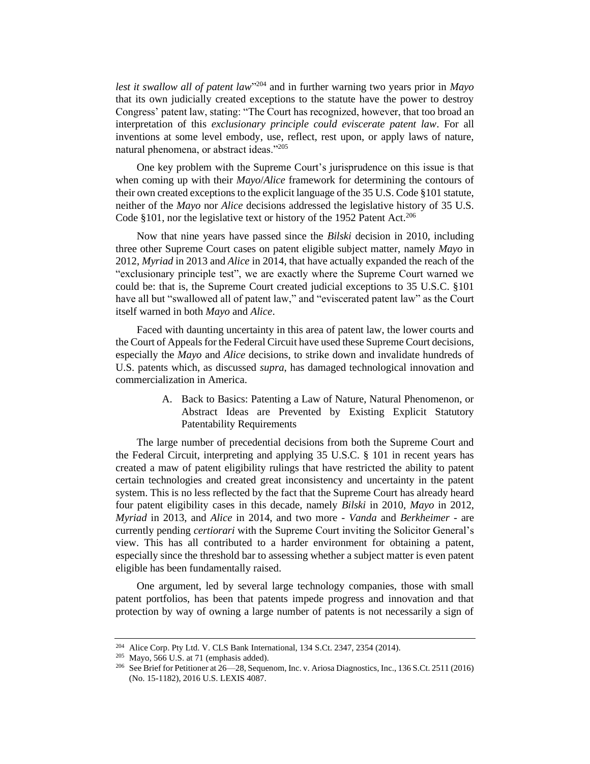*lest it swallow all of patent law*"[204] and in further warning two years prior in *Mayo* that its own judicially created exceptions to the statute have the power to destroy Congress' patent law, stating: "The Court has recognized, however, that too broad an interpretation of this *exclusionary principle could eviscerate patent law*. For all inventions at some level embody, use, reflect, rest upon, or apply laws of nature, natural phenomena, or abstract ideas."[205]

One key problem with the Supreme Court's jurisprudence on this issue is that when coming up with their *Mayo*/*Alice* framework for determining the contours of their own created exceptions to the explicit language of the 35 U.S. Code §101 statute, neither of the *Mayo* nor *Alice* decisions addressed the legislative history of 35 U.S. Code §101, nor the legislative text or history of the 1952 Patent Act.[206]

Now that nine years have passed since the *Bilski* decision in 2010, including three other Supreme Court cases on patent eligible subject matter, namely *Mayo* in 2012, *Myriad* in 2013 and *Alice* in 2014, that have actually expanded the reach of the "exclusionary principle test", we are exactly where the Supreme Court warned we could be: that is, the Supreme Court created judicial exceptions to 35 U.S.C. §101 have all but "swallowed all of patent law," and "eviscerated patent law" as the Court itself warned in both *Mayo* and *Alice*.

Faced with daunting uncertainty in this area of patent law, the lower courts and the Court of Appeals for the Federal Circuit have used these Supreme Court decisions, especially the *Mayo* and *Alice* decisions, to strike down and invalidate hundreds of U.S. patents which, as discussed *supra*, has damaged technological innovation and commercialization in America.

### A. Back to Basics: Patenting a Law of Nature, Natural Phenomenon, or Abstract Ideas are Prevented by Existing Explicit Statutory Patentability Requirements

The large number of precedential decisions from both the Supreme Court and the Federal Circuit, interpreting and applying 35 U.S.C. § 101 in recent years has created a maw of patent eligibility rulings that have restricted the ability to patent certain technologies and created great inconsistency and uncertainty in the patent system. This is no less reflected by the fact that the Supreme Court has already heard four patent eligibility cases in this decade, namely *Bilski* in 2010, *Mayo* in 2012, *Myriad* in 2013, and *Alice* in 2014, and two more - *Vanda* and *Berkheimer* - are currently pending *certiorari* with the Supreme Court inviting the Solicitor General's view. This has all contributed to a harder environment for obtaining a patent, especially since the threshold bar to assessing whether a subject matter is even patent eligible has been fundamentally raised.

One argument, led by several large technology companies, those with small patent portfolios, has been that patents impede progress and innovation and that protection by way of owning a large number of patents is not necessarily a sign of

---

[204] Alice Corp. Pty Ltd. V. CLS Bank International, 134 S.Ct. 2347, 2354 (2014).

[205] Mayo, 566 U.S. at 71 (emphasis added).

[206] See Brief for Petitioner at 26—28, Sequenom, Inc. v. Ariosa Diagnostics, Inc., 136 S.Ct. 2511 (2016) (No. 15-1182), 2016 U.S. LEXIS 4087.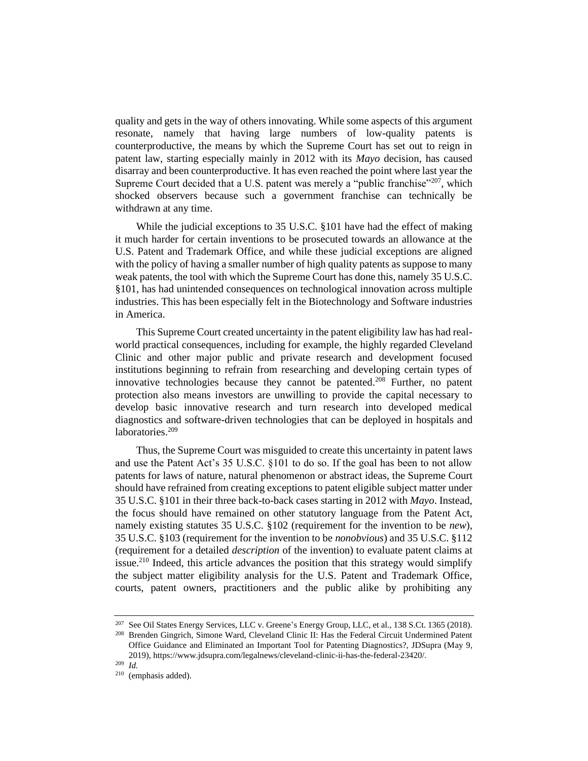quality and gets in the way of others innovating. While some aspects of this argument resonate, namely that having large numbers of low-quality patents is counterproductive, the means by which the Supreme Court has set out to reign in patent law, starting especially mainly in 2012 with its *Mayo* decision, has caused disarray and been counterproductive. It has even reached the point where last year the Supreme Court decided that a U.S. patent was merely a "public franchise"[207], which shocked observers because such a government franchise can technically be withdrawn at any time.

While the judicial exceptions to 35 U.S.C. §101 have had the effect of making it much harder for certain inventions to be prosecuted towards an allowance at the U.S. Patent and Trademark Office, and while these judicial exceptions are aligned with the policy of having a smaller number of high quality patents as suppose to many weak patents, the tool with which the Supreme Court has done this, namely 35 U.S.C. §101, has had unintended consequences on technological innovation across multiple industries. This has been especially felt in the Biotechnology and Software industries in America.

This Supreme Court created uncertainty in the patent eligibility law has had real-world practical consequences, including for example, the highly regarded Cleveland Clinic and other major public and private research and development focused institutions beginning to refrain from researching and developing certain types of innovative technologies because they cannot be patented.[208] Further, no patent protection also means investors are unwilling to provide the capital necessary to develop basic innovative research and turn research into developed medical diagnostics and software-driven technologies that can be deployed in hospitals and laboratories.[209]

Thus, the Supreme Court was misguided to create this uncertainty in patent laws and use the Patent Act's 35 U.S.C. §101 to do so. If the goal has been to not allow patents for laws of nature, natural phenomenon or abstract ideas, the Supreme Court should have refrained from creating exceptions to patent eligible subject matter under 35 U.S.C. §101 in their three back-to-back cases starting in 2012 with *Mayo*. Instead, the focus should have remained on other statutory language from the Patent Act, namely existing statutes 35 U.S.C. §102 (requirement for the invention to be *new*), 35 U.S.C. §103 (requirement for the invention to be *nonobvious*) and 35 U.S.C. §112 (requirement for a detailed *description* of the invention) to evaluate patent claims at issue.[210] Indeed, this article advances the position that this strategy would simplify the subject matter eligibility analysis for the U.S. Patent and Trademark Office, courts, patent owners, practitioners and the public alike by prohibiting any

---

[207] See Oil States Energy Services, LLC v. Greene's Energy Group, LLC, et al., 138 S.Ct. 1365 (2018).

[208] Brenden Gingrich, Simone Ward, Cleveland Clinic II: Has the Federal Circuit Undermined Patent Office Guidance and Eliminated an Important Tool for Patenting Diagnostics?, JDSupra (May 9, 2019), https://www.jdsupra.com/legalnews/cleveland-clinic-ii-has-the-federal-23420/.

[209] *Id.*

[210] (emphasis added).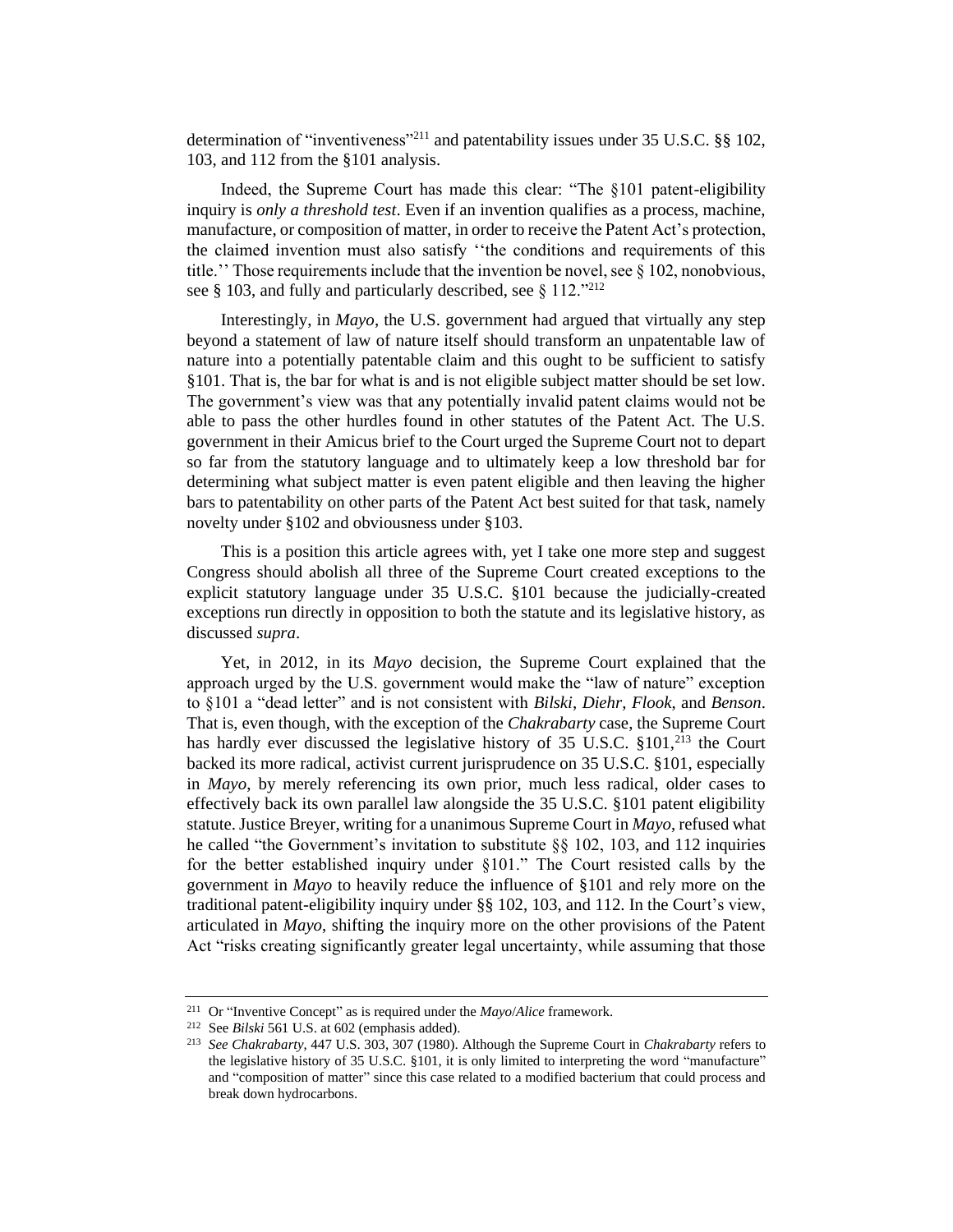determination of "inventiveness"[211] and patentability issues under 35 U.S.C. §§ 102, 103, and 112 from the §101 analysis.

Indeed, the Supreme Court has made this clear: "The §101 patent-eligibility inquiry is *only a threshold test*. Even if an invention qualifies as a process, machine, manufacture, or composition of matter, in order to receive the Patent Act's protection, the claimed invention must also satisfy ''the conditions and requirements of this title.'' Those requirements include that the invention be novel, see § 102, nonobvious, see § 103, and fully and particularly described, see § 112."[212]

Interestingly, in *Mayo*, the U.S. government had argued that virtually any step beyond a statement of law of nature itself should transform an unpatentable law of nature into a potentially patentable claim and this ought to be sufficient to satisfy §101. That is, the bar for what is and is not eligible subject matter should be set low. The government's view was that any potentially invalid patent claims would not be able to pass the other hurdles found in other statutes of the Patent Act. The U.S. government in their Amicus brief to the Court urged the Supreme Court not to depart so far from the statutory language and to ultimately keep a low threshold bar for determining what subject matter is even patent eligible and then leaving the higher bars to patentability on other parts of the Patent Act best suited for that task, namely novelty under §102 and obviousness under §103.

This is a position this article agrees with, yet I take one more step and suggest Congress should abolish all three of the Supreme Court created exceptions to the explicit statutory language under 35 U.S.C. §101 because the judicially-created exceptions run directly in opposition to both the statute and its legislative history, as discussed *supra*.

Yet, in 2012, in its *Mayo* decision, the Supreme Court explained that the approach urged by the U.S. government would make the "law of nature" exception to §101 a "dead letter" and is not consistent with *Bilski*, *Diehr*, *Flook*, and *Benson*. That is, even though, with the exception of the *Chakrabarty* case, the Supreme Court has hardly ever discussed the legislative history of 35 U.S.C. §101,[213] the Court backed its more radical, activist current jurisprudence on 35 U.S.C. §101, especially in *Mayo*, by merely referencing its own prior, much less radical, older cases to effectively back its own parallel law alongside the 35 U.S.C. §101 patent eligibility statute. Justice Breyer, writing for a unanimous Supreme Court in *Mayo*, refused what he called "the Government's invitation to substitute §§ 102, 103, and 112 inquiries for the better established inquiry under §101." The Court resisted calls by the government in *Mayo* to heavily reduce the influence of §101 and rely more on the traditional patent-eligibility inquiry under §§ 102, 103, and 112. In the Court's view, articulated in *Mayo*, shifting the inquiry more on the other provisions of the Patent Act "risks creating significantly greater legal uncertainty, while assuming that those

---

[211] Or "Inventive Concept" as is required under the *Mayo*/*Alice* framework.

[212] See *Bilski* 561 U.S. at 602 (emphasis added).

[213] *See Chakrabarty*, 447 U.S. 303, 307 (1980). Although the Supreme Court in *Chakrabarty* refers to the legislative history of 35 U.S.C. §101, it is only limited to interpreting the word "manufacture" and "composition of matter" since this case related to a modified bacterium that could process and break down hydrocarbons.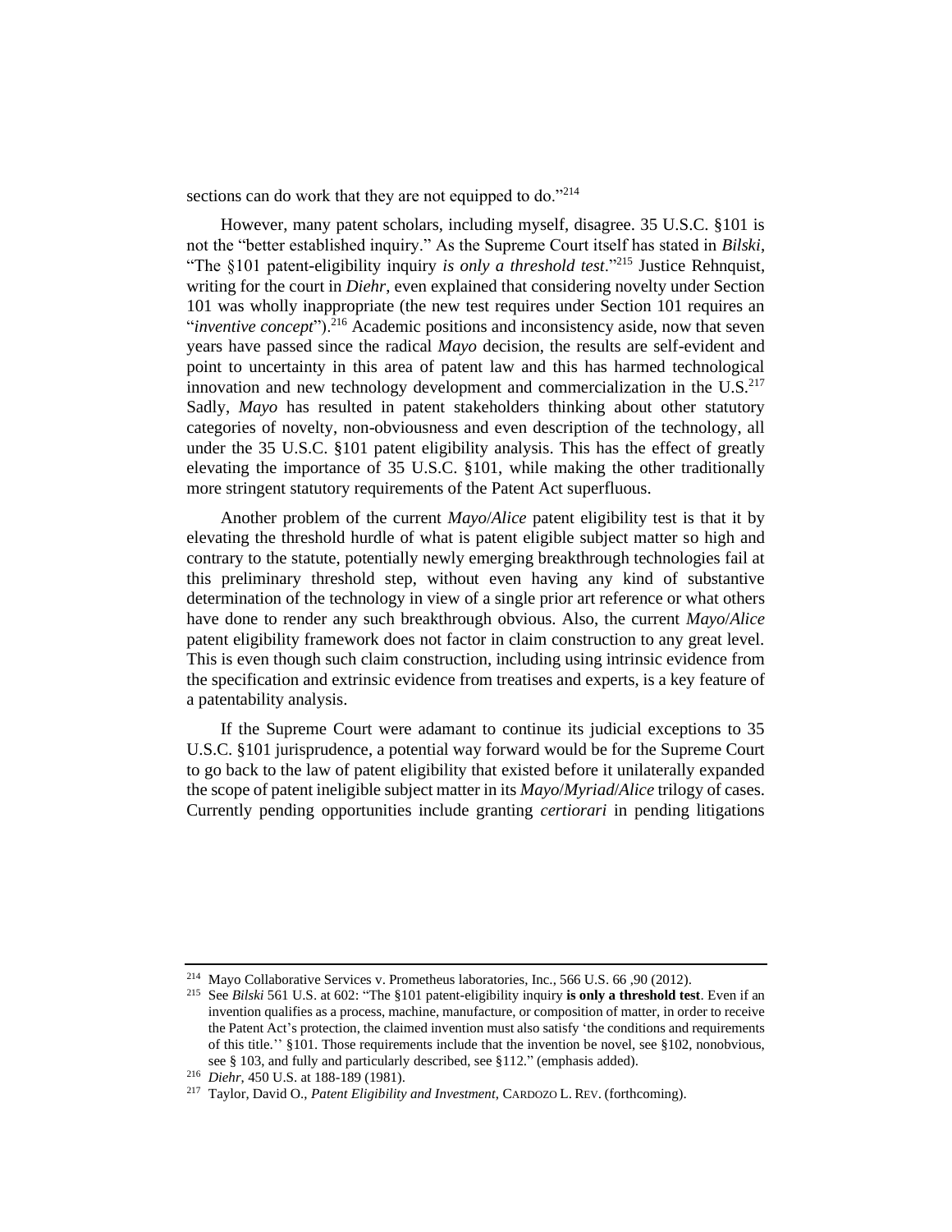sections can do work that they are not equipped to do."[214]

However, many patent scholars, including myself, disagree. 35 U.S.C. §101 is not the "better established inquiry." As the Supreme Court itself has stated in *Bilski*, "The §101 patent-eligibility inquiry *is only a threshold test*."[215] Justice Rehnquist, writing for the court in *Diehr*, even explained that considering novelty under Section 101 was wholly inappropriate (the new test requires under Section 101 requires an "*inventive concept*").[216] Academic positions and inconsistency aside, now that seven years have passed since the radical *Mayo* decision, the results are self-evident and point to uncertainty in this area of patent law and this has harmed technological innovation and new technology development and commercialization in the U.S.[217] Sadly, *Mayo* has resulted in patent stakeholders thinking about other statutory categories of novelty, non-obviousness and even description of the technology, all under the 35 U.S.C. §101 patent eligibility analysis. This has the effect of greatly elevating the importance of 35 U.S.C. §101, while making the other traditionally more stringent statutory requirements of the Patent Act superfluous.

Another problem of the current *Mayo*/*Alice* patent eligibility test is that it by elevating the threshold hurdle of what is patent eligible subject matter so high and contrary to the statute, potentially newly emerging breakthrough technologies fail at this preliminary threshold step, without even having any kind of substantive determination of the technology in view of a single prior art reference or what others have done to render any such breakthrough obvious. Also, the current *Mayo*/*Alice* patent eligibility framework does not factor in claim construction to any great level. This is even though such claim construction, including using intrinsic evidence from the specification and extrinsic evidence from treatises and experts, is a key feature of a patentability analysis.

If the Supreme Court were adamant to continue its judicial exceptions to 35 U.S.C. §101 jurisprudence, a potential way forward would be for the Supreme Court to go back to the law of patent eligibility that existed before it unilaterally expanded the scope of patent ineligible subject matter in its *Mayo*/*Myriad*/*Alice* trilogy of cases. Currently pending opportunities include granting *certiorari* in pending litigations

---

[214] Mayo Collaborative Services v. Prometheus laboratories, Inc., 566 U.S. 66 ,90 (2012).

[215] See *Bilski* 561 U.S. at 602: "The §101 patent-eligibility inquiry **is only a threshold test**. Even if an invention qualifies as a process, machine, manufacture, or composition of matter, in order to receive the Patent Act's protection, the claimed invention must also satisfy 'the conditions and requirements of this title.'' §101. Those requirements include that the invention be novel, see §102, nonobvious, see § 103, and fully and particularly described, see §112." (emphasis added).

[216] *Diehr*, 450 U.S. at 188-189 (1981).

[217] Taylor, David O., *Patent Eligibility and Investment,* CARDOZO L. REV. (forthcoming).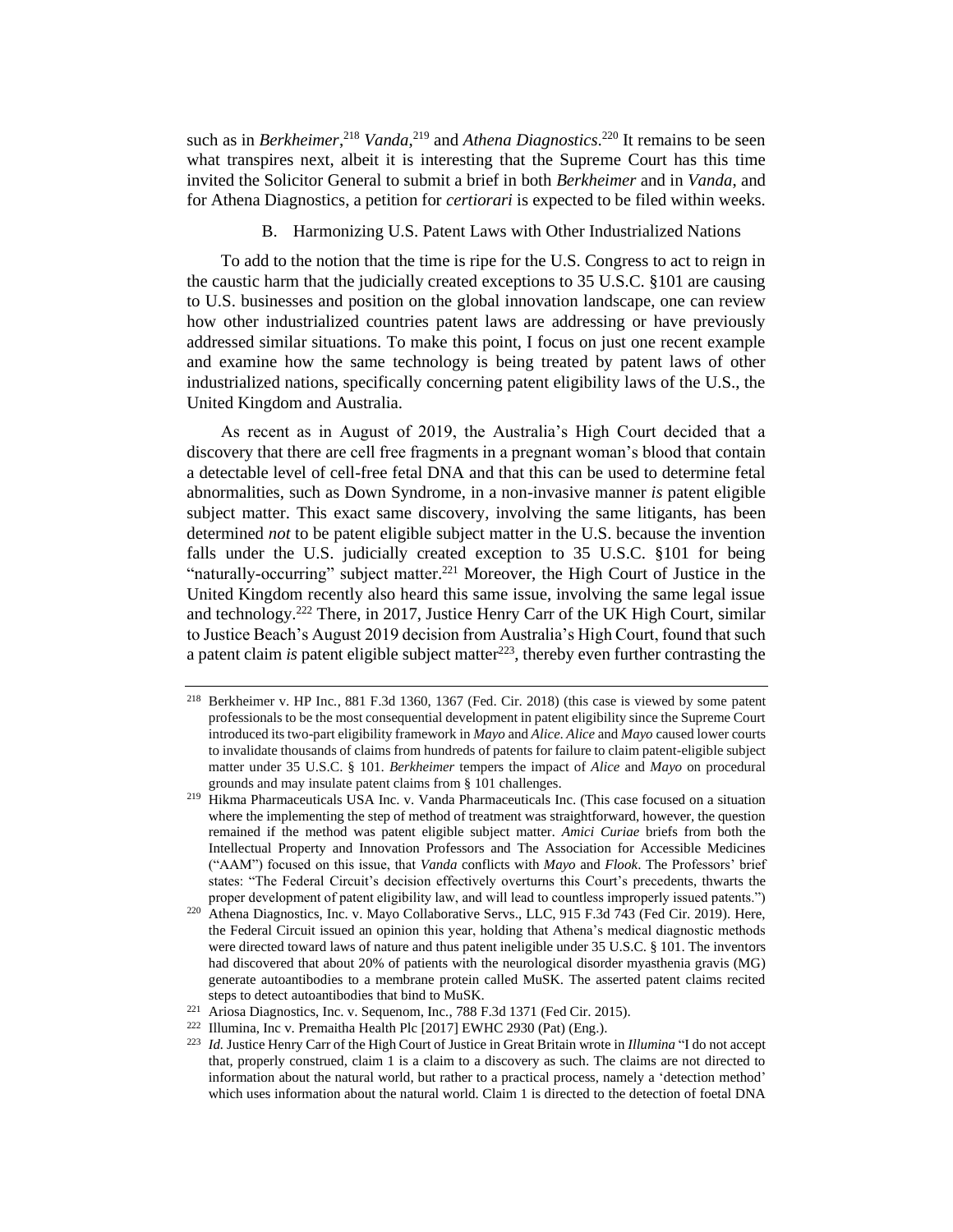such as in *Berkheimer*,[218] *Vanda*,[219] and *Athena Diagnostics*.[220] It remains to be seen what transpires next, albeit it is interesting that the Supreme Court has this time invited the Solicitor General to submit a brief in both *Berkheimer* and in *Vanda*, and for Athena Diagnostics, a petition for *certiorari* is expected to be filed within weeks.

### B. Harmonizing U.S. Patent Laws with Other Industrialized Nations

To add to the notion that the time is ripe for the U.S. Congress to act to reign in the caustic harm that the judicially created exceptions to 35 U.S.C. §101 are causing to U.S. businesses and position on the global innovation landscape, one can review how other industrialized countries patent laws are addressing or have previously addressed similar situations. To make this point, I focus on just one recent example and examine how the same technology is being treated by patent laws of other industrialized nations, specifically concerning patent eligibility laws of the U.S., the United Kingdom and Australia.

As recent as in August of 2019, the Australia's High Court decided that a discovery that there are cell free fragments in a pregnant woman's blood that contain a detectable level of cell-free fetal DNA and that this can be used to determine fetal abnormalities, such as Down Syndrome, in a non-invasive manner *is* patent eligible subject matter. This exact same discovery, involving the same litigants, has been determined *not* to be patent eligible subject matter in the U.S. because the invention falls under the U.S. judicially created exception to 35 U.S.C. §101 for being "naturally-occurring" subject matter.[221] Moreover, the High Court of Justice in the United Kingdom recently also heard this same issue, involving the same legal issue and technology.[222] There, in 2017, Justice Henry Carr of the UK High Court, similar to Justice Beach's August 2019 decision from Australia's High Court, found that such a patent claim *is* patent eligible subject matter[223], thereby even further contrasting the

---

[218] Berkheimer v. HP Inc., 881 F.3d 1360, 1367 (Fed. Cir. 2018) (this case is viewed by some patent professionals to be the most consequential development in patent eligibility since the Supreme Court introduced its two-part eligibility framework in *Mayo* and *Alice*. *Alice* and *Mayo* caused lower courts to invalidate thousands of claims from hundreds of patents for failure to claim patent-eligible subject matter under 35 U.S.C. § 101. *Berkheimer* tempers the impact of *Alice* and *Mayo* on procedural grounds and may insulate patent claims from § 101 challenges.

[219] Hikma Pharmaceuticals USA Inc. v. Vanda Pharmaceuticals Inc. (This case focused on a situation where the implementing the step of method of treatment was straightforward, however, the question remained if the method was patent eligible subject matter. *Amici Curiae* briefs from both the Intellectual Property and Innovation Professors and The Association for Accessible Medicines ("AAM") focused on this issue, that *Vanda* conflicts with *Mayo* and *Flook*. The Professors' brief states: "The Federal Circuit's decision effectively overturns this Court's precedents, thwarts the proper development of patent eligibility law, and will lead to countless improperly issued patents.")

[220] Athena Diagnostics, Inc. v. Mayo Collaborative Servs., LLC, 915 F.3d 743 (Fed Cir. 2019). Here, the Federal Circuit issued an opinion this year, holding that Athena's medical diagnostic methods were directed toward laws of nature and thus patent ineligible under 35 U.S.C. § 101. The inventors had discovered that about 20% of patients with the neurological disorder myasthenia gravis (MG) generate autoantibodies to a membrane protein called MuSK. The asserted patent claims recited steps to detect autoantibodies that bind to MuSK.

[221] Ariosa Diagnostics, Inc. v. Sequenom, Inc., 788 F.3d 1371 (Fed Cir. 2015).

[222] Illumina, Inc v. Premaitha Health Plc [2017] EWHC 2930 (Pat) (Eng.).

[223] *Id.* Justice Henry Carr of the High Court of Justice in Great Britain wrote in *Illumina* "I do not accept that, properly construed, claim 1 is a claim to a discovery as such. The claims are not directed to information about the natural world, but rather to a practical process, namely a 'detection method' which uses information about the natural world. Claim 1 is directed to the detection of foetal DNA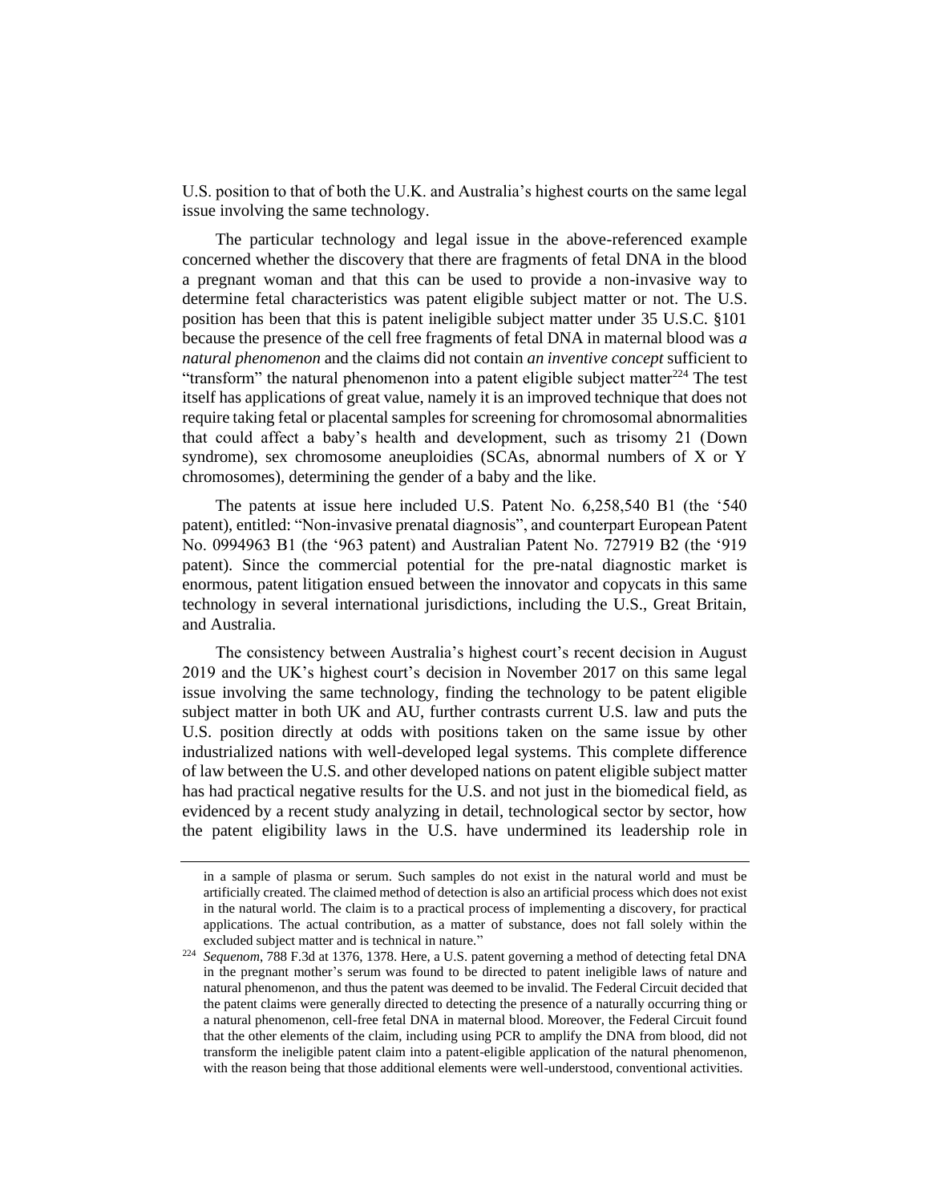U.S. position to that of both the U.K. and Australia's highest courts on the same legal issue involving the same technology.

The particular technology and legal issue in the above-referenced example concerned whether the discovery that there are fragments of fetal DNA in the blood a pregnant woman and that this can be used to provide a non-invasive way to determine fetal characteristics was patent eligible subject matter or not. The U.S. position has been that this is patent ineligible subject matter under 35 U.S.C. §101 because the presence of the cell free fragments of fetal DNA in maternal blood was *a natural phenomenon* and the claims did not contain *an inventive concept* sufficient to "transform" the natural phenomenon into a patent eligible subject matter[224] The test itself has applications of great value, namely it is an improved technique that does not require taking fetal or placental samples for screening for chromosomal abnormalities that could affect a baby's health and development, such as trisomy 21 (Down syndrome), sex chromosome aneuploidies (SCAs, abnormal numbers of X or Y chromosomes), determining the gender of a baby and the like.

The patents at issue here included U.S. Patent No. 6,258,540 B1 (the '540 patent), entitled: "Non-invasive prenatal diagnosis", and counterpart European Patent No. 0994963 B1 (the '963 patent) and Australian Patent No. 727919 B2 (the '919 patent). Since the commercial potential for the pre-natal diagnostic market is enormous, patent litigation ensued between the innovator and copycats in this same technology in several international jurisdictions, including the U.S., Great Britain, and Australia.

The consistency between Australia's highest court's recent decision in August 2019 and the UK's highest court's decision in November 2017 on this same legal issue involving the same technology, finding the technology to be patent eligible subject matter in both UK and AU, further contrasts current U.S. law and puts the U.S. position directly at odds with positions taken on the same issue by other industrialized nations with well-developed legal systems. This complete difference of law between the U.S. and other developed nations on patent eligible subject matter has had practical negative results for the U.S. and not just in the biomedical field, as evidenced by a recent study analyzing in detail, technological sector by sector, how the patent eligibility laws in the U.S. have undermined its leadership role in

---

in a sample of plasma or serum. Such samples do not exist in the natural world and must be artificially created. The claimed method of detection is also an artificial process which does not exist in the natural world. The claim is to a practical process of implementing a discovery, for practical applications. The actual contribution, as a matter of substance, does not fall solely within the excluded subject matter and is technical in nature."

[224] *Sequenom*, 788 F.3d at 1376, 1378. Here, a U.S. patent governing a method of detecting fetal DNA in the pregnant mother's serum was found to be directed to patent ineligible laws of nature and natural phenomenon, and thus the patent was deemed to be invalid. The Federal Circuit decided that the patent claims were generally directed to detecting the presence of a naturally occurring thing or a natural phenomenon, cell-free fetal DNA in maternal blood. Moreover, the Federal Circuit found that the other elements of the claim, including using PCR to amplify the DNA from blood, did not transform the ineligible patent claim into a patent-eligible application of the natural phenomenon, with the reason being that those additional elements were well-understood, conventional activities.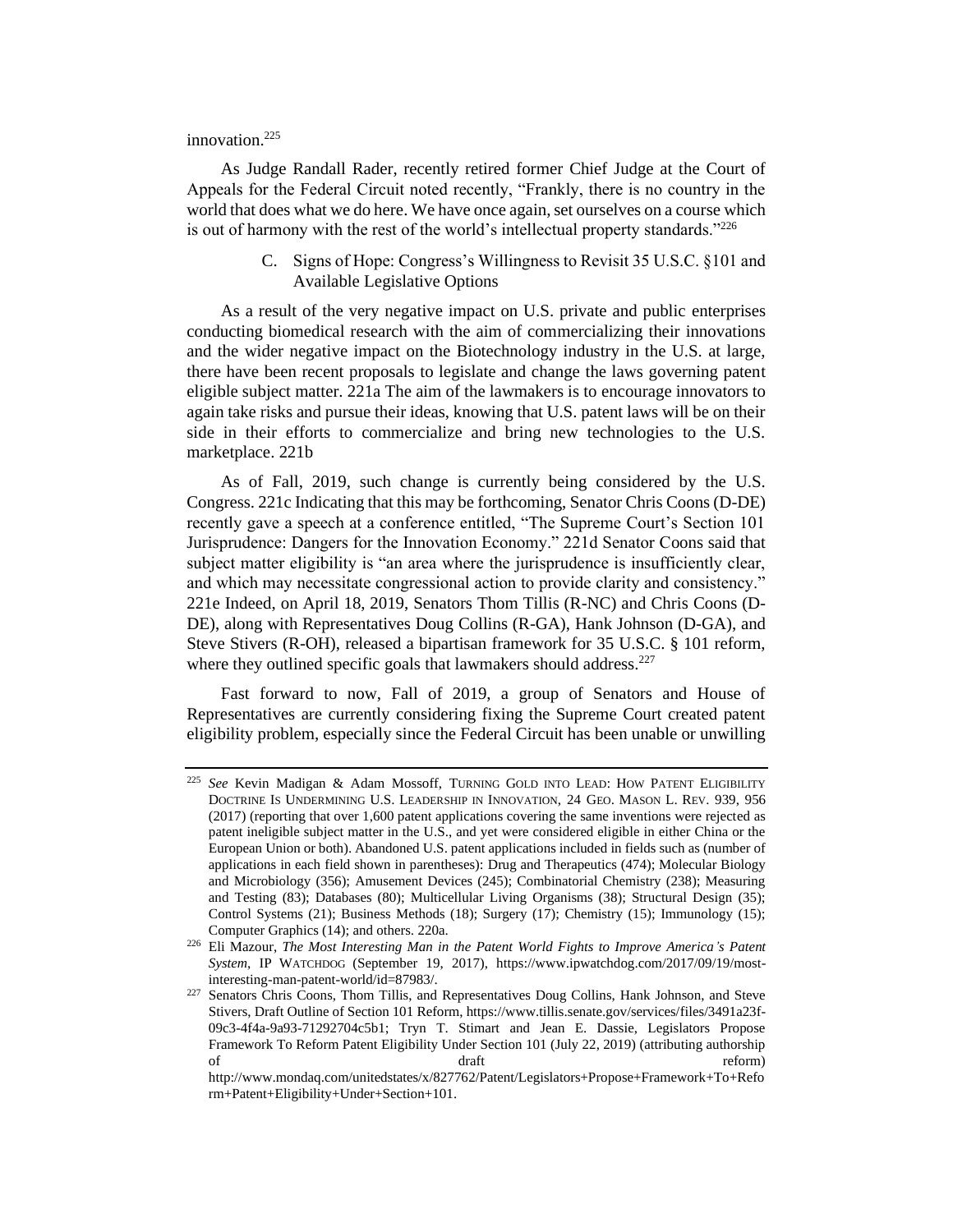innovation.[225]

As Judge Randall Rader, recently retired former Chief Judge at the Court of Appeals for the Federal Circuit noted recently, "Frankly, there is no country in the world that does what we do here. We have once again, set ourselves on a course which is out of harmony with the rest of the world's intellectual property standards."[226]

### C. Signs of Hope: Congress's Willingness to Revisit 35 U.S.C. §101 and Available Legislative Options

As a result of the very negative impact on U.S. private and public enterprises conducting biomedical research with the aim of commercializing their innovations and the wider negative impact on the Biotechnology industry in the U.S. at large, there have been recent proposals to legislate and change the laws governing patent eligible subject matter. 221a The aim of the lawmakers is to encourage innovators to again take risks and pursue their ideas, knowing that U.S. patent laws will be on their side in their efforts to commercialize and bring new technologies to the U.S. marketplace. 221b

As of Fall, 2019, such change is currently being considered by the U.S. Congress. 221c Indicating that this may be forthcoming, Senator Chris Coons (D-DE) recently gave a speech at a conference entitled, "The Supreme Court's Section 101 Jurisprudence: Dangers for the Innovation Economy." 221d Senator Coons said that subject matter eligibility is "an area where the jurisprudence is insufficiently clear, and which may necessitate congressional action to provide clarity and consistency." 221e Indeed, on April 18, 2019, Senators Thom Tillis (R-NC) and Chris Coons (D-DE), along with Representatives Doug Collins (R-GA), Hank Johnson (D-GA), and Steve Stivers (R-OH), released a bipartisan framework for 35 U.S.C. § 101 reform, where they outlined specific goals that lawmakers should address.[227]

Fast forward to now, Fall of 2019, a group of Senators and House of Representatives are currently considering fixing the Supreme Court created patent eligibility problem, especially since the Federal Circuit has been unable or unwilling

---

[225] *See* Kevin Madigan & Adam Mossoff, TURNING GOLD INTO LEAD: HOW PATENT ELIGIBILITY DOCTRINE IS UNDERMINING U.S. LEADERSHIP IN INNOVATION, 24 GEO. MASON L. REV. 939, 956 (2017) (reporting that over 1,600 patent applications covering the same inventions were rejected as patent ineligible subject matter in the U.S., and yet were considered eligible in either China or the European Union or both). Abandoned U.S. patent applications included in fields such as (number of applications in each field shown in parentheses): Drug and Therapeutics (474); Molecular Biology and Microbiology (356); Amusement Devices (245); Combinatorial Chemistry (238); Measuring and Testing (83); Databases (80); Multicellular Living Organisms (38); Structural Design (35); Control Systems (21); Business Methods (18); Surgery (17); Chemistry (15); Immunology (15); Computer Graphics (14); and others. 220a.

[226] Eli Mazour, *The Most Interesting Man in the Patent World Fights to Improve America's Patent System*, IP WATCHDOG (September 19, 2017), https://www.ipwatchdog.com/2017/09/19/most-interesting-man-patent-world/id=87983/.

[227] Senators Chris Coons, Thom Tillis, and Representatives Doug Collins, Hank Johnson, and Steve Stivers, Draft Outline of Section 101 Reform, https://www.tillis.senate.gov/services/files/3491a23f-09c3-4f4a-9a93-71292704c5b1; Tryn T. Stimart and Jean E. Dassie, Legislators Propose Framework To Reform Patent Eligibility Under Section 101 (July 22, 2019) (attributing authorship of draft reform) http://www.mondaq.com/unitedstates/x/827762/Patent/Legislators+Propose+Framework+To+Reform+Patent+Eligibility+Under+Section+101.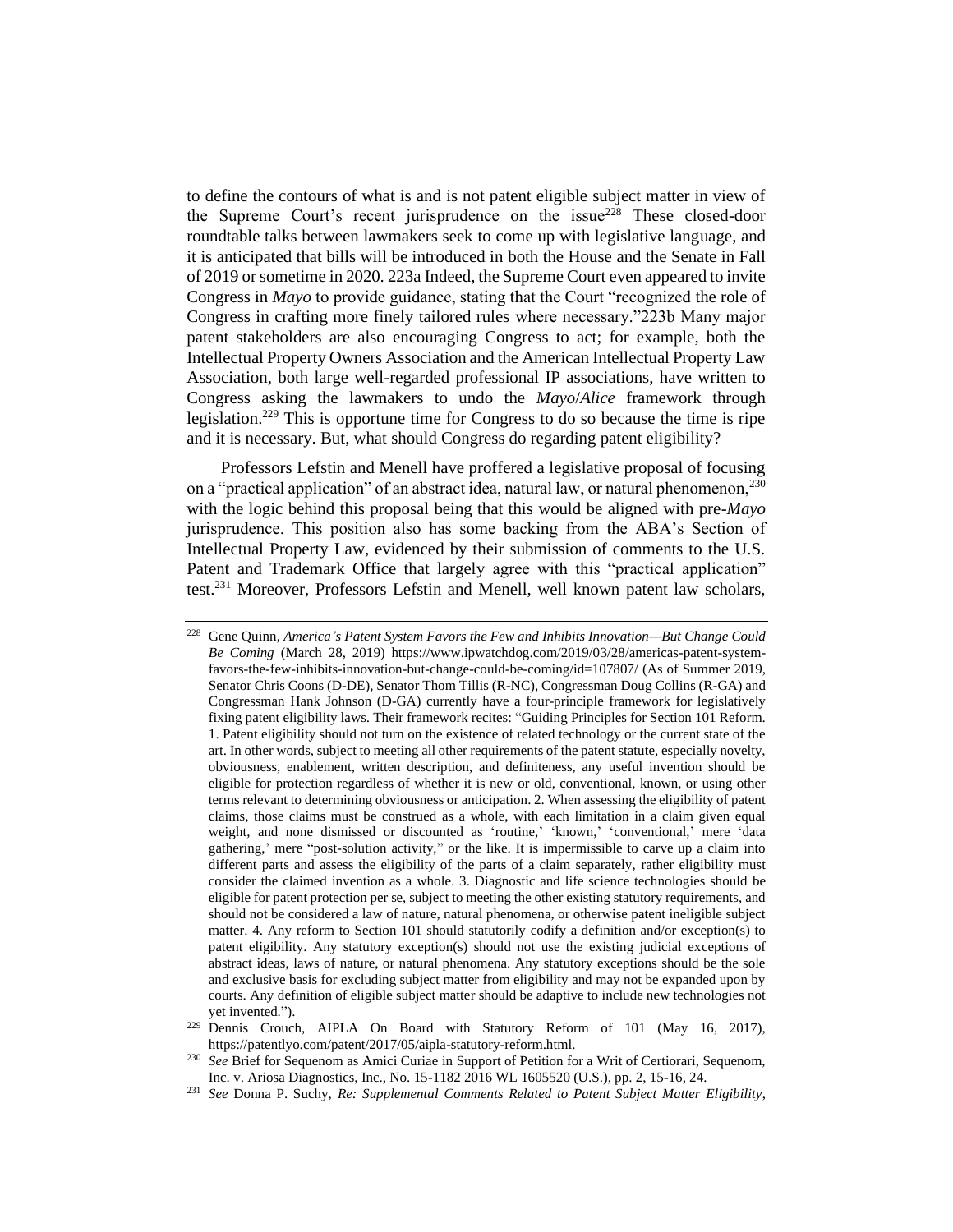to define the contours of what is and is not patent eligible subject matter in view of the Supreme Court's recent jurisprudence on the issue[228] These closed-door roundtable talks between lawmakers seek to come up with legislative language, and it is anticipated that bills will be introduced in both the House and the Senate in Fall of 2019 or sometime in 2020. 223a Indeed, the Supreme Court even appeared to invite Congress in *Mayo* to provide guidance, stating that the Court "recognized the role of Congress in crafting more finely tailored rules where necessary."223b Many major patent stakeholders are also encouraging Congress to act; for example, both the Intellectual Property Owners Association and the American Intellectual Property Law Association, both large well-regarded professional IP associations, have written to Congress asking the lawmakers to undo the *Mayo*/*Alice* framework through legislation.[229] This is opportune time for Congress to do so because the time is ripe and it is necessary. But, what should Congress do regarding patent eligibility?

Professors Lefstin and Menell have proffered a legislative proposal of focusing on a "practical application" of an abstract idea, natural law, or natural phenomenon,[230] with the logic behind this proposal being that this would be aligned with pre-*Mayo* jurisprudence. This position also has some backing from the ABA's Section of Intellectual Property Law, evidenced by their submission of comments to the U.S. Patent and Trademark Office that largely agree with this "practical application" test.[231] Moreover, Professors Lefstin and Menell, well known patent law scholars,

---

[228] Gene Quinn, *America's Patent System Favors the Few and Inhibits Innovation—But Change Could Be Coming* (March 28, 2019) https://www.ipwatchdog.com/2019/03/28/americas-patent-system-favors-the-few-inhibits-innovation-but-change-could-be-coming/id=107807/ (As of Summer 2019, Senator Chris Coons (D-DE), Senator Thom Tillis (R-NC), Congressman Doug Collins (R-GA) and Congressman Hank Johnson (D-GA) currently have a four-principle framework for legislatively fixing patent eligibility laws. Their framework recites: "Guiding Principles for Section 101 Reform. 1. Patent eligibility should not turn on the existence of related technology or the current state of the art. In other words, subject to meeting all other requirements of the patent statute, especially novelty, obviousness, enablement, written description, and definiteness, any useful invention should be eligible for protection regardless of whether it is new or old, conventional, known, or using other terms relevant to determining obviousness or anticipation. 2. When assessing the eligibility of patent claims, those claims must be construed as a whole, with each limitation in a claim given equal weight, and none dismissed or discounted as 'routine,' 'known,' 'conventional,' mere 'data gathering,' mere "post-solution activity," or the like. It is impermissible to carve up a claim into different parts and assess the eligibility of the parts of a claim separately, rather eligibility must consider the claimed invention as a whole. 3. Diagnostic and life science technologies should be eligible for patent protection per se, subject to meeting the other existing statutory requirements, and should not be considered a law of nature, natural phenomena, or otherwise patent ineligible subject matter. 4. Any reform to Section 101 should statutorily codify a definition and/or exception(s) to patent eligibility. Any statutory exception(s) should not use the existing judicial exceptions of abstract ideas, laws of nature, or natural phenomena. Any statutory exceptions should be the sole and exclusive basis for excluding subject matter from eligibility and may not be expanded upon by courts. Any definition of eligible subject matter should be adaptive to include new technologies not yet invented.").

[229] Dennis Crouch, AIPLA On Board with Statutory Reform of 101 (May 16, 2017), https://patentlyo.com/patent/2017/05/aipla-statutory-reform.html.

[230] *See* Brief for Sequenom as Amici Curiae in Support of Petition for a Writ of Certiorari, Sequenom, Inc. v. Ariosa Diagnostics, Inc., No. 15-1182 2016 WL 1605520 (U.S.), pp. 2, 15-16, 24.

[231] *See* Donna P. Suchy, *Re: Supplemental Comments Related to Patent Subject Matter Eligibility*,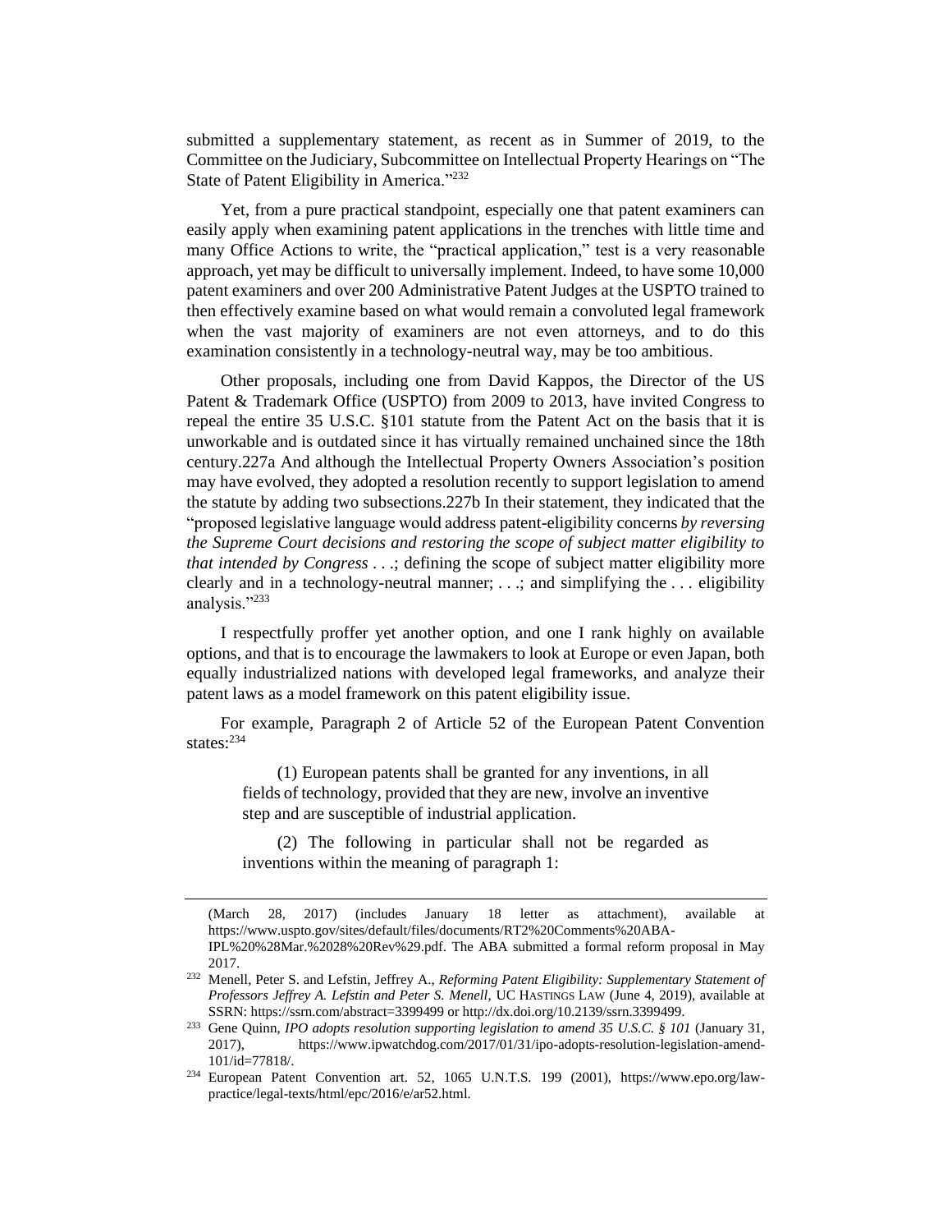submitted a supplementary statement, as recent as in Summer of 2019, to the Committee on the Judiciary, Subcommittee on Intellectual Property Hearings on "The State of Patent Eligibility in America."[232]

Yet, from a pure practical standpoint, especially one that patent examiners can easily apply when examining patent applications in the trenches with little time and many Office Actions to write, the "practical application," test is a very reasonable approach, yet may be difficult to universally implement. Indeed, to have some 10,000 patent examiners and over 200 Administrative Patent Judges at the USPTO trained to then effectively examine based on what would remain a convoluted legal framework when the vast majority of examiners are not even attorneys, and to do this examination consistently in a technology-neutral way, may be too ambitious.

Other proposals, including one from David Kappos, the Director of the US Patent & Trademark Office (USPTO) from 2009 to 2013, have invited Congress to repeal the entire 35 U.S.C. §101 statute from the Patent Act on the basis that it is unworkable and is outdated since it has virtually remained unchained since the 18th century.227a And although the Intellectual Property Owners Association's position may have evolved, they adopted a resolution recently to support legislation to amend the statute by adding two subsections.227b In their statement, they indicated that the "proposed legislative language would address patent-eligibility concerns *by reversing the Supreme Court decisions and restoring the scope of subject matter eligibility to that intended by Congress* . . .; defining the scope of subject matter eligibility more clearly and in a technology-neutral manner; . . .; and simplifying the . . . eligibility analysis."[233]

I respectfully proffer yet another option, and one I rank highly on available options, and that is to encourage the lawmakers to look at Europe or even Japan, both equally industrialized nations with developed legal frameworks, and analyze their patent laws as a model framework on this patent eligibility issue.

For example, Paragraph 2 of Article 52 of the European Patent Convention states:[234]

> (1) European patents shall be granted for any inventions, in all fields of technology, provided that they are new, involve an inventive step and are susceptible of industrial application.
>
> (2) The following in particular shall not be regarded as inventions within the meaning of paragraph 1:

---

(March 28, 2017) (includes January 18 letter as attachment), available at https://www.uspto.gov/sites/default/files/documents/RT2%20Comments%20ABA-IPL%20%28Mar.%2028%20Rev%29.pdf. The ABA submitted a formal reform proposal in May 2017.

[232] Menell, Peter S. and Lefstin, Jeffrey A., *Reforming Patent Eligibility: Supplementary Statement of Professors Jeffrey A. Lefstin and Peter S. Menell*, UC HASTINGS LAW (June 4, 2019), available at SSRN: https://ssrn.com/abstract=3399499 or http://dx.doi.org/10.2139/ssrn.3399499.

[233] Gene Quinn, *IPO adopts resolution supporting legislation to amend 35 U.S.C. § 101* (January 31, 2017), https://www.ipwatchdog.com/2017/01/31/ipo-adopts-resolution-legislation-amend-101/id=77818/.

[234] European Patent Convention art. 52, 1065 U.N.T.S. 199 (2001), https://www.epo.org/law-practice/legal-texts/html/epc/2016/e/ar52.html.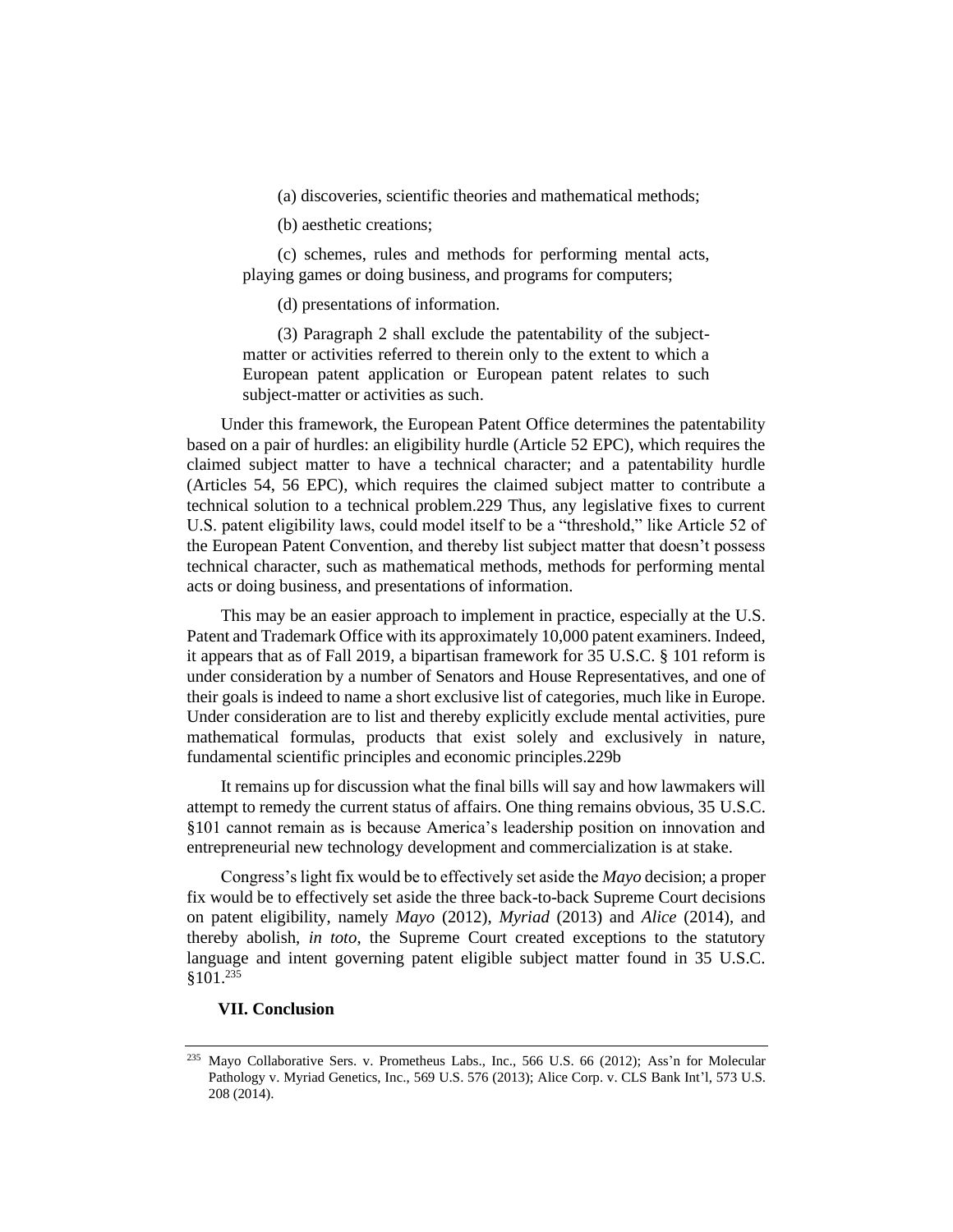> (a) discoveries, scientific theories and mathematical methods;
>
> (b) aesthetic creations;
>
> (c) schemes, rules and methods for performing mental acts, playing games or doing business, and programs for computers;
>
> (d) presentations of information.
>
> (3) Paragraph 2 shall exclude the patentability of the subject-matter or activities referred to therein only to the extent to which a European patent application or European patent relates to such subject-matter or activities as such.

Under this framework, the European Patent Office determines the patentability based on a pair of hurdles: an eligibility hurdle (Article 52 EPC), which requires the claimed subject matter to have a technical character; and a patentability hurdle (Articles 54, 56 EPC), which requires the claimed subject matter to contribute a technical solution to a technical problem.229 Thus, any legislative fixes to current U.S. patent eligibility laws, could model itself to be a "threshold," like Article 52 of the European Patent Convention, and thereby list subject matter that doesn't possess technical character, such as mathematical methods, methods for performing mental acts or doing business, and presentations of information.

This may be an easier approach to implement in practice, especially at the U.S. Patent and Trademark Office with its approximately 10,000 patent examiners. Indeed, it appears that as of Fall 2019, a bipartisan framework for 35 U.S.C. § 101 reform is under consideration by a number of Senators and House Representatives, and one of their goals is indeed to name a short exclusive list of categories, much like in Europe. Under consideration are to list and thereby explicitly exclude mental activities, pure mathematical formulas, products that exist solely and exclusively in nature, fundamental scientific principles and economic principles.229b

It remains up for discussion what the final bills will say and how lawmakers will attempt to remedy the current status of affairs. One thing remains obvious, 35 U.S.C. §101 cannot remain as is because America's leadership position on innovation and entrepreneurial new technology development and commercialization is at stake.

Congress's light fix would be to effectively set aside the *Mayo* decision; a proper fix would be to effectively set aside the three back-to-back Supreme Court decisions on patent eligibility, namely *Mayo* (2012), *Myriad* (2013) and *Alice* (2014), and thereby abolish, *in toto*, the Supreme Court created exceptions to the statutory language and intent governing patent eligible subject matter found in 35 U.S.C. §101.[235]

## VII. Conclusion

[235] Mayo Collaborative Sers. v. Prometheus Labs., Inc., 566 U.S. 66 (2012); Ass'n for Molecular Pathology v. Myriad Genetics, Inc., 569 U.S. 576 (2013); Alice Corp. v. CLS Bank Int'l, 573 U.S. 208 (2014).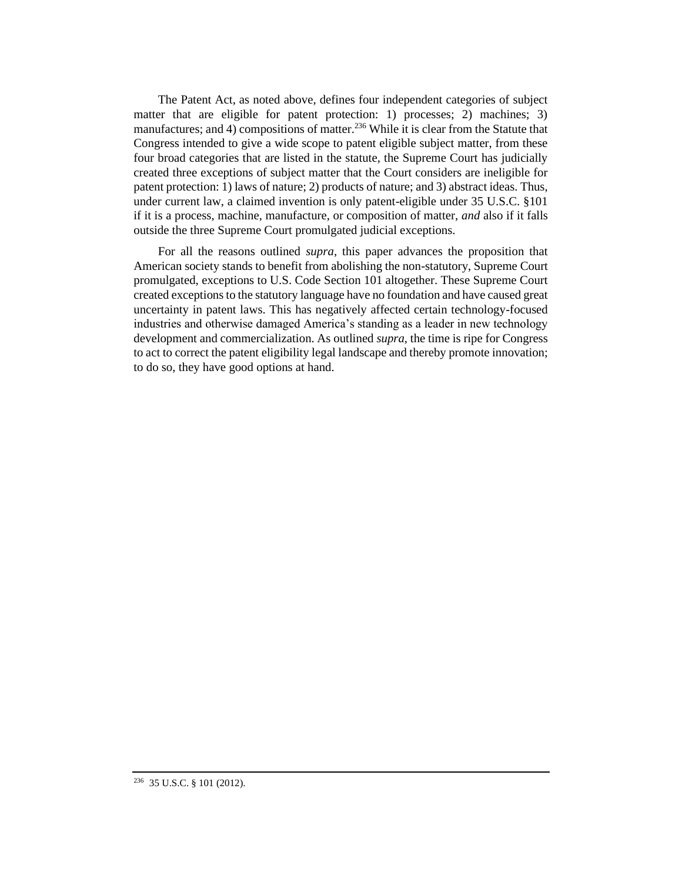The Patent Act, as noted above, defines four independent categories of subject matter that are eligible for patent protection: 1) processes; 2) machines; 3) manufactures; and 4) compositions of matter.[236] While it is clear from the Statute that Congress intended to give a wide scope to patent eligible subject matter, from these four broad categories that are listed in the statute, the Supreme Court has judicially created three exceptions of subject matter that the Court considers are ineligible for patent protection: 1) laws of nature; 2) products of nature; and 3) abstract ideas. Thus, under current law, a claimed invention is only patent-eligible under 35 U.S.C. §101 if it is a process, machine, manufacture, or composition of matter, *and* also if it falls outside the three Supreme Court promulgated judicial exceptions.

For all the reasons outlined *supra*, this paper advances the proposition that American society stands to benefit from abolishing the non-statutory, Supreme Court promulgated, exceptions to U.S. Code Section 101 altogether. These Supreme Court created exceptions to the statutory language have no foundation and have caused great uncertainty in patent laws. This has negatively affected certain technology-focused industries and otherwise damaged America's standing as a leader in new technology development and commercialization. As outlined *supra*, the time is ripe for Congress to act to correct the patent eligibility legal landscape and thereby promote innovation; to do so, they have good options at hand.

---

[236] 35 U.S.C. § 101 (2012).